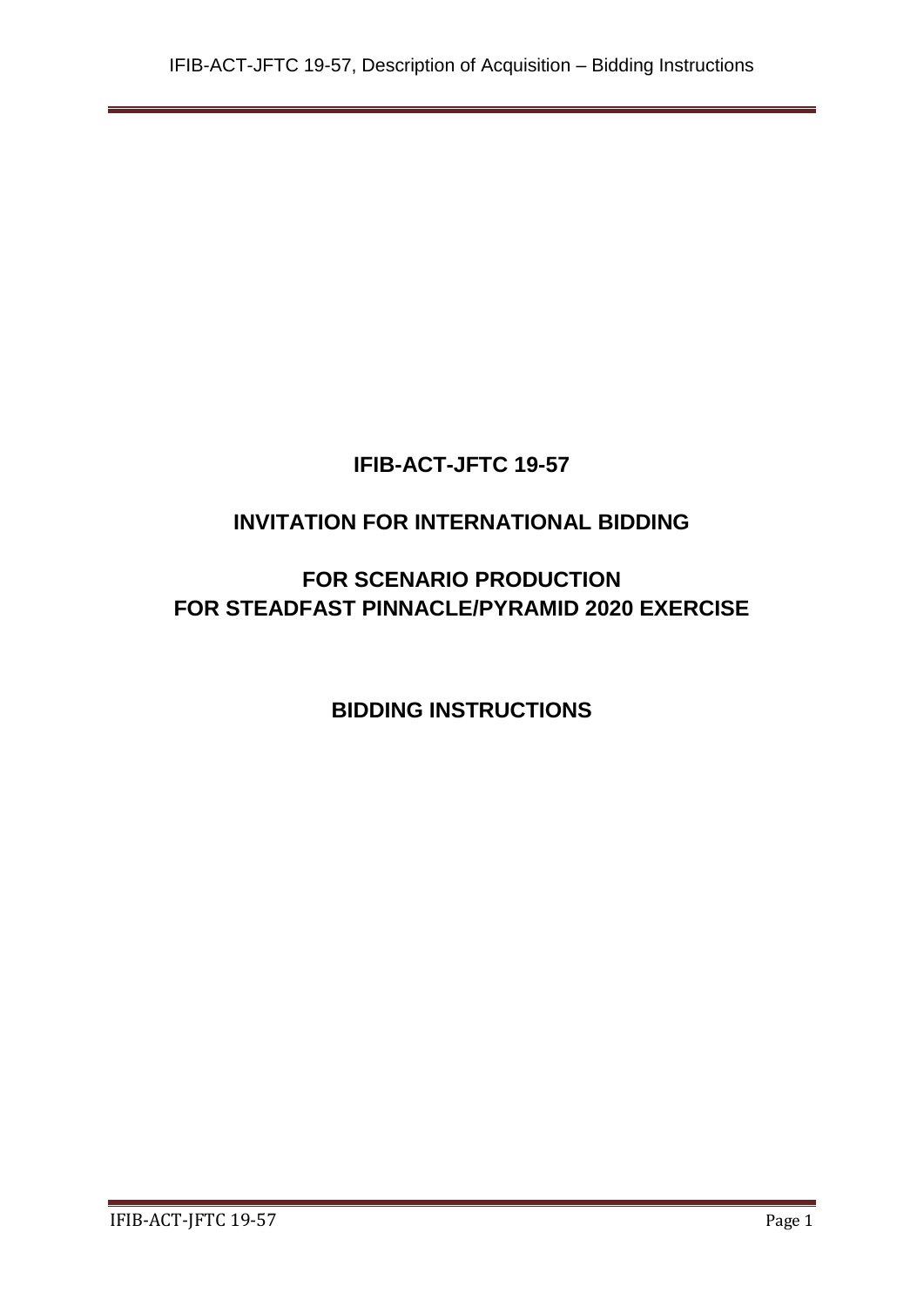# IFIB-ACT-JFTC 19-57

# INVITATION FOR INTERNATIONAL BIDDING

# FOR SCENARIO PRODUCTION FOR STEADFAST PINNACLE/PYRAMID 2020 EXERCISE

# BIDDING INSTRUCTIONS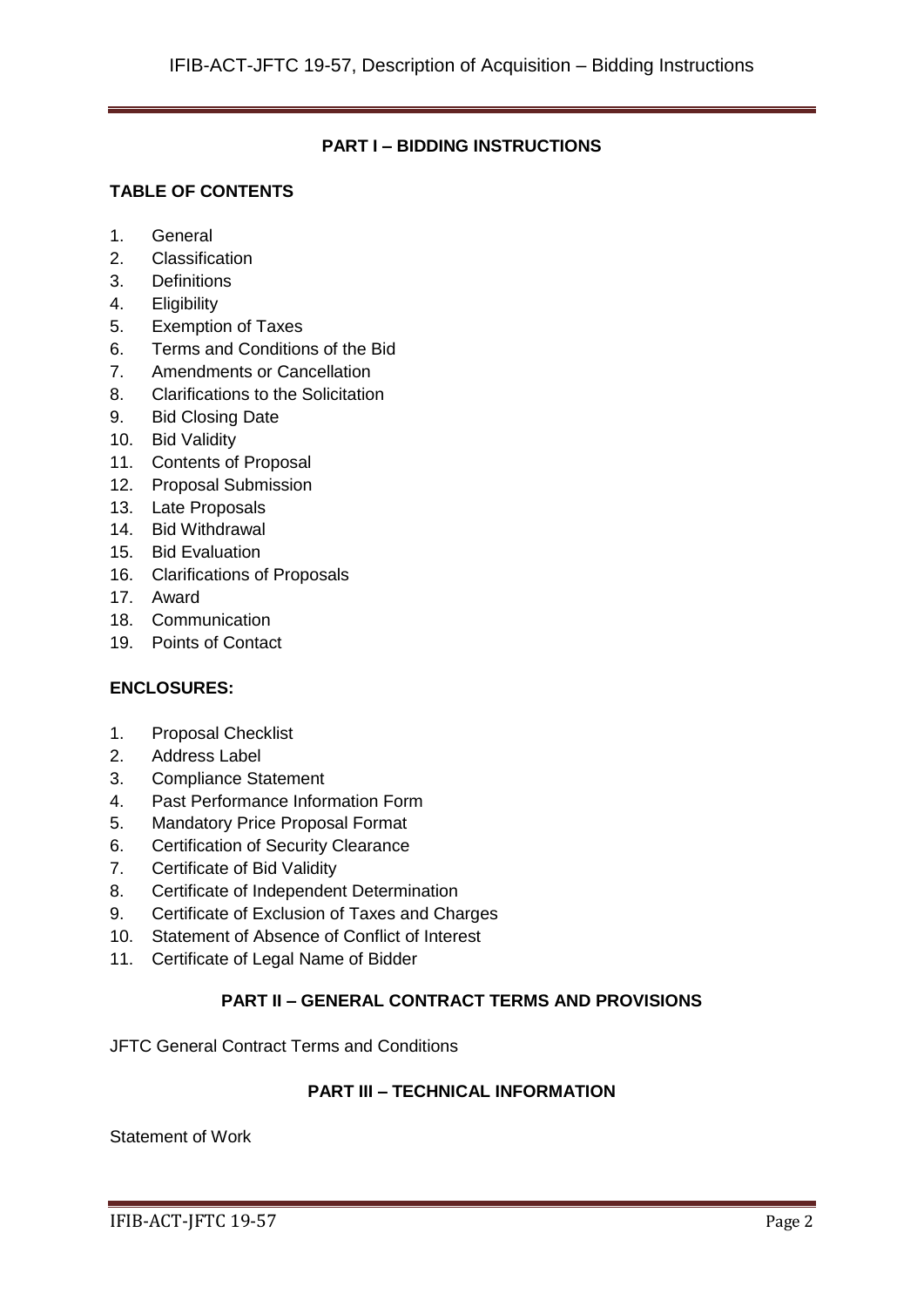## PART I – BIDDING INSTRUCTIONS

**TABLE OF CONTENTS**

1. General
2. Classification
3. Definitions
4. Eligibility
5. Exemption of Taxes
6. Terms and Conditions of the Bid
7. Amendments or Cancellation
8. Clarifications to the Solicitation
9. Bid Closing Date
10. Bid Validity
11. Contents of Proposal
12. Proposal Submission
13. Late Proposals
14. Bid Withdrawal
15. Bid Evaluation
16. Clarifications of Proposals
17. Award
18. Communication
19. Points of Contact

**ENCLOSURES:**

1. Proposal Checklist
2. Address Label
3. Compliance Statement
4. Past Performance Information Form
5. Mandatory Price Proposal Format
6. Certification of Security Clearance
7. Certificate of Bid Validity
8. Certificate of Independent Determination
9. Certificate of Exclusion of Taxes and Charges
10. Statement of Absence of Conflict of Interest
11. Certificate of Legal Name of Bidder

## PART II – GENERAL CONTRACT TERMS AND PROVISIONS

JFTC General Contract Terms and Conditions

## PART III – TECHNICAL INFORMATION

Statement of Work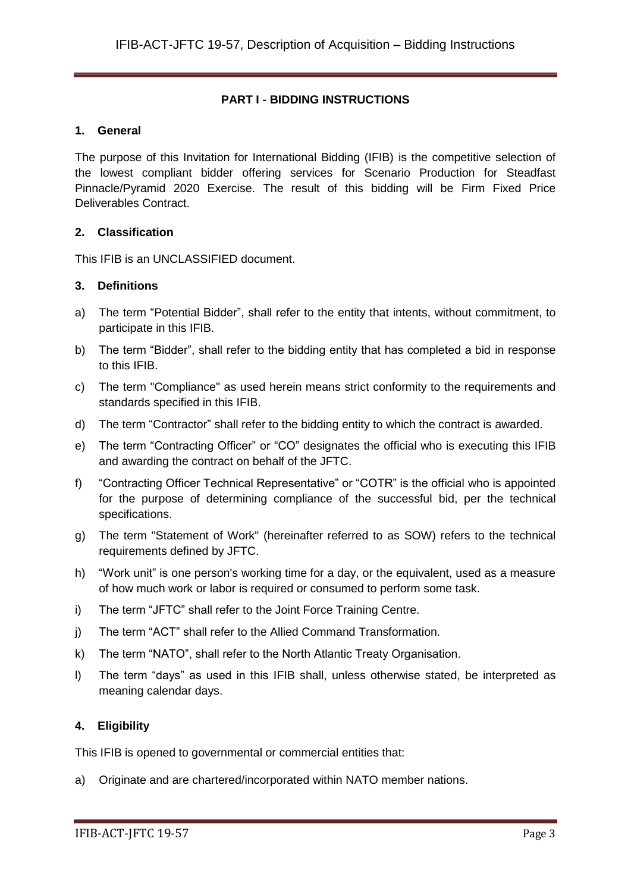## PART I - BIDDING INSTRUCTIONS

### 1. General

The purpose of this Invitation for International Bidding (IFIB) is the competitive selection of the lowest compliant bidder offering services for Scenario Production for Steadfast Pinnacle/Pyramid 2020 Exercise. The result of this bidding will be Firm Fixed Price Deliverables Contract.

### 2. Classification

This IFIB is an UNCLASSIFIED document.

### 3. Definitions

a) The term "Potential Bidder", shall refer to the entity that intents, without commitment, to participate in this IFIB.

b) The term "Bidder", shall refer to the bidding entity that has completed a bid in response to this IFIB.

c) The term "Compliance" as used herein means strict conformity to the requirements and standards specified in this IFIB.

d) The term "Contractor" shall refer to the bidding entity to which the contract is awarded.

e) The term "Contracting Officer" or "CO" designates the official who is executing this IFIB and awarding the contract on behalf of the JFTC.

f) "Contracting Officer Technical Representative" or "COTR" is the official who is appointed for the purpose of determining compliance of the successful bid, per the technical specifications.

g) The term "Statement of Work" (hereinafter referred to as SOW) refers to the technical requirements defined by JFTC.

h) "Work unit" is one person's working time for a day, or the equivalent, used as a measure of how much work or labor is required or consumed to perform some task.

i) The term "JFTC" shall refer to the Joint Force Training Centre.

j) The term "ACT" shall refer to the Allied Command Transformation.

k) The term "NATO", shall refer to the North Atlantic Treaty Organisation.

l) The term "days" as used in this IFIB shall, unless otherwise stated, be interpreted as meaning calendar days.

### 4. Eligibility

This IFIB is opened to governmental or commercial entities that:

a) Originate and are chartered/incorporated within NATO member nations.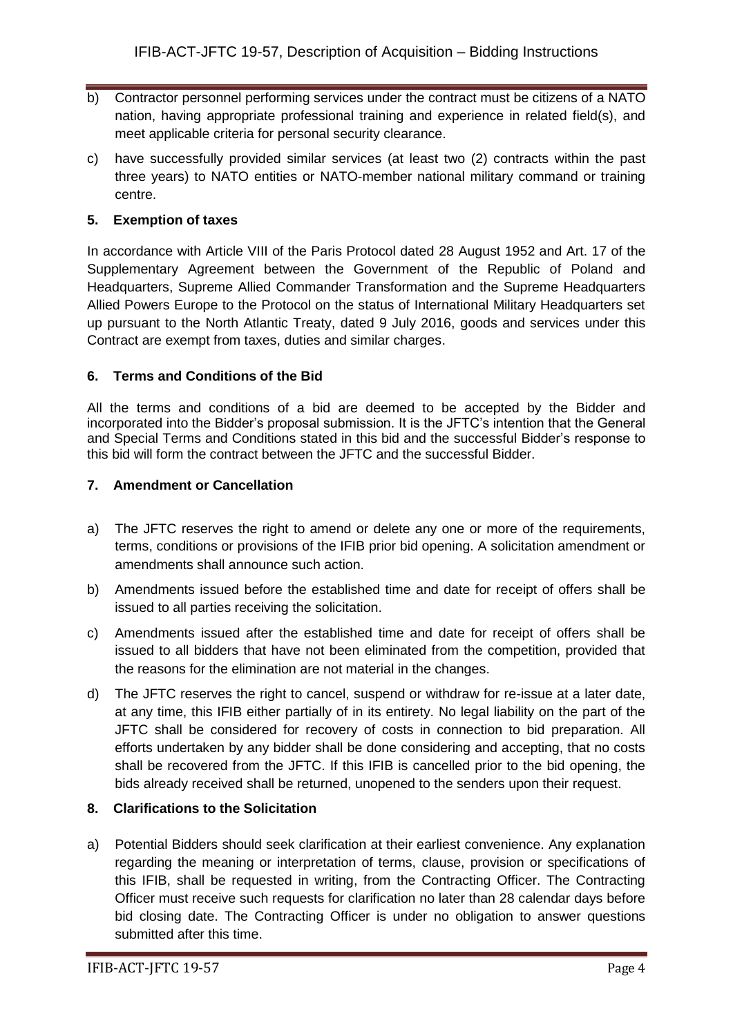b) Contractor personnel performing services under the contract must be citizens of a NATO nation, having appropriate professional training and experience in related field(s), and meet applicable criteria for personal security clearance.

c) have successfully provided similar services (at least two (2) contracts within the past three years) to NATO entities or NATO-member national military command or training centre.

## 5. Exemption of taxes

In accordance with Article VIII of the Paris Protocol dated 28 August 1952 and Art. 17 of the Supplementary Agreement between the Government of the Republic of Poland and Headquarters, Supreme Allied Commander Transformation and the Supreme Headquarters Allied Powers Europe to the Protocol on the status of International Military Headquarters set up pursuant to the North Atlantic Treaty, dated 9 July 2016, goods and services under this Contract are exempt from taxes, duties and similar charges.

## 6. Terms and Conditions of the Bid

All the terms and conditions of a bid are deemed to be accepted by the Bidder and incorporated into the Bidder's proposal submission. It is the JFTC's intention that the General and Special Terms and Conditions stated in this bid and the successful Bidder's response to this bid will form the contract between the JFTC and the successful Bidder.

## 7. Amendment or Cancellation

a) The JFTC reserves the right to amend or delete any one or more of the requirements, terms, conditions or provisions of the IFIB prior bid opening. A solicitation amendment or amendments shall announce such action.

b) Amendments issued before the established time and date for receipt of offers shall be issued to all parties receiving the solicitation.

c) Amendments issued after the established time and date for receipt of offers shall be issued to all bidders that have not been eliminated from the competition, provided that the reasons for the elimination are not material in the changes.

d) The JFTC reserves the right to cancel, suspend or withdraw for re-issue at a later date, at any time, this IFIB either partially of in its entirety. No legal liability on the part of the JFTC shall be considered for recovery of costs in connection to bid preparation. All efforts undertaken by any bidder shall be done considering and accepting, that no costs shall be recovered from the JFTC. If this IFIB is cancelled prior to the bid opening, the bids already received shall be returned, unopened to the senders upon their request.

## 8. Clarifications to the Solicitation

a) Potential Bidders should seek clarification at their earliest convenience. Any explanation regarding the meaning or interpretation of terms, clause, provision or specifications of this IFIB, shall be requested in writing, from the Contracting Officer. The Contracting Officer must receive such requests for clarification no later than 28 calendar days before bid closing date. The Contracting Officer is under no obligation to answer questions submitted after this time.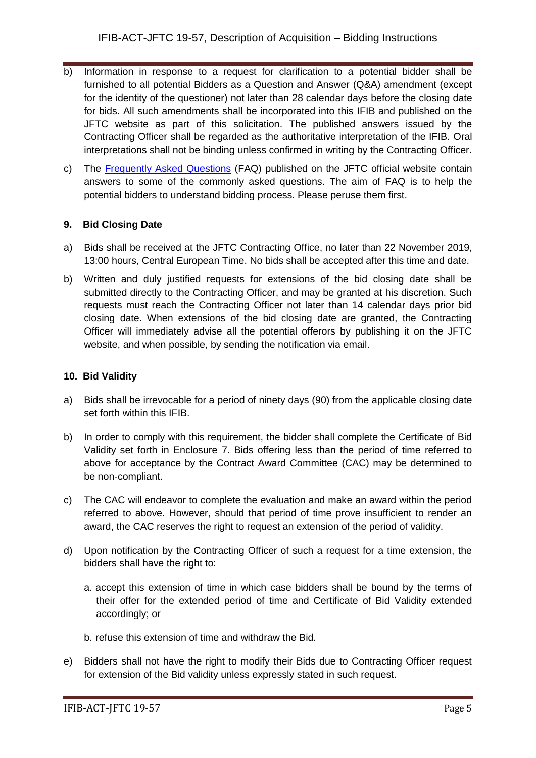b) Information in response to a request for clarification to a potential bidder shall be furnished to all potential Bidders as a Question and Answer (Q&A) amendment (except for the identity of the questioner) not later than 28 calendar days before the closing date for bids. All such amendments shall be incorporated into this IFIB and published on the JFTC website as part of this solicitation. The published answers issued by the Contracting Officer shall be regarded as the authoritative interpretation of the IFIB. Oral interpretations shall not be binding unless confirmed in writing by the Contracting Officer.

c) The Frequently Asked Questions (FAQ) published on the JFTC official website contain answers to some of the commonly asked questions. The aim of FAQ is to help the potential bidders to understand bidding process. Please peruse them first.

**9. Bid Closing Date**

a) Bids shall be received at the JFTC Contracting Office, no later than 22 November 2019, 13:00 hours, Central European Time. No bids shall be accepted after this time and date.

b) Written and duly justified requests for extensions of the bid closing date shall be submitted directly to the Contracting Officer, and may be granted at his discretion. Such requests must reach the Contracting Officer not later than 14 calendar days prior bid closing date. When extensions of the bid closing date are granted, the Contracting Officer will immediately advise all the potential offerors by publishing it on the JFTC website, and when possible, by sending the notification via email.

**10. Bid Validity**

a) Bids shall be irrevocable for a period of ninety days (90) from the applicable closing date set forth within this IFIB.

b) In order to comply with this requirement, the bidder shall complete the Certificate of Bid Validity set forth in Enclosure 7. Bids offering less than the period of time referred to above for acceptance by the Contract Award Committee (CAC) may be determined to be non-compliant.

c) The CAC will endeavor to complete the evaluation and make an award within the period referred to above. However, should that period of time prove insufficient to render an award, the CAC reserves the right to request an extension of the period of validity.

d) Upon notification by the Contracting Officer of such a request for a time extension, the bidders shall have the right to:

   a. accept this extension of time in which case bidders shall be bound by the terms of their offer for the extended period of time and Certificate of Bid Validity extended accordingly; or

   b. refuse this extension of time and withdraw the Bid.

e) Bidders shall not have the right to modify their Bids due to Contracting Officer request for extension of the Bid validity unless expressly stated in such request.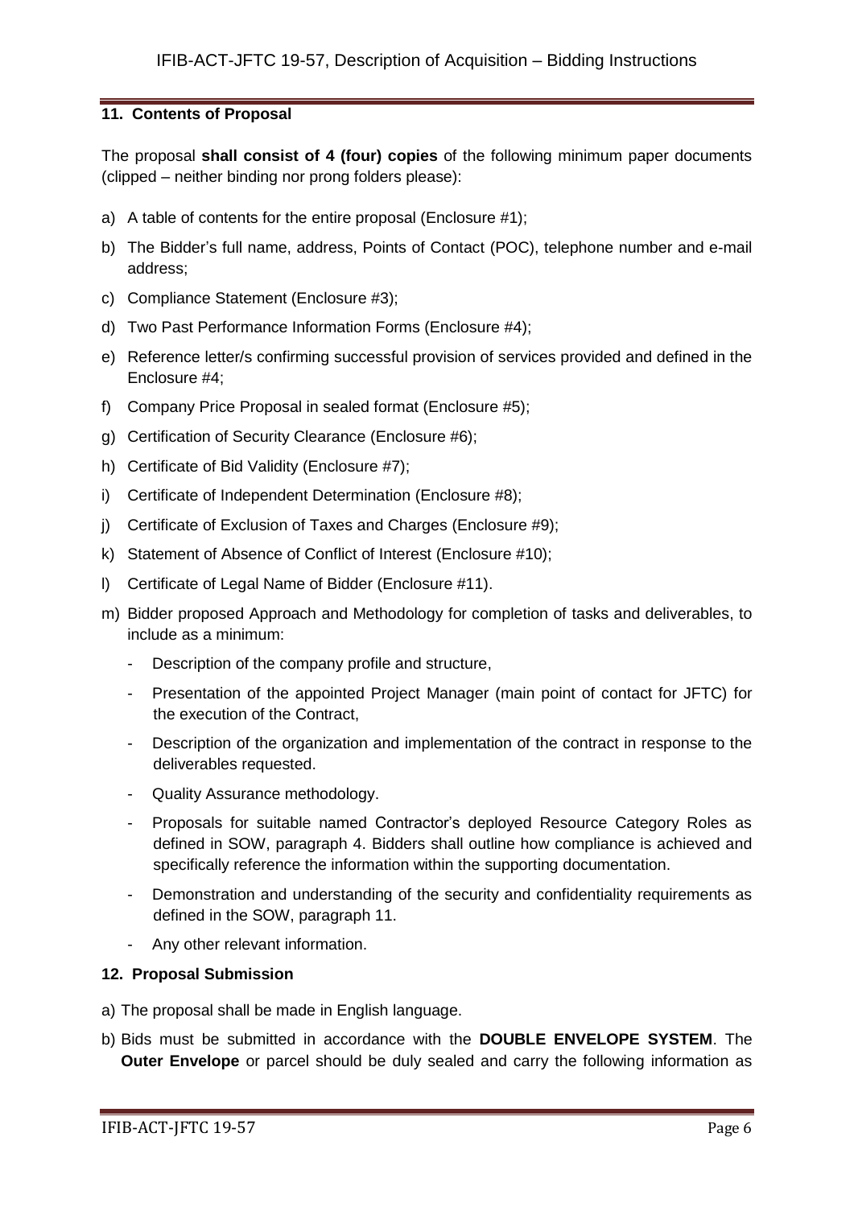### 11. Contents of Proposal

The proposal **shall consist of 4 (four) copies** of the following minimum paper documents (clipped – neither binding nor prong folders please):

a) A table of contents for the entire proposal (Enclosure #1);

b) The Bidder's full name, address, Points of Contact (POC), telephone number and e-mail address;

c) Compliance Statement (Enclosure #3);

d) Two Past Performance Information Forms (Enclosure #4);

e) Reference letter/s confirming successful provision of services provided and defined in the Enclosure #4;

f) Company Price Proposal in sealed format (Enclosure #5);

g) Certification of Security Clearance (Enclosure #6);

h) Certificate of Bid Validity (Enclosure #7);

i) Certificate of Independent Determination (Enclosure #8);

j) Certificate of Exclusion of Taxes and Charges (Enclosure #9);

k) Statement of Absence of Conflict of Interest (Enclosure #10);

l) Certificate of Legal Name of Bidder (Enclosure #11).

m) Bidder proposed Approach and Methodology for completion of tasks and deliverables, to include as a minimum:
   - Description of the company profile and structure,
   - Presentation of the appointed Project Manager (main point of contact for JFTC) for the execution of the Contract,
   - Description of the organization and implementation of the contract in response to the deliverables requested.
   - Quality Assurance methodology.
   - Proposals for suitable named Contractor's deployed Resource Category Roles as defined in SOW, paragraph 4. Bidders shall outline how compliance is achieved and specifically reference the information within the supporting documentation.
   - Demonstration and understanding of the security and confidentiality requirements as defined in the SOW, paragraph 11.
   - Any other relevant information.

### 12. Proposal Submission

a) The proposal shall be made in English language.

b) Bids must be submitted in accordance with the **DOUBLE ENVELOPE SYSTEM**. The **Outer Envelope** or parcel should be duly sealed and carry the following information as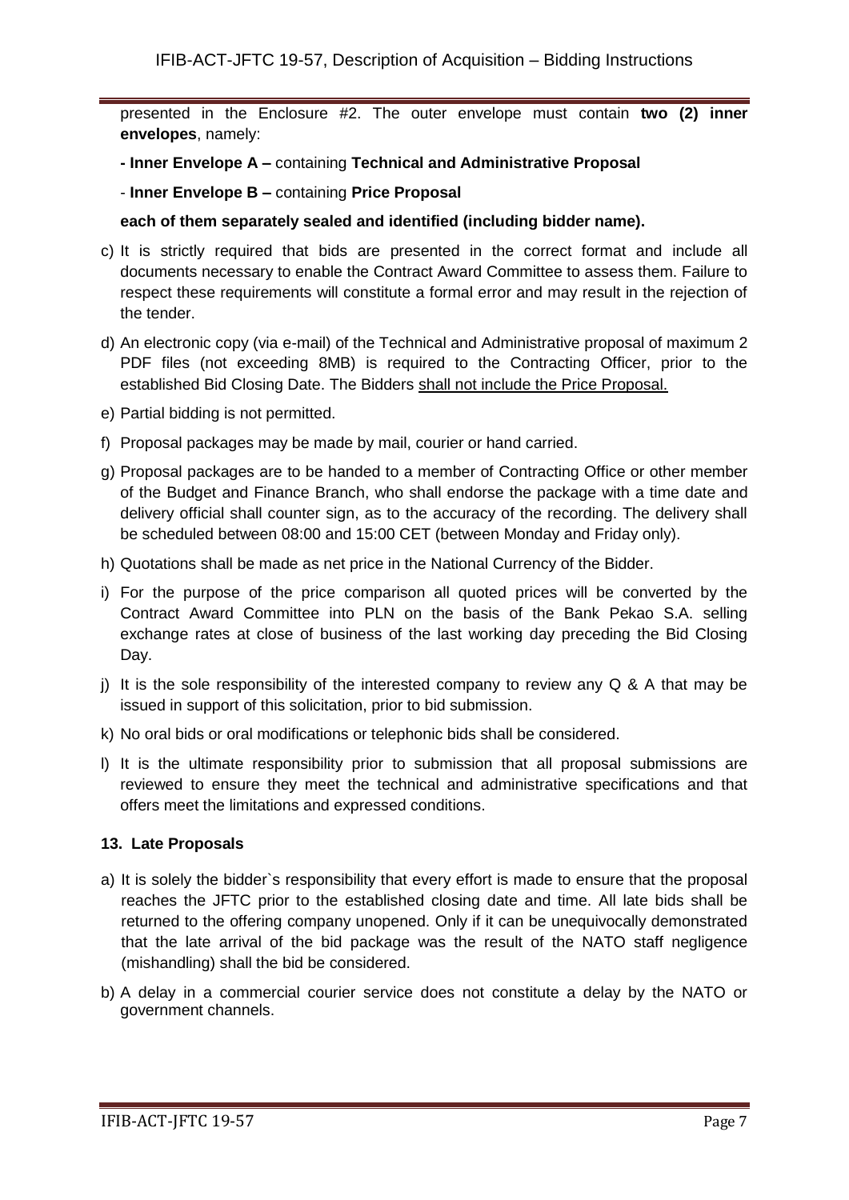presented in the Enclosure #2. The outer envelope must contain **two (2) inner envelopes**, namely:

**- Inner Envelope A –** containing **Technical and Administrative Proposal**

- **Inner Envelope B –** containing **Price Proposal**

**each of them separately sealed and identified (including bidder name).**

c) It is strictly required that bids are presented in the correct format and include all documents necessary to enable the Contract Award Committee to assess them. Failure to respect these requirements will constitute a formal error and may result in the rejection of the tender.

d) An electronic copy (via e-mail) of the Technical and Administrative proposal of maximum 2 PDF files (not exceeding 8MB) is required to the Contracting Officer, prior to the established Bid Closing Date. The Bidders shall not include the Price Proposal.

e) Partial bidding is not permitted.

f) Proposal packages may be made by mail, courier or hand carried.

g) Proposal packages are to be handed to a member of Contracting Office or other member of the Budget and Finance Branch, who shall endorse the package with a time date and delivery official shall counter sign, as to the accuracy of the recording. The delivery shall be scheduled between 08:00 and 15:00 CET (between Monday and Friday only).

h) Quotations shall be made as net price in the National Currency of the Bidder.

i) For the purpose of the price comparison all quoted prices will be converted by the Contract Award Committee into PLN on the basis of the Bank Pekao S.A. selling exchange rates at close of business of the last working day preceding the Bid Closing Day.

j) It is the sole responsibility of the interested company to review any Q & A that may be issued in support of this solicitation, prior to bid submission.

k) No oral bids or oral modifications or telephonic bids shall be considered.

l) It is the ultimate responsibility prior to submission that all proposal submissions are reviewed to ensure they meet the technical and administrative specifications and that offers meet the limitations and expressed conditions.

### 13. Late Proposals

a) It is solely the bidder`s responsibility that every effort is made to ensure that the proposal reaches the JFTC prior to the established closing date and time. All late bids shall be returned to the offering company unopened. Only if it can be unequivocally demonstrated that the late arrival of the bid package was the result of the NATO staff negligence (mishandling) shall the bid be considered.

b) A delay in a commercial courier service does not constitute a delay by the NATO or government channels.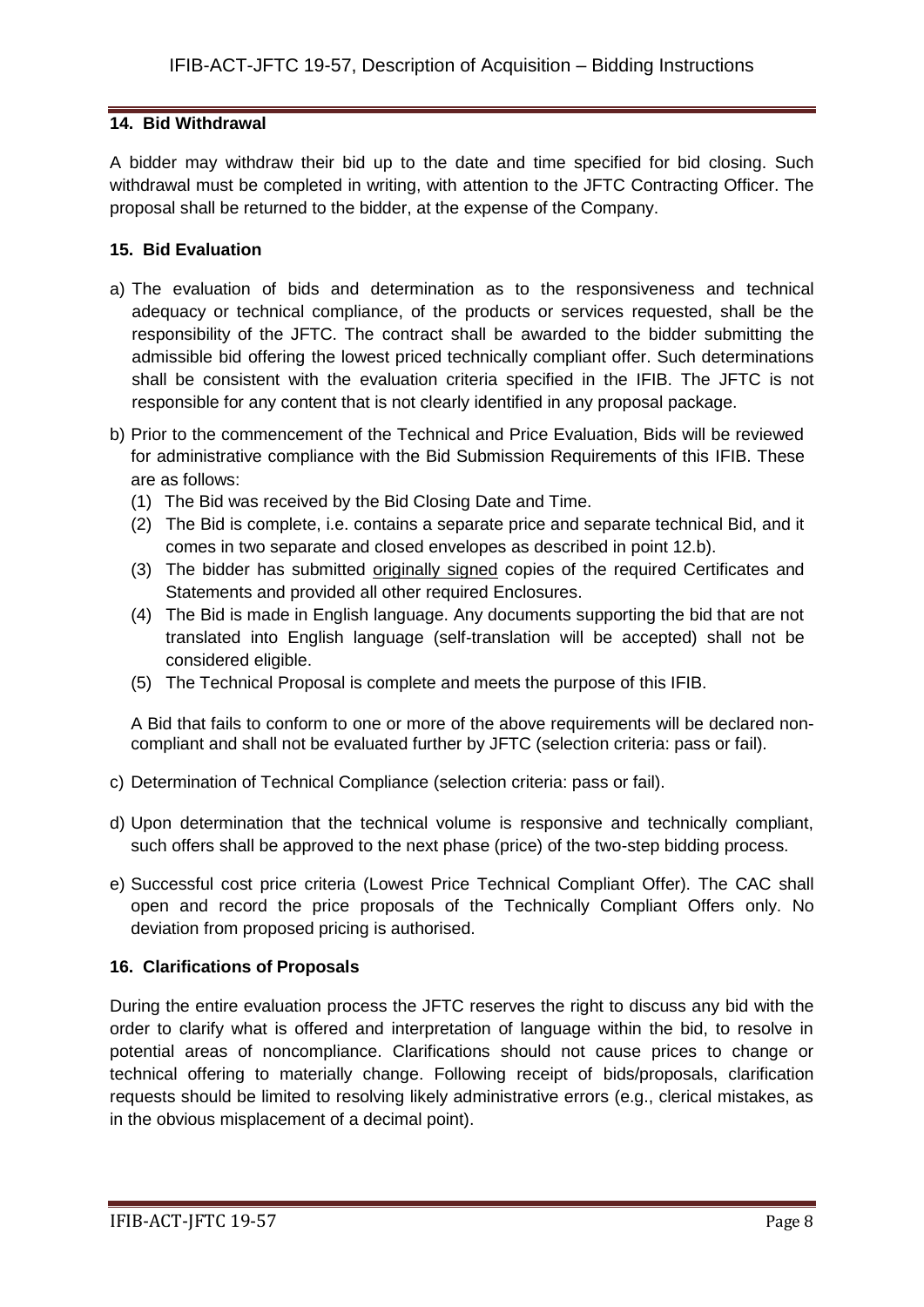### 14. Bid Withdrawal

A bidder may withdraw their bid up to the date and time specified for bid closing. Such withdrawal must be completed in writing, with attention to the JFTC Contracting Officer. The proposal shall be returned to the bidder, at the expense of the Company.

### 15. Bid Evaluation

a) The evaluation of bids and determination as to the responsiveness and technical adequacy or technical compliance, of the products or services requested, shall be the responsibility of the JFTC. The contract shall be awarded to the bidder submitting the admissible bid offering the lowest priced technically compliant offer. Such determinations shall be consistent with the evaluation criteria specified in the IFIB. The JFTC is not responsible for any content that is not clearly identified in any proposal package.

b) Prior to the commencement of the Technical and Price Evaluation, Bids will be reviewed for administrative compliance with the Bid Submission Requirements of this IFIB. These are as follows:
   (1) The Bid was received by the Bid Closing Date and Time.
   (2) The Bid is complete, i.e. contains a separate price and separate technical Bid, and it comes in two separate and closed envelopes as described in point 12.b).
   (3) The bidder has submitted originally signed copies of the required Certificates and Statements and provided all other required Enclosures.
   (4) The Bid is made in English language. Any documents supporting the bid that are not translated into English language (self-translation will be accepted) shall not be considered eligible.
   (5) The Technical Proposal is complete and meets the purpose of this IFIB.

   A Bid that fails to conform to one or more of the above requirements will be declared non-compliant and shall not be evaluated further by JFTC (selection criteria: pass or fail).

c) Determination of Technical Compliance (selection criteria: pass or fail).

d) Upon determination that the technical volume is responsive and technically compliant, such offers shall be approved to the next phase (price) of the two-step bidding process.

e) Successful cost price criteria (Lowest Price Technical Compliant Offer). The CAC shall open and record the price proposals of the Technically Compliant Offers only. No deviation from proposed pricing is authorised.

### 16. Clarifications of Proposals

During the entire evaluation process the JFTC reserves the right to discuss any bid with the order to clarify what is offered and interpretation of language within the bid, to resolve in potential areas of noncompliance. Clarifications should not cause prices to change or technical offering to materially change. Following receipt of bids/proposals, clarification requests should be limited to resolving likely administrative errors (e.g., clerical mistakes, as in the obvious misplacement of a decimal point).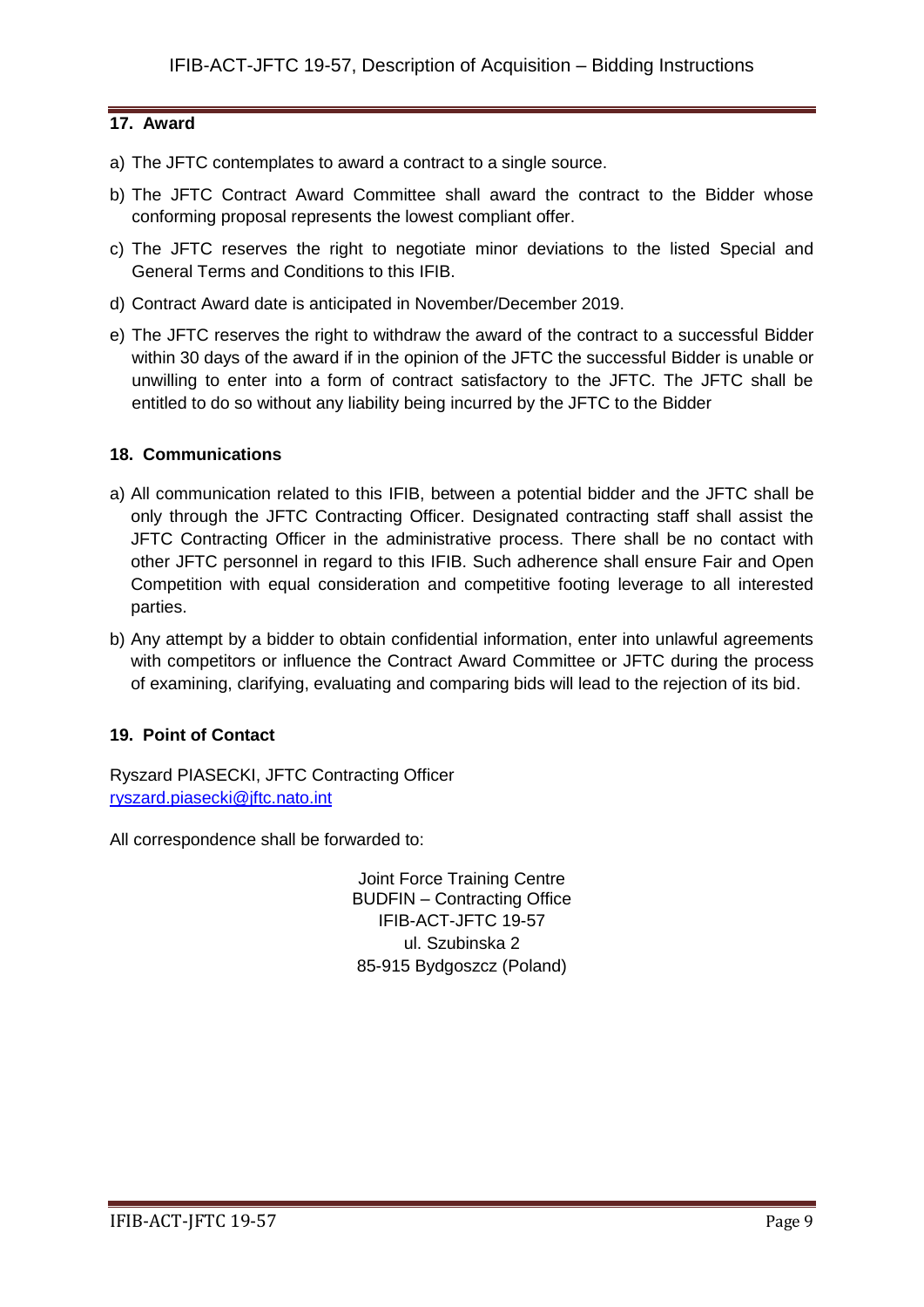## 17. Award

a) The JFTC contemplates to award a contract to a single source.

b) The JFTC Contract Award Committee shall award the contract to the Bidder whose conforming proposal represents the lowest compliant offer.

c) The JFTC reserves the right to negotiate minor deviations to the listed Special and General Terms and Conditions to this IFIB.

d) Contract Award date is anticipated in November/December 2019.

e) The JFTC reserves the right to withdraw the award of the contract to a successful Bidder within 30 days of the award if in the opinion of the JFTC the successful Bidder is unable or unwilling to enter into a form of contract satisfactory to the JFTC. The JFTC shall be entitled to do so without any liability being incurred by the JFTC to the Bidder

## 18. Communications

a) All communication related to this IFIB, between a potential bidder and the JFTC shall be only through the JFTC Contracting Officer. Designated contracting staff shall assist the JFTC Contracting Officer in the administrative process. There shall be no contact with other JFTC personnel in regard to this IFIB. Such adherence shall ensure Fair and Open Competition with equal consideration and competitive footing leverage to all interested parties.

b) Any attempt by a bidder to obtain confidential information, enter into unlawful agreements with competitors or influence the Contract Award Committee or JFTC during the process of examining, clarifying, evaluating and comparing bids will lead to the rejection of its bid.

## 19. Point of Contact

Ryszard PIASECKI, JFTC Contracting Officer
ryszard.piasecki@jftc.nato.int

All correspondence shall be forwarded to:

Joint Force Training Centre
BUDFIN – Contracting Office
IFIB-ACT-JFTC 19-57
ul. Szubinska 2
85-915 Bydgoszcz (Poland)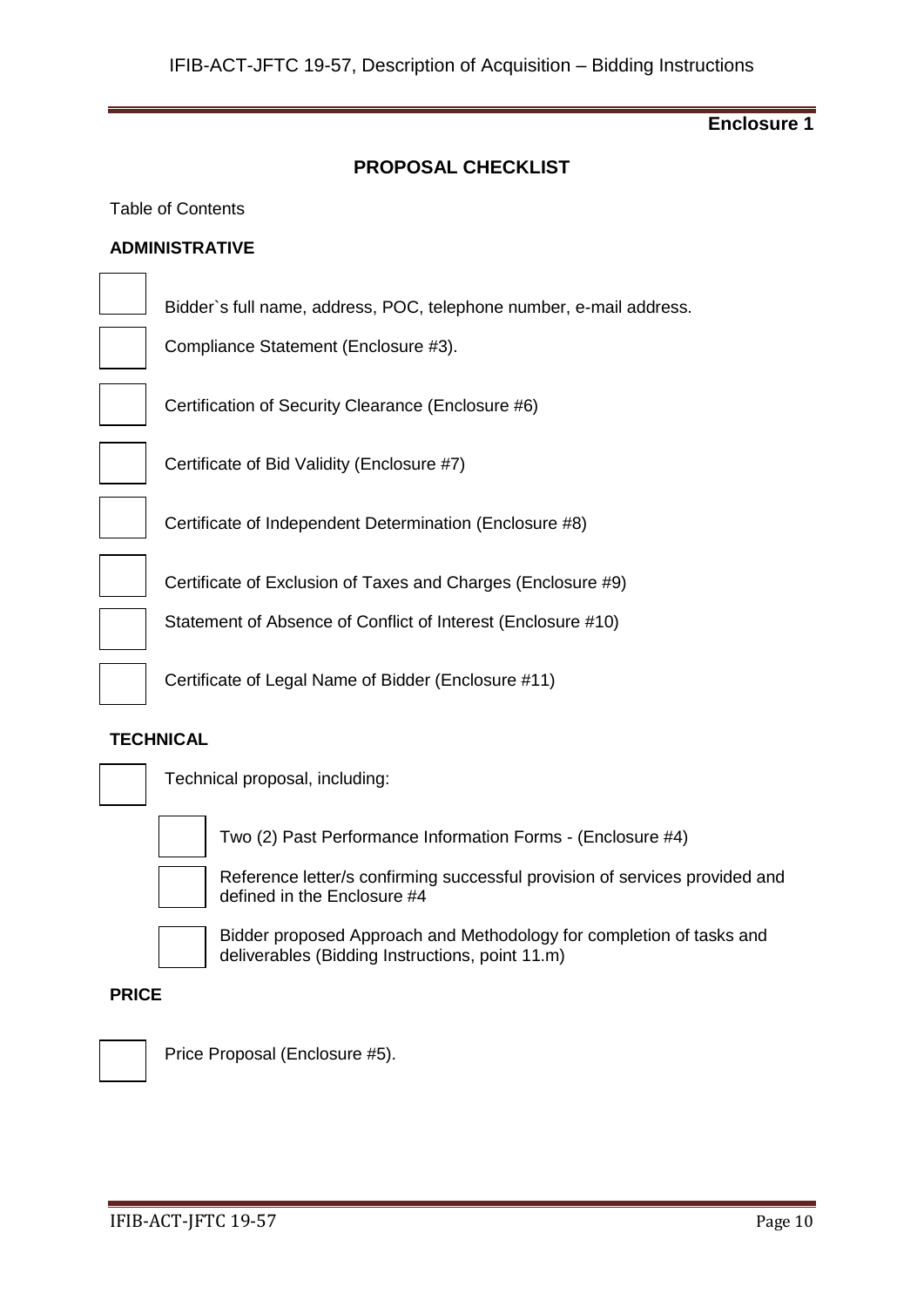**Enclosure 1**

## PROPOSAL CHECKLIST

Table of Contents

### ADMINISTRATIVE

- [ ] Bidder`s full name, address, POC, telephone number, e-mail address.
- [ ] Compliance Statement (Enclosure #3).
- [ ] Certification of Security Clearance (Enclosure #6)
- [ ] Certificate of Bid Validity (Enclosure #7)
- [ ] Certificate of Independent Determination (Enclosure #8)
- [ ] Certificate of Exclusion of Taxes and Charges (Enclosure #9)
- [ ] Statement of Absence of Conflict of Interest (Enclosure #10)
- [ ] Certificate of Legal Name of Bidder (Enclosure #11)

### TECHNICAL

- [ ] Technical proposal, including:
  - [ ] Two (2) Past Performance Information Forms - (Enclosure #4)
  - [ ] Reference letter/s confirming successful provision of services provided and defined in the Enclosure #4
  - [ ] Bidder proposed Approach and Methodology for completion of tasks and deliverables (Bidding Instructions, point 11.m)

### PRICE

- [ ] Price Proposal (Enclosure #5).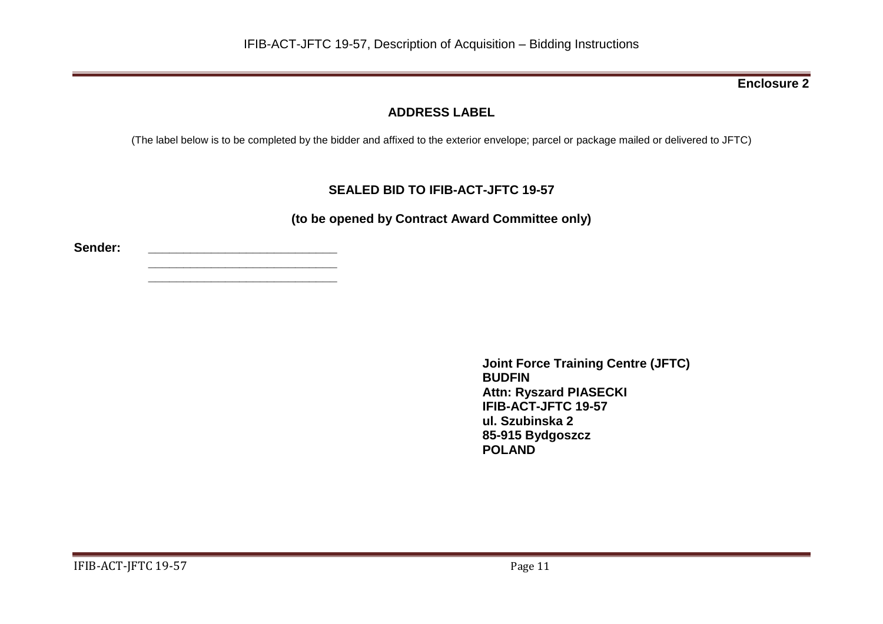**Enclosure 2**

## ADDRESS LABEL

(The label below is to be completed by the bidder and affixed to the exterior envelope; parcel or package mailed or delivered to JFTC)

### SEALED BID TO IFIB-ACT-JFTC 19-57

### (to be opened by Contract Award Committee only)

**Sender:** ____________________________
____________________________
____________________________

**Joint Force Training Centre (JFTC)**
**BUDFIN**
**Attn: Ryszard PIASECKI**
**IFIB-ACT-JFTC 19-57**
**ul. Szubinska 2**
**85-915 Bydgoszcz**
**POLAND**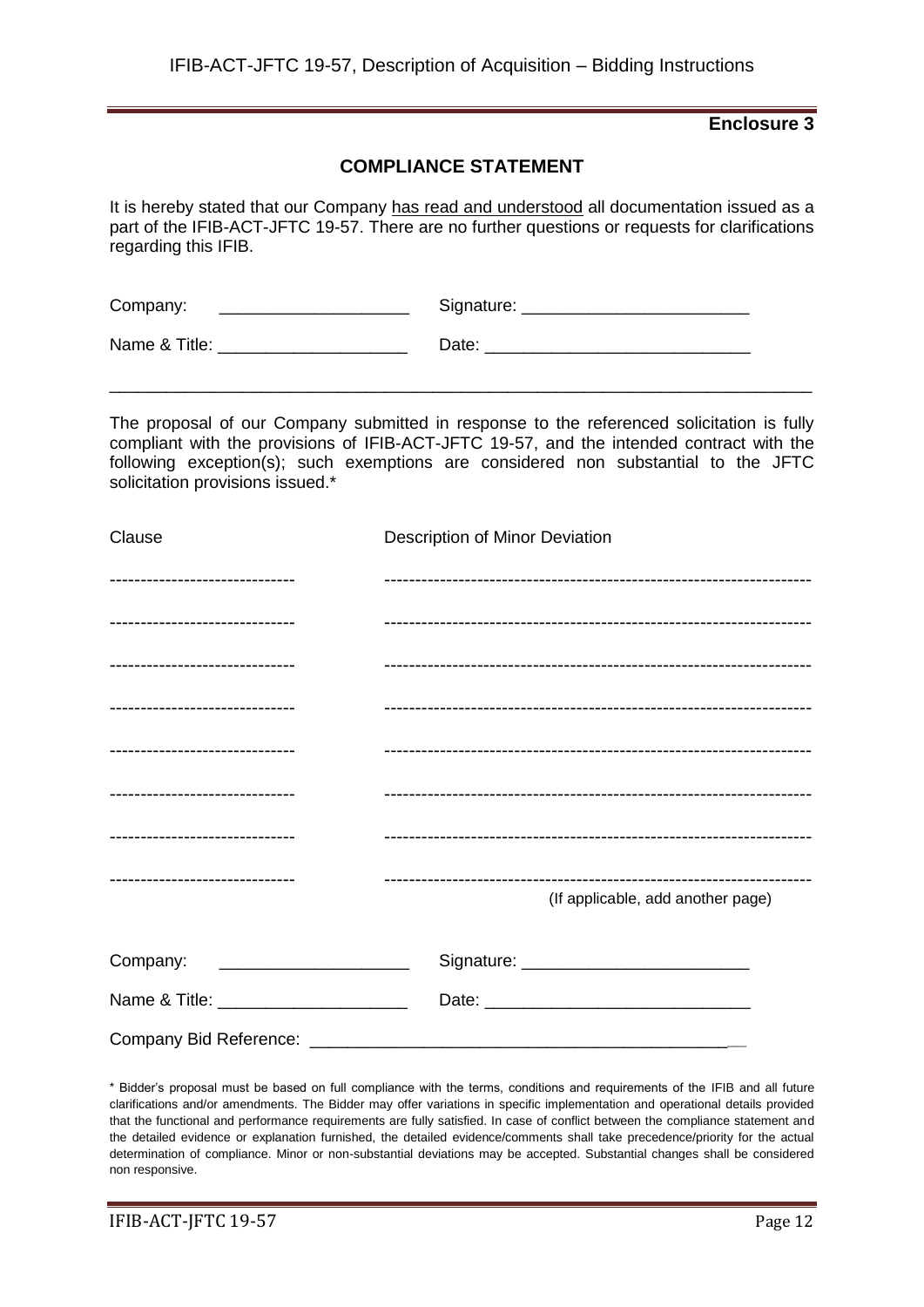**Enclosure 3**

## COMPLIANCE STATEMENT

It is hereby stated that our Company has read and understood all documentation issued as a part of the IFIB-ACT-JFTC 19-57. There are no further questions or requests for clarifications regarding this IFIB.

Company: ____________________ Signature: ________________________

Name & Title: ____________________ Date: ____________________________

---

The proposal of our Company submitted in response to the referenced solicitation is fully compliant with the provisions of IFIB-ACT-JFTC 19-57, and the intended contract with the following exception(s); such exemptions are considered non substantial to the JFTC solicitation provisions issued.*

| Clause | Description of Minor Deviation |
|---|---|
| ------------------------------ | -------------------------------------------------------------------- |
| ------------------------------ | -------------------------------------------------------------------- |
| ------------------------------ | -------------------------------------------------------------------- |
| ------------------------------ | -------------------------------------------------------------------- |
| ------------------------------ | -------------------------------------------------------------------- |
| ------------------------------ | -------------------------------------------------------------------- |
| ------------------------------ | -------------------------------------------------------------------- |
| ------------------------------ | -------------------------------------------------------------------- |

(If applicable, add another page)

Company: ____________________ Signature: ________________________

Name & Title: ____________________ Date: ____________________________

Company Bid Reference: ____________________________________________

* Bidder's proposal must be based on full compliance with the terms, conditions and requirements of the IFIB and all future clarifications and/or amendments. The Bidder may offer variations in specific implementation and operational details provided that the functional and performance requirements are fully satisfied. In case of conflict between the compliance statement and the detailed evidence or explanation furnished, the detailed evidence/comments shall take precedence/priority for the actual determination of compliance. Minor or non-substantial deviations may be accepted. Substantial changes shall be considered non responsive.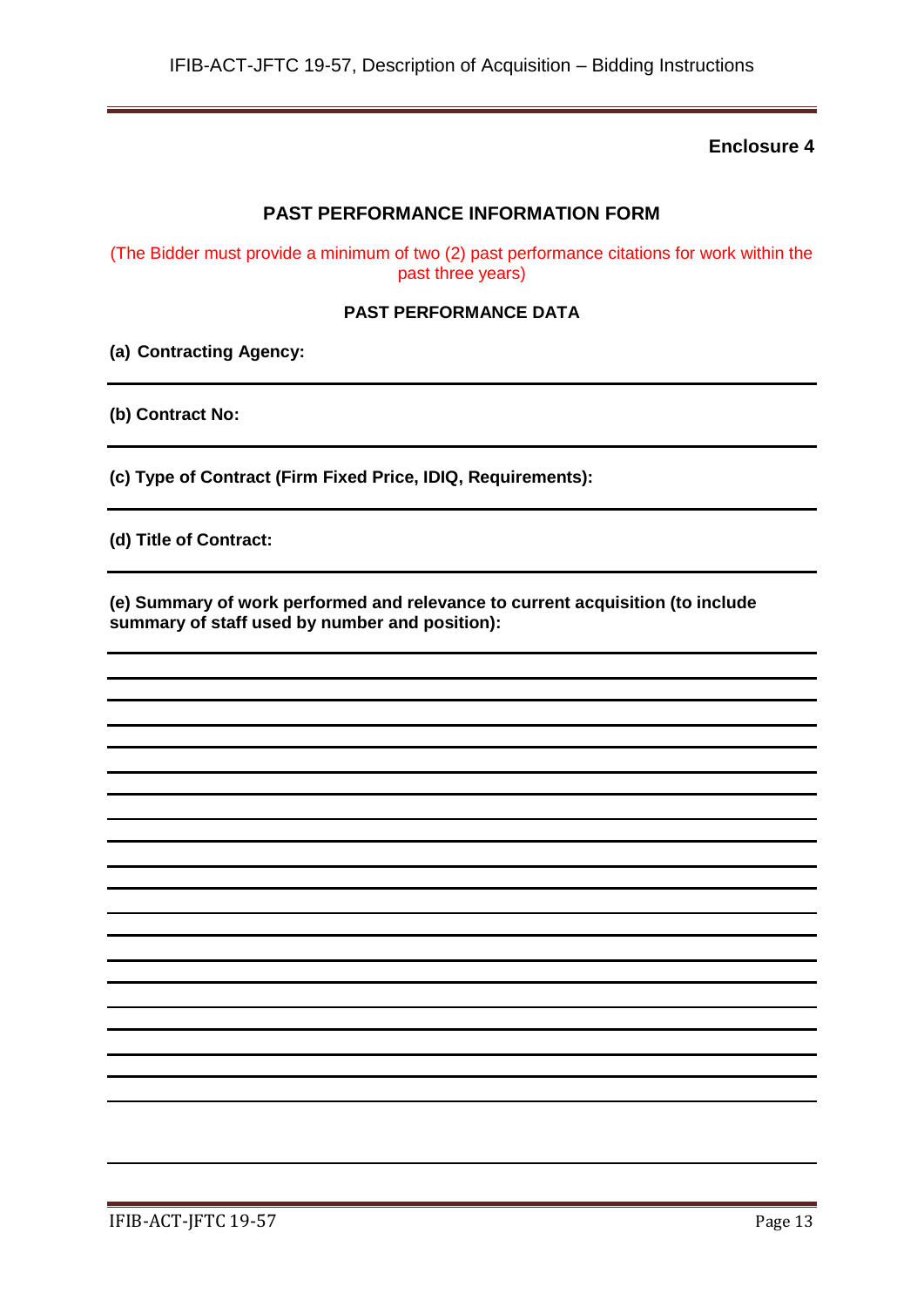**Enclosure 4**

## PAST PERFORMANCE INFORMATION FORM

(The Bidder must provide a minimum of two (2) past performance citations for work within the past three years)

### PAST PERFORMANCE DATA

**(a) Contracting Agency:**

---

**(b) Contract No:**

---

**(c) Type of Contract (Firm Fixed Price, IDIQ, Requirements):**

---

**(d) Title of Contract:**

---

**(e) Summary of work performed and relevance to current acquisition (to include summary of staff used by number and position):**

---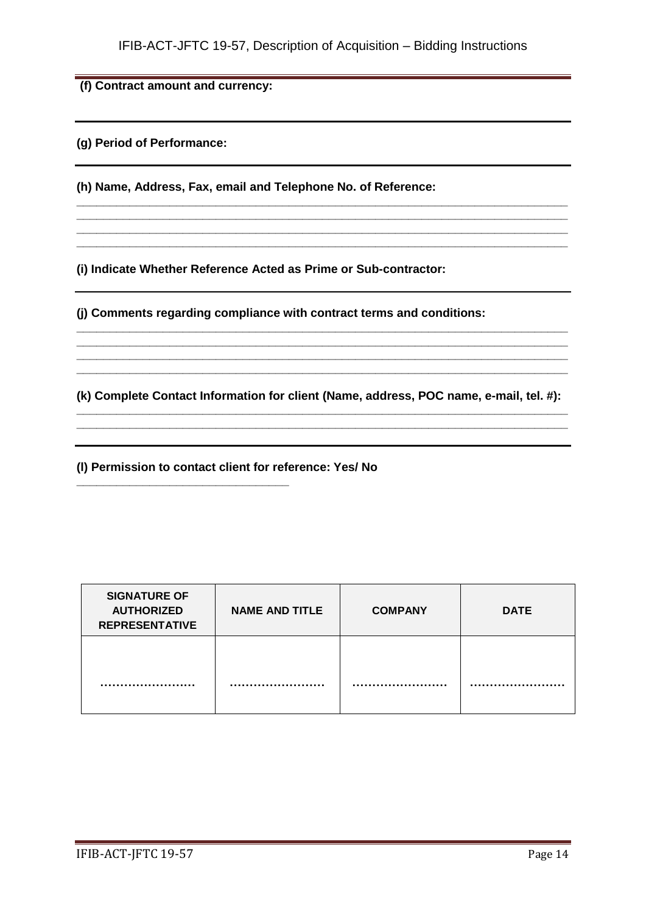**(f) Contract amount and currency:**

---

**(g) Period of Performance:**

---

**(h) Name, Address, Fax, email and Telephone No. of Reference:**

\_\_\_\_\_\_\_\_\_\_\_\_\_\_\_\_\_\_\_\_\_\_\_\_\_\_\_\_\_\_\_\_\_\_\_\_\_\_\_\_\_\_\_\_\_\_\_\_\_\_\_\_\_\_\_\_\_\_\_\_\_\_\_\_\_\_\_\_\_\_\_\_\_\_\_\_
\_\_\_\_\_\_\_\_\_\_\_\_\_\_\_\_\_\_\_\_\_\_\_\_\_\_\_\_\_\_\_\_\_\_\_\_\_\_\_\_\_\_\_\_\_\_\_\_\_\_\_\_\_\_\_\_\_\_\_\_\_\_\_\_\_\_\_\_\_\_\_\_\_\_\_\_
\_\_\_\_\_\_\_\_\_\_\_\_\_\_\_\_\_\_\_\_\_\_\_\_\_\_\_\_\_\_\_\_\_\_\_\_\_\_\_\_\_\_\_\_\_\_\_\_\_\_\_\_\_\_\_\_\_\_\_\_\_\_\_\_\_\_\_\_\_\_\_\_\_\_\_\_
\_\_\_\_\_\_\_\_\_\_\_\_\_\_\_\_\_\_\_\_\_\_\_\_\_\_\_\_\_\_\_\_\_\_\_\_\_\_\_\_\_\_\_\_\_\_\_\_\_\_\_\_\_\_\_\_\_\_\_\_\_\_\_\_\_\_\_\_\_\_\_\_\_\_\_\_

**(i) Indicate Whether Reference Acted as Prime or Sub-contractor:**

---

**(j) Comments regarding compliance with contract terms and conditions:**

\_\_\_\_\_\_\_\_\_\_\_\_\_\_\_\_\_\_\_\_\_\_\_\_\_\_\_\_\_\_\_\_\_\_\_\_\_\_\_\_\_\_\_\_\_\_\_\_\_\_\_\_\_\_\_\_\_\_\_\_\_\_\_\_\_\_\_\_\_\_\_\_\_\_\_\_
\_\_\_\_\_\_\_\_\_\_\_\_\_\_\_\_\_\_\_\_\_\_\_\_\_\_\_\_\_\_\_\_\_\_\_\_\_\_\_\_\_\_\_\_\_\_\_\_\_\_\_\_\_\_\_\_\_\_\_\_\_\_\_\_\_\_\_\_\_\_\_\_\_\_\_\_
\_\_\_\_\_\_\_\_\_\_\_\_\_\_\_\_\_\_\_\_\_\_\_\_\_\_\_\_\_\_\_\_\_\_\_\_\_\_\_\_\_\_\_\_\_\_\_\_\_\_\_\_\_\_\_\_\_\_\_\_\_\_\_\_\_\_\_\_\_\_\_\_\_\_\_\_
\_\_\_\_\_\_\_\_\_\_\_\_\_\_\_\_\_\_\_\_\_\_\_\_\_\_\_\_\_\_\_\_\_\_\_\_\_\_\_\_\_\_\_\_\_\_\_\_\_\_\_\_\_\_\_\_\_\_\_\_\_\_\_\_\_\_\_\_\_\_\_\_\_\_\_\_

**(k) Complete Contact Information for client (Name, address, POC name, e-mail, tel. #):**

\_\_\_\_\_\_\_\_\_\_\_\_\_\_\_\_\_\_\_\_\_\_\_\_\_\_\_\_\_\_\_\_\_\_\_\_\_\_\_\_\_\_\_\_\_\_\_\_\_\_\_\_\_\_\_\_\_\_\_\_\_\_\_\_\_\_\_\_\_\_\_\_\_\_\_\_
\_\_\_\_\_\_\_\_\_\_\_\_\_\_\_\_\_\_\_\_\_\_\_\_\_\_\_\_\_\_\_\_\_\_\_\_\_\_\_\_\_\_\_\_\_\_\_\_\_\_\_\_\_\_\_\_\_\_\_\_\_\_\_\_\_\_\_\_\_\_\_\_\_\_\_\_

---

**(l) Permission to contact client for reference: Yes/ No**

\_\_\_\_\_\_\_\_\_\_\_\_\_\_\_\_\_\_\_\_\_\_\_\_\_\_\_\_\_\_\_\_\_

| SIGNATURE OF AUTHORIZED REPRESENTATIVE | NAME AND TITLE | COMPANY | DATE |
|---|---|---|---|
| …………………… | …………………… | …………………… | …………………… |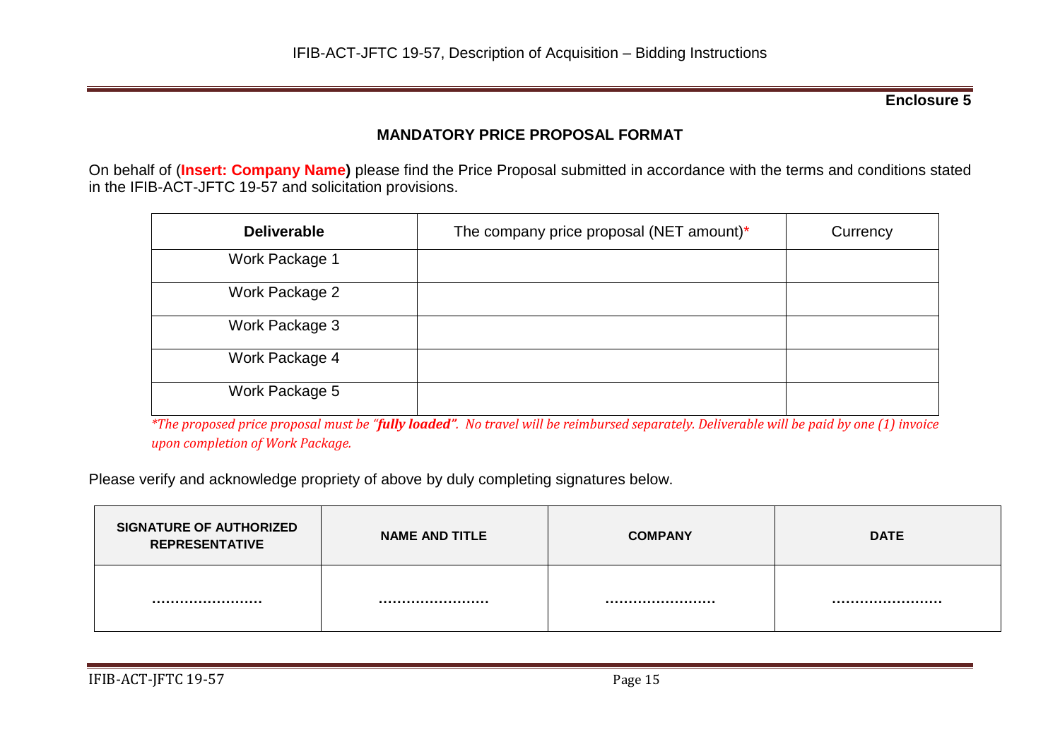**Enclosure 5**

## MANDATORY PRICE PROPOSAL FORMAT

On behalf of (**Insert: Company Name)** please find the Price Proposal submitted in accordance with the terms and conditions stated in the IFIB-ACT-JFTC 19-57 and solicitation provisions.

| **Deliverable** | The company price proposal (NET amount)* | Currency |
|---|---|---|
| Work Package 1 | | |
| Work Package 2 | | |
| Work Package 3 | | |
| Work Package 4 | | |
| Work Package 5 | | |

*\*The proposed price proposal must be "**fully loaded**". No travel will be reimbursed separately. Deliverable will be paid by one (1) invoice upon completion of Work Package.*

Please verify and acknowledge propriety of above by duly completing signatures below.

| **SIGNATURE OF AUTHORIZED REPRESENTATIVE** | **NAME AND TITLE** | **COMPANY** | **DATE** |
|---|---|---|---|
| …………………… | …………………… | …………………… | …………………… |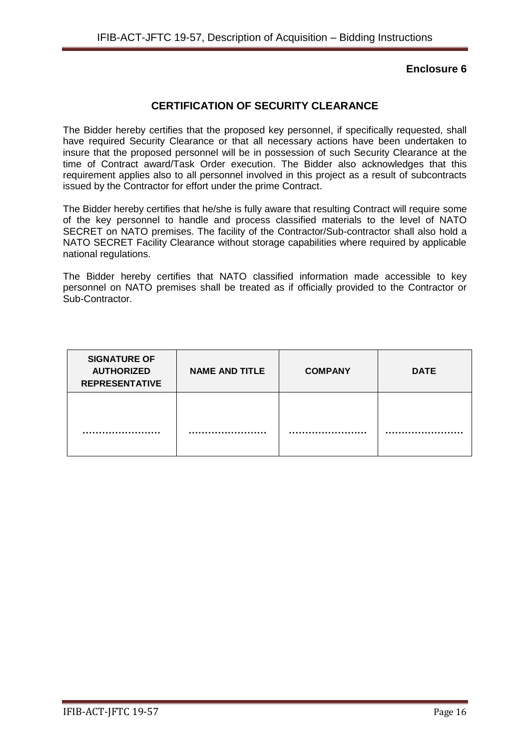**Enclosure 6**

## CERTIFICATION OF SECURITY CLEARANCE

The Bidder hereby certifies that the proposed key personnel, if specifically requested, shall have required Security Clearance or that all necessary actions have been undertaken to insure that the proposed personnel will be in possession of such Security Clearance at the time of Contract award/Task Order execution. The Bidder also acknowledges that this requirement applies also to all personnel involved in this project as a result of subcontracts issued by the Contractor for effort under the prime Contract.

The Bidder hereby certifies that he/she is fully aware that resulting Contract will require some of the key personnel to handle and process classified materials to the level of NATO SECRET on NATO premises. The facility of the Contractor/Sub-contractor shall also hold a NATO SECRET Facility Clearance without storage capabilities where required by applicable national regulations.

The Bidder hereby certifies that NATO classified information made accessible to key personnel on NATO premises shall be treated as if officially provided to the Contractor or Sub-Contractor.

| SIGNATURE OF AUTHORIZED REPRESENTATIVE | NAME AND TITLE | COMPANY | DATE |
|---|---|---|---|
| …………………… | …………………… | …………………… | …………………… |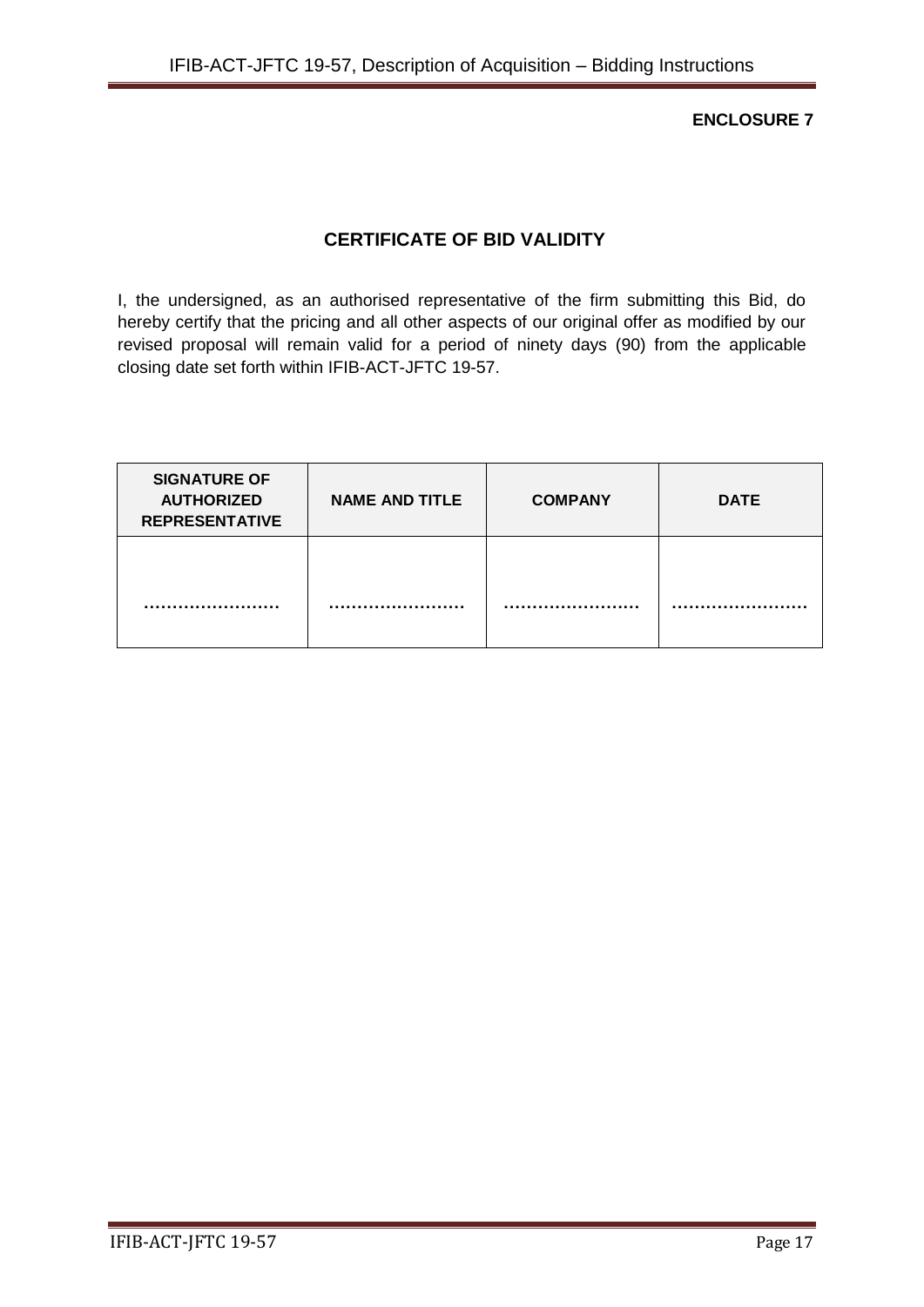**ENCLOSURE 7**

## CERTIFICATE OF BID VALIDITY

I, the undersigned, as an authorised representative of the firm submitting this Bid, do hereby certify that the pricing and all other aspects of our original offer as modified by our revised proposal will remain valid for a period of ninety days (90) from the applicable closing date set forth within IFIB-ACT-JFTC 19-57.

| SIGNATURE OF AUTHORIZED REPRESENTATIVE | NAME AND TITLE | COMPANY | DATE |
| --- | --- | --- | --- |
| …………………… | …………………… | …………………… | …………………… |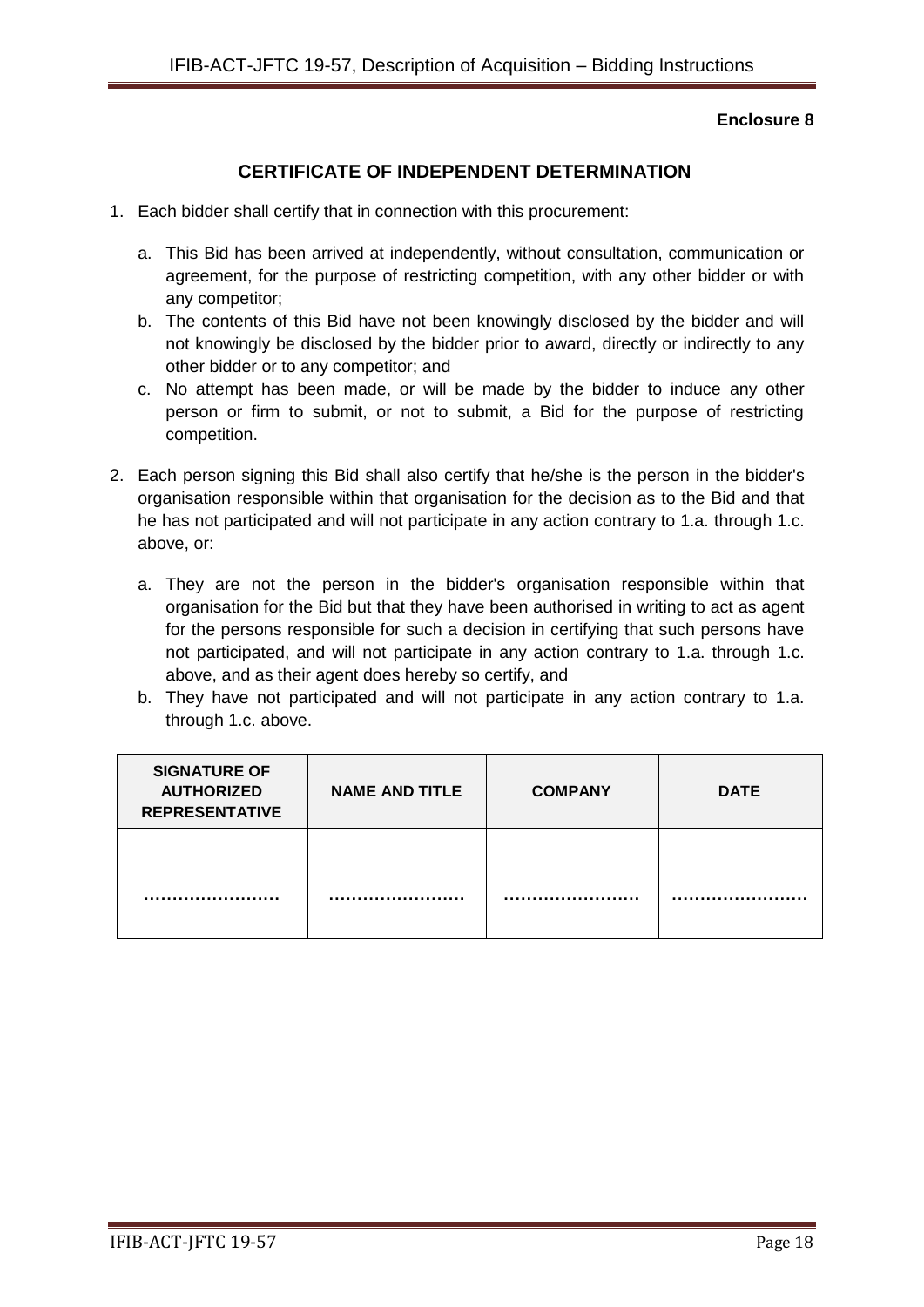**Enclosure 8**

## CERTIFICATE OF INDEPENDENT DETERMINATION

1. Each bidder shall certify that in connection with this procurement:

   a. This Bid has been arrived at independently, without consultation, communication or agreement, for the purpose of restricting competition, with any other bidder or with any competitor;
   b. The contents of this Bid have not been knowingly disclosed by the bidder and will not knowingly be disclosed by the bidder prior to award, directly or indirectly to any other bidder or to any competitor; and
   c. No attempt has been made, or will be made by the bidder to induce any other person or firm to submit, or not to submit, a Bid for the purpose of restricting competition.

2. Each person signing this Bid shall also certify that he/she is the person in the bidder's organisation responsible within that organisation for the decision as to the Bid and that he has not participated and will not participate in any action contrary to 1.a. through 1.c. above, or:

   a. They are not the person in the bidder's organisation responsible within that organisation for the Bid but that they have been authorised in writing to act as agent for the persons responsible for such a decision in certifying that such persons have not participated, and will not participate in any action contrary to 1.a. through 1.c. above, and as their agent does hereby so certify, and
   b. They have not participated and will not participate in any action contrary to 1.a. through 1.c. above.

| SIGNATURE OF AUTHORIZED REPRESENTATIVE | NAME AND TITLE | COMPANY | DATE |
|---|---|---|---|
| …………………… | …………………… | …………………… | …………………… |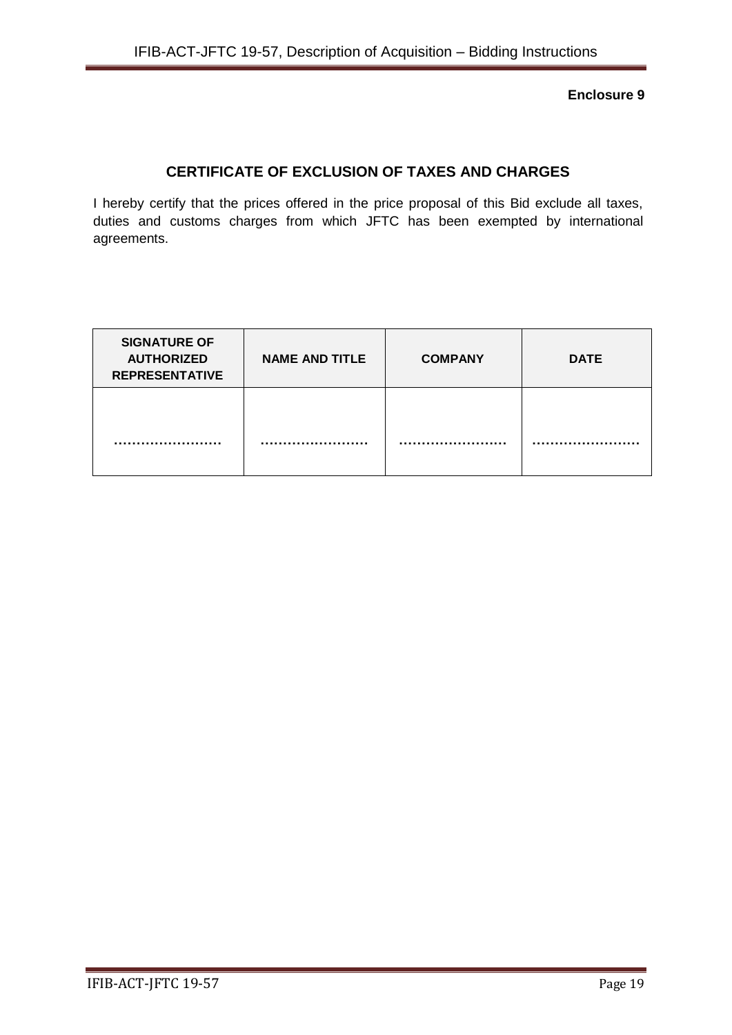**Enclosure 9**

## CERTIFICATE OF EXCLUSION OF TAXES AND CHARGES

I hereby certify that the prices offered in the price proposal of this Bid exclude all taxes, duties and customs charges from which JFTC has been exempted by international agreements.

| SIGNATURE OF AUTHORIZED REPRESENTATIVE | NAME AND TITLE | COMPANY | DATE |
|---|---|---|---|
| …………………… | …………………… | …………………… | …………………… |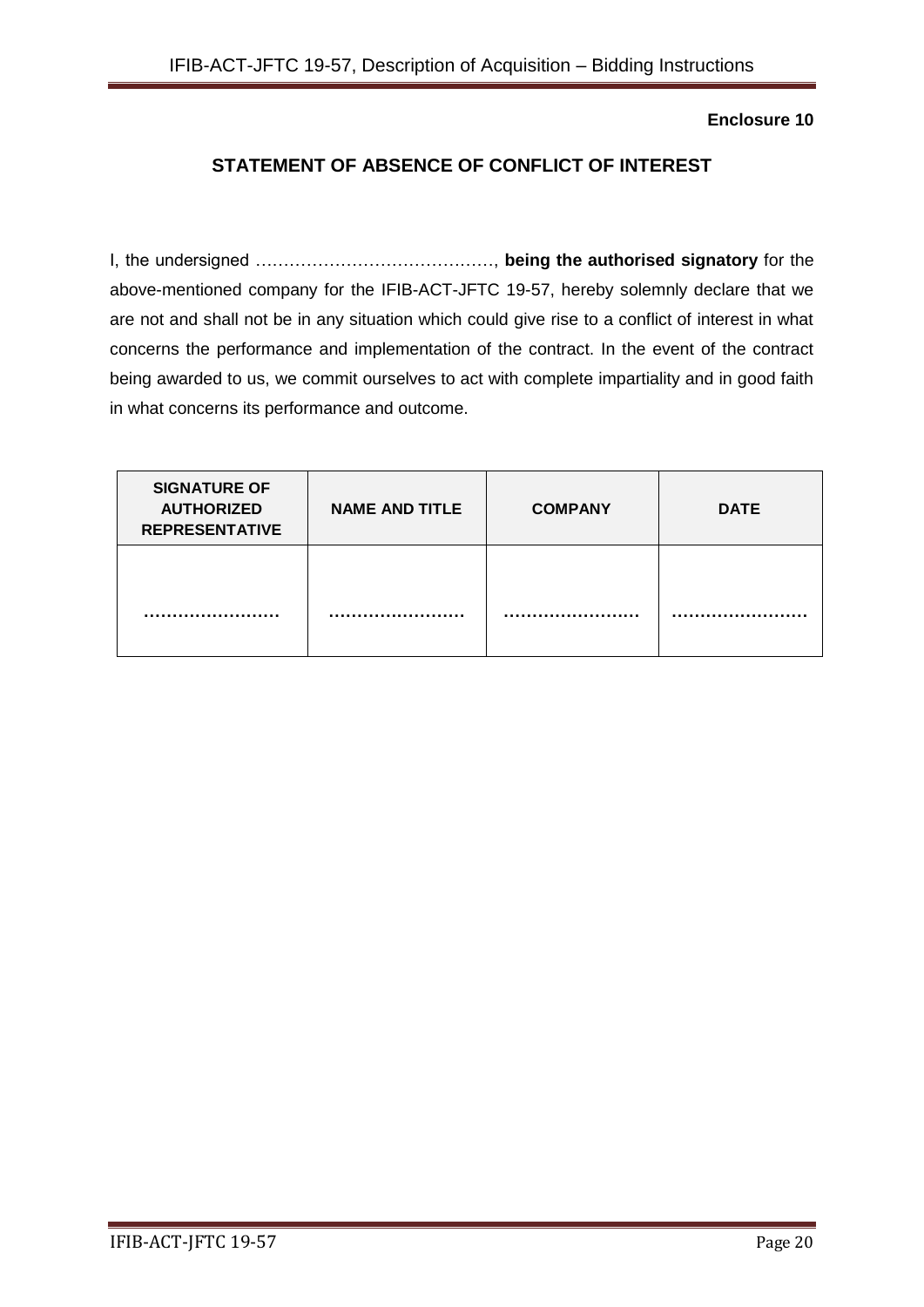**Enclosure 10**

## STATEMENT OF ABSENCE OF CONFLICT OF INTEREST

I, the undersigned ……………………………………, **being the authorised signatory** for the above-mentioned company for the IFIB-ACT-JFTC 19-57, hereby solemnly declare that we are not and shall not be in any situation which could give rise to a conflict of interest in what concerns the performance and implementation of the contract. In the event of the contract being awarded to us, we commit ourselves to act with complete impartiality and in good faith in what concerns its performance and outcome.

| SIGNATURE OF AUTHORIZED REPRESENTATIVE | NAME AND TITLE | COMPANY | DATE |
|---|---|---|---|
| …………………… | …………………… | …………………… | …………………… |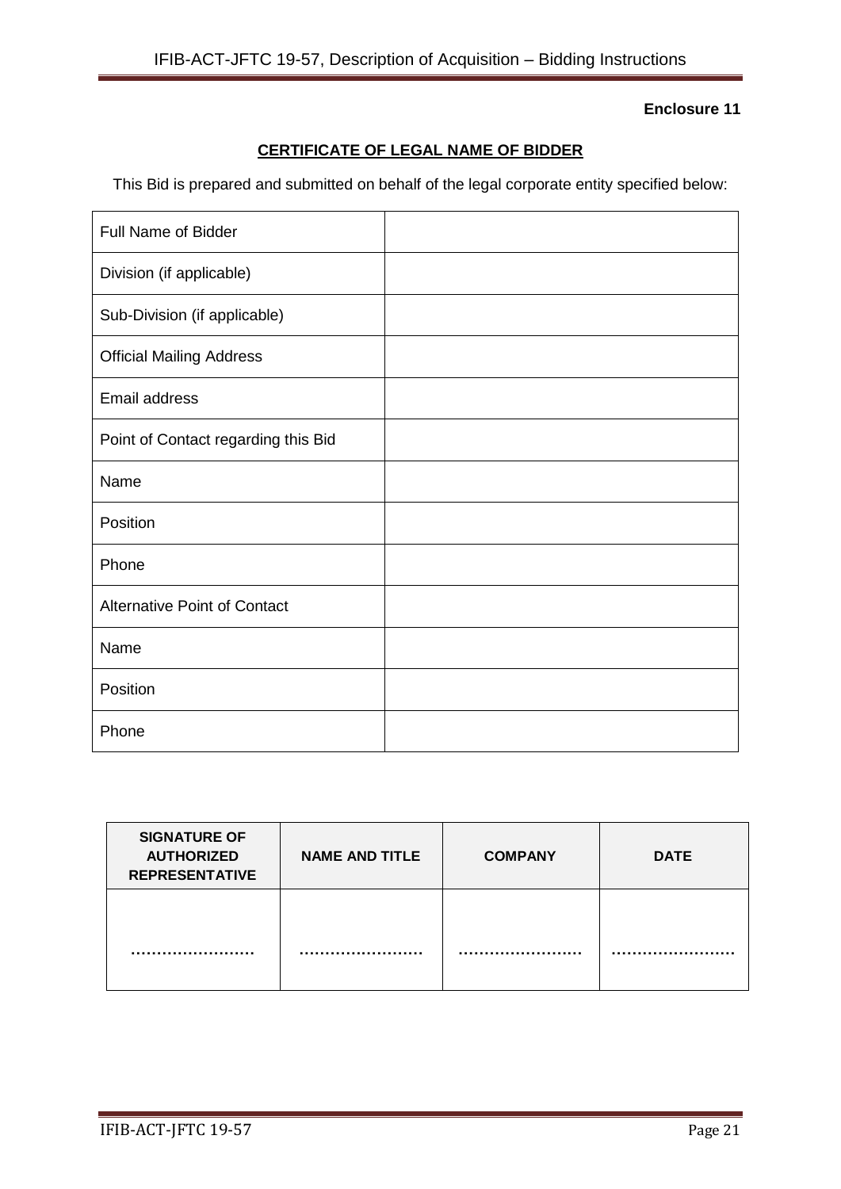**Enclosure 11**

## CERTIFICATE OF LEGAL NAME OF BIDDER

This Bid is prepared and submitted on behalf of the legal corporate entity specified below:

| | |
|---|---|
| Full Name of Bidder | |
| Division (if applicable) | |
| Sub-Division (if applicable) | |
| Official Mailing Address | |
| Email address | |
| Point of Contact regarding this Bid | |
| Name | |
| Position | |
| Phone | |
| Alternative Point of Contact | |
| Name | |
| Position | |
| Phone | |

| SIGNATURE OF AUTHORIZED REPRESENTATIVE | NAME AND TITLE | COMPANY | DATE |
|---|---|---|---|
| …………………… | …………………… | …………………… | …………………… |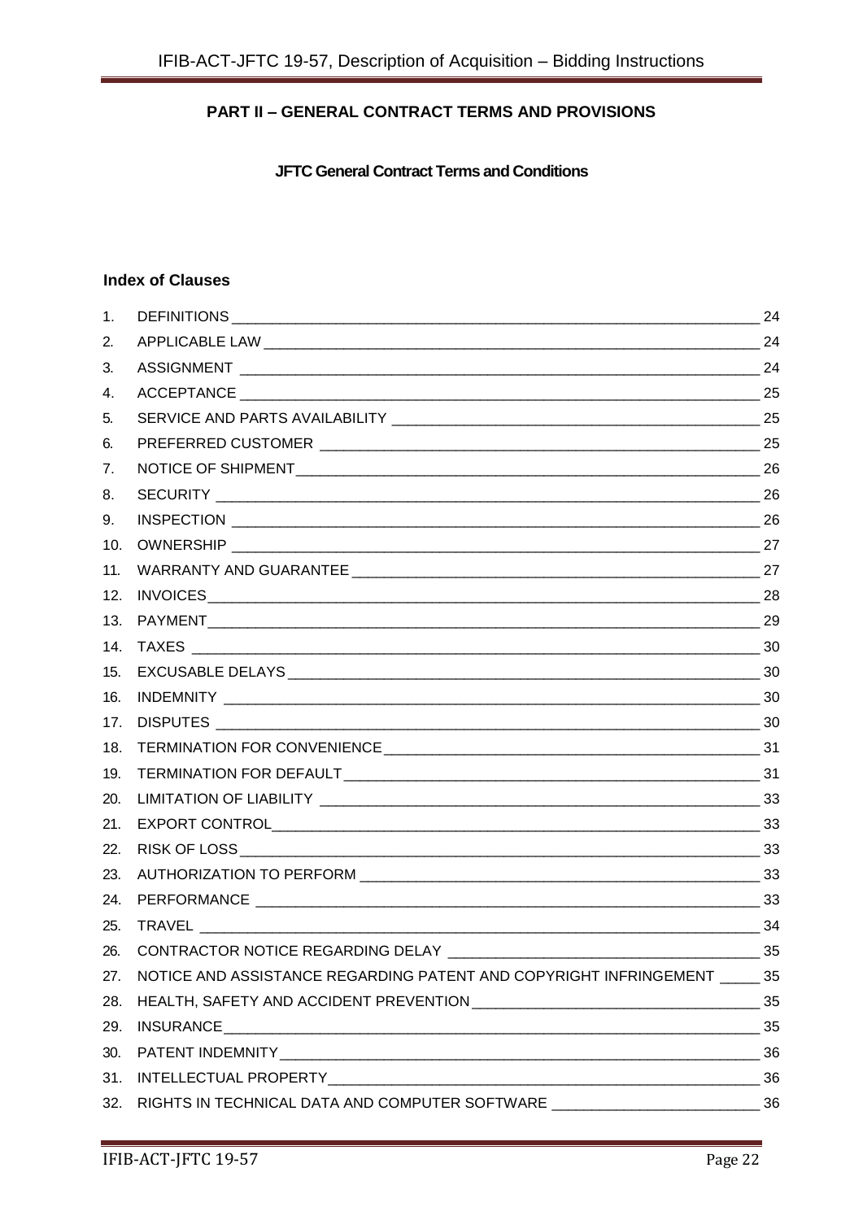## PART II – GENERAL CONTRACT TERMS AND PROVISIONS

### JFTC General Contract Terms and Conditions

**Index of Clauses**

| | | |
|---|---|---|
| 1. | DEFINITIONS | 24 |
| 2. | APPLICABLE LAW | 24 |
| 3. | ASSIGNMENT | 24 |
| 4. | ACCEPTANCE | 25 |
| 5. | SERVICE AND PARTS AVAILABILITY | 25 |
| 6. | PREFERRED CUSTOMER | 25 |
| 7. | NOTICE OF SHIPMENT | 26 |
| 8. | SECURITY | 26 |
| 9. | INSPECTION | 26 |
| 10. | OWNERSHIP | 27 |
| 11. | WARRANTY AND GUARANTEE | 27 |
| 12. | INVOICES | 28 |
| 13. | PAYMENT | 29 |
| 14. | TAXES | 30 |
| 15. | EXCUSABLE DELAYS | 30 |
| 16. | INDEMNITY | 30 |
| 17. | DISPUTES | 30 |
| 18. | TERMINATION FOR CONVENIENCE | 31 |
| 19. | TERMINATION FOR DEFAULT | 31 |
| 20. | LIMITATION OF LIABILITY | 33 |
| 21. | EXPORT CONTROL | 33 |
| 22. | RISK OF LOSS | 33 |
| 23. | AUTHORIZATION TO PERFORM | 33 |
| 24. | PERFORMANCE | 33 |
| 25. | TRAVEL | 34 |
| 26. | CONTRACTOR NOTICE REGARDING DELAY | 35 |
| 27. | NOTICE AND ASSISTANCE REGARDING PATENT AND COPYRIGHT INFRINGEMENT | 35 |
| 28. | HEALTH, SAFETY AND ACCIDENT PREVENTION | 35 |
| 29. | INSURANCE | 35 |
| 30. | PATENT INDEMNITY | 36 |
| 31. | INTELLECTUAL PROPERTY | 36 |
| 32. | RIGHTS IN TECHNICAL DATA AND COMPUTER SOFTWARE | 36 |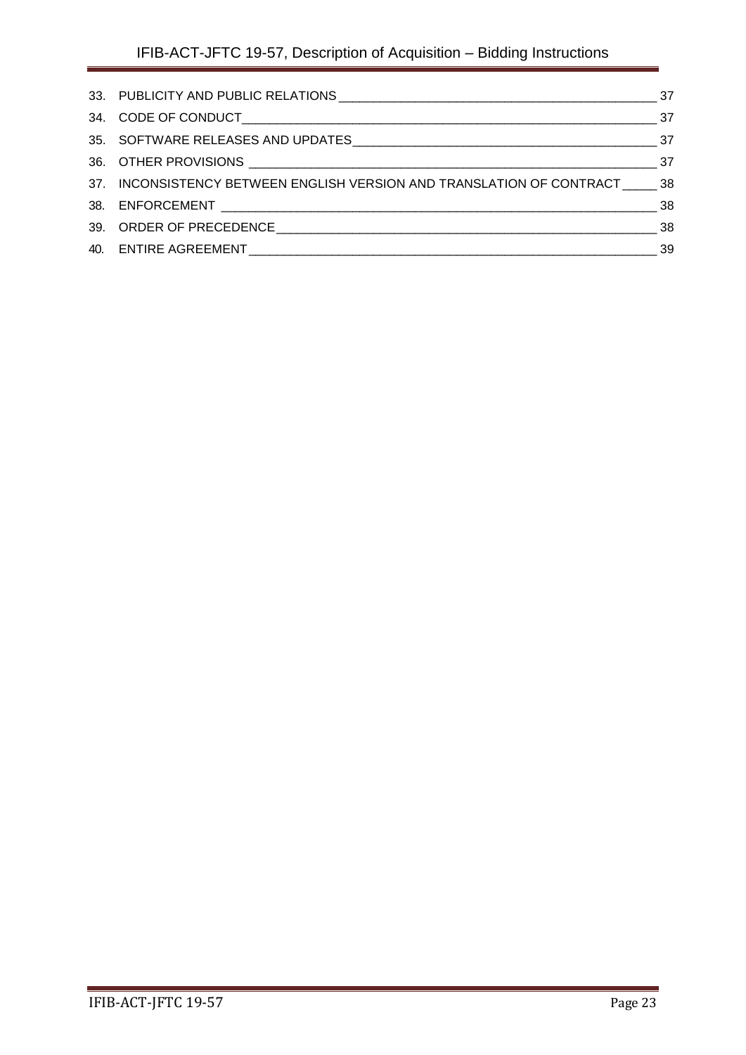33. PUBLICITY AND PUBLIC RELATIONS ____ 37
34. CODE OF CONDUCT ____ 37
35. SOFTWARE RELEASES AND UPDATES ____ 37
36. OTHER PROVISIONS ____ 37
37. INCONSISTENCY BETWEEN ENGLISH VERSION AND TRANSLATION OF CONTRACT ____ 38
38. ENFORCEMENT ____ 38
39. ORDER OF PRECEDENCE ____ 38
40. ENTIRE AGREEMENT ____ 39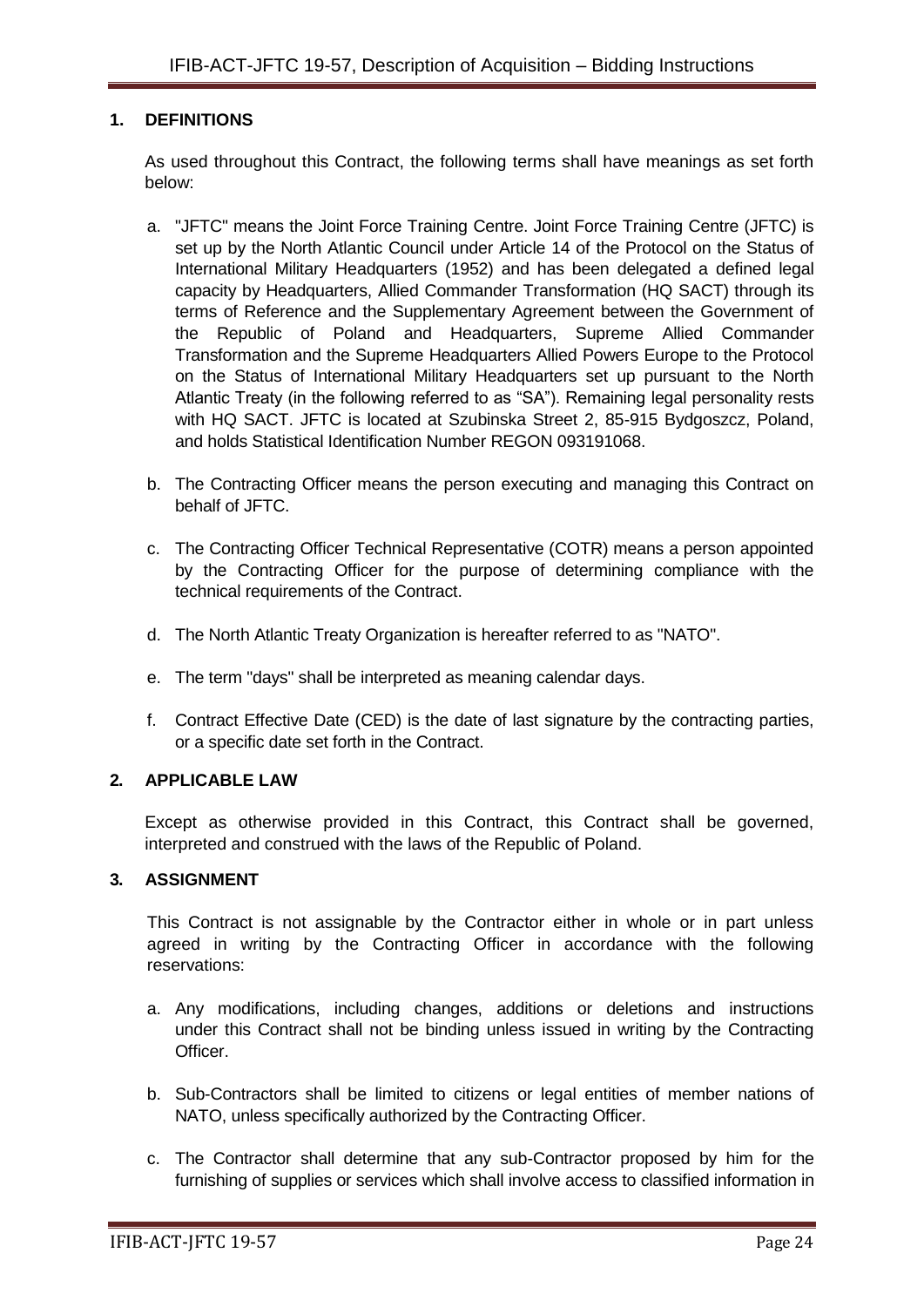## 1. DEFINITIONS

As used throughout this Contract, the following terms shall have meanings as set forth below:

a. "JFTC" means the Joint Force Training Centre. Joint Force Training Centre (JFTC) is set up by the North Atlantic Council under Article 14 of the Protocol on the Status of International Military Headquarters (1952) and has been delegated a defined legal capacity by Headquarters, Allied Commander Transformation (HQ SACT) through its terms of Reference and the Supplementary Agreement between the Government of the Republic of Poland and Headquarters, Supreme Allied Commander Transformation and the Supreme Headquarters Allied Powers Europe to the Protocol on the Status of International Military Headquarters set up pursuant to the North Atlantic Treaty (in the following referred to as "SA"). Remaining legal personality rests with HQ SACT. JFTC is located at Szubinska Street 2, 85-915 Bydgoszcz, Poland, and holds Statistical Identification Number REGON 093191068.

b. The Contracting Officer means the person executing and managing this Contract on behalf of JFTC.

c. The Contracting Officer Technical Representative (COTR) means a person appointed by the Contracting Officer for the purpose of determining compliance with the technical requirements of the Contract.

d. The North Atlantic Treaty Organization is hereafter referred to as "NATO".

e. The term "days" shall be interpreted as meaning calendar days.

f. Contract Effective Date (CED) is the date of last signature by the contracting parties, or a specific date set forth in the Contract.

## 2. APPLICABLE LAW

Except as otherwise provided in this Contract, this Contract shall be governed, interpreted and construed with the laws of the Republic of Poland.

## 3. ASSIGNMENT

This Contract is not assignable by the Contractor either in whole or in part unless agreed in writing by the Contracting Officer in accordance with the following reservations:

a. Any modifications, including changes, additions or deletions and instructions under this Contract shall not be binding unless issued in writing by the Contracting Officer.

b. Sub-Contractors shall be limited to citizens or legal entities of member nations of NATO, unless specifically authorized by the Contracting Officer.

c. The Contractor shall determine that any sub-Contractor proposed by him for the furnishing of supplies or services which shall involve access to classified information in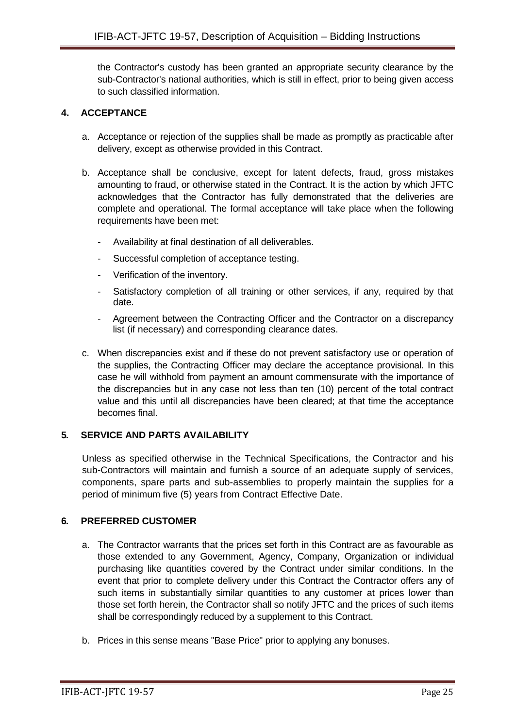the Contractor's custody has been granted an appropriate security clearance by the sub-Contractor's national authorities, which is still in effect, prior to being given access to such classified information.

## 4. ACCEPTANCE

a. Acceptance or rejection of the supplies shall be made as promptly as practicable after delivery, except as otherwise provided in this Contract.

b. Acceptance shall be conclusive, except for latent defects, fraud, gross mistakes amounting to fraud, or otherwise stated in the Contract. It is the action by which JFTC acknowledges that the Contractor has fully demonstrated that the deliveries are complete and operational. The formal acceptance will take place when the following requirements have been met:

   - Availability at final destination of all deliverables.
   - Successful completion of acceptance testing.
   - Verification of the inventory.
   - Satisfactory completion of all training or other services, if any, required by that date.
   - Agreement between the Contracting Officer and the Contractor on a discrepancy list (if necessary) and corresponding clearance dates.

c. When discrepancies exist and if these do not prevent satisfactory use or operation of the supplies, the Contracting Officer may declare the acceptance provisional. In this case he will withhold from payment an amount commensurate with the importance of the discrepancies but in any case not less than ten (10) percent of the total contract value and this until all discrepancies have been cleared; at that time the acceptance becomes final.

## 5. SERVICE AND PARTS AVAILABILITY

Unless as specified otherwise in the Technical Specifications, the Contractor and his sub-Contractors will maintain and furnish a source of an adequate supply of services, components, spare parts and sub-assemblies to properly maintain the supplies for a period of minimum five (5) years from Contract Effective Date.

## 6. PREFERRED CUSTOMER

a. The Contractor warrants that the prices set forth in this Contract are as favourable as those extended to any Government, Agency, Company, Organization or individual purchasing like quantities covered by the Contract under similar conditions. In the event that prior to complete delivery under this Contract the Contractor offers any of such items in substantially similar quantities to any customer at prices lower than those set forth herein, the Contractor shall so notify JFTC and the prices of such items shall be correspondingly reduced by a supplement to this Contract.

b. Prices in this sense means "Base Price" prior to applying any bonuses.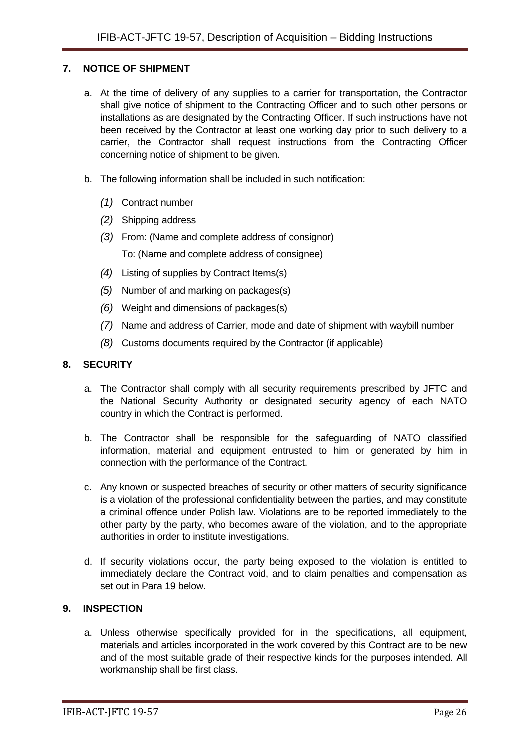## 7. NOTICE OF SHIPMENT

a. At the time of delivery of any supplies to a carrier for transportation, the Contractor shall give notice of shipment to the Contracting Officer and to such other persons or installations as are designated by the Contracting Officer. If such instructions have not been received by the Contractor at least one working day prior to such delivery to a carrier, the Contractor shall request instructions from the Contracting Officer concerning notice of shipment to be given.

b. The following information shall be included in such notification:

*(1)* Contract number

*(2)* Shipping address

*(3)* From: (Name and complete address of consignor)

To: (Name and complete address of consignee)

*(4)* Listing of supplies by Contract Items(s)

*(5)* Number of and marking on packages(s)

*(6)* Weight and dimensions of packages(s)

*(7)* Name and address of Carrier, mode and date of shipment with waybill number

*(8)* Customs documents required by the Contractor (if applicable)

## 8. SECURITY

a. The Contractor shall comply with all security requirements prescribed by JFTC and the National Security Authority or designated security agency of each NATO country in which the Contract is performed.

b. The Contractor shall be responsible for the safeguarding of NATO classified information, material and equipment entrusted to him or generated by him in connection with the performance of the Contract.

c. Any known or suspected breaches of security or other matters of security significance is a violation of the professional confidentiality between the parties, and may constitute a criminal offence under Polish law. Violations are to be reported immediately to the other party by the party, who becomes aware of the violation, and to the appropriate authorities in order to institute investigations.

d. If security violations occur, the party being exposed to the violation is entitled to immediately declare the Contract void, and to claim penalties and compensation as set out in Para 19 below.

## 9. INSPECTION

a. Unless otherwise specifically provided for in the specifications, all equipment, materials and articles incorporated in the work covered by this Contract are to be new and of the most suitable grade of their respective kinds for the purposes intended. All workmanship shall be first class.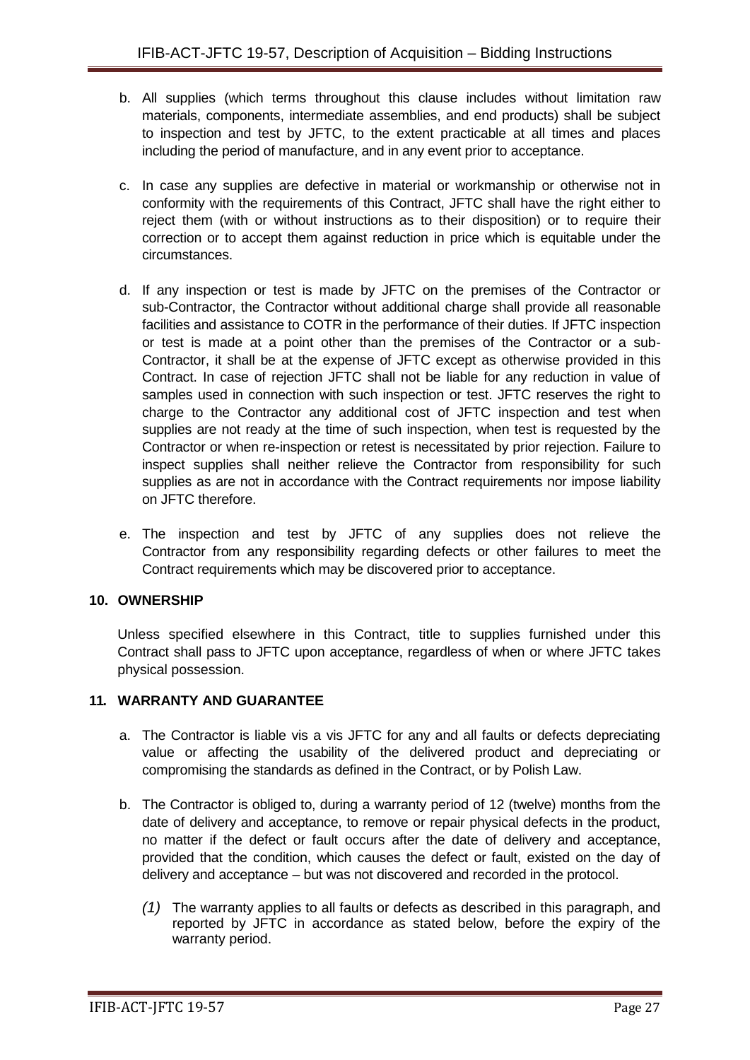b. All supplies (which terms throughout this clause includes without limitation raw materials, components, intermediate assemblies, and end products) shall be subject to inspection and test by JFTC, to the extent practicable at all times and places including the period of manufacture, and in any event prior to acceptance.

c. In case any supplies are defective in material or workmanship or otherwise not in conformity with the requirements of this Contract, JFTC shall have the right either to reject them (with or without instructions as to their disposition) or to require their correction or to accept them against reduction in price which is equitable under the circumstances.

d. If any inspection or test is made by JFTC on the premises of the Contractor or sub-Contractor, the Contractor without additional charge shall provide all reasonable facilities and assistance to COTR in the performance of their duties. If JFTC inspection or test is made at a point other than the premises of the Contractor or a sub-Contractor, it shall be at the expense of JFTC except as otherwise provided in this Contract. In case of rejection JFTC shall not be liable for any reduction in value of samples used in connection with such inspection or test. JFTC reserves the right to charge to the Contractor any additional cost of JFTC inspection and test when supplies are not ready at the time of such inspection, when test is requested by the Contractor or when re-inspection or retest is necessitated by prior rejection. Failure to inspect supplies shall neither relieve the Contractor from responsibility for such supplies as are not in accordance with the Contract requirements nor impose liability on JFTC therefore.

e. The inspection and test by JFTC of any supplies does not relieve the Contractor from any responsibility regarding defects or other failures to meet the Contract requirements which may be discovered prior to acceptance.

## 10. OWNERSHIP

Unless specified elsewhere in this Contract, title to supplies furnished under this Contract shall pass to JFTC upon acceptance, regardless of when or where JFTC takes physical possession.

## 11. WARRANTY AND GUARANTEE

a. The Contractor is liable vis a vis JFTC for any and all faults or defects depreciating value or affecting the usability of the delivered product and depreciating or compromising the standards as defined in the Contract, or by Polish Law.

b. The Contractor is obliged to, during a warranty period of 12 (twelve) months from the date of delivery and acceptance, to remove or repair physical defects in the product, no matter if the defect or fault occurs after the date of delivery and acceptance, provided that the condition, which causes the defect or fault, existed on the day of delivery and acceptance – but was not discovered and recorded in the protocol.

   *(1)* The warranty applies to all faults or defects as described in this paragraph, and reported by JFTC in accordance as stated below, before the expiry of the warranty period.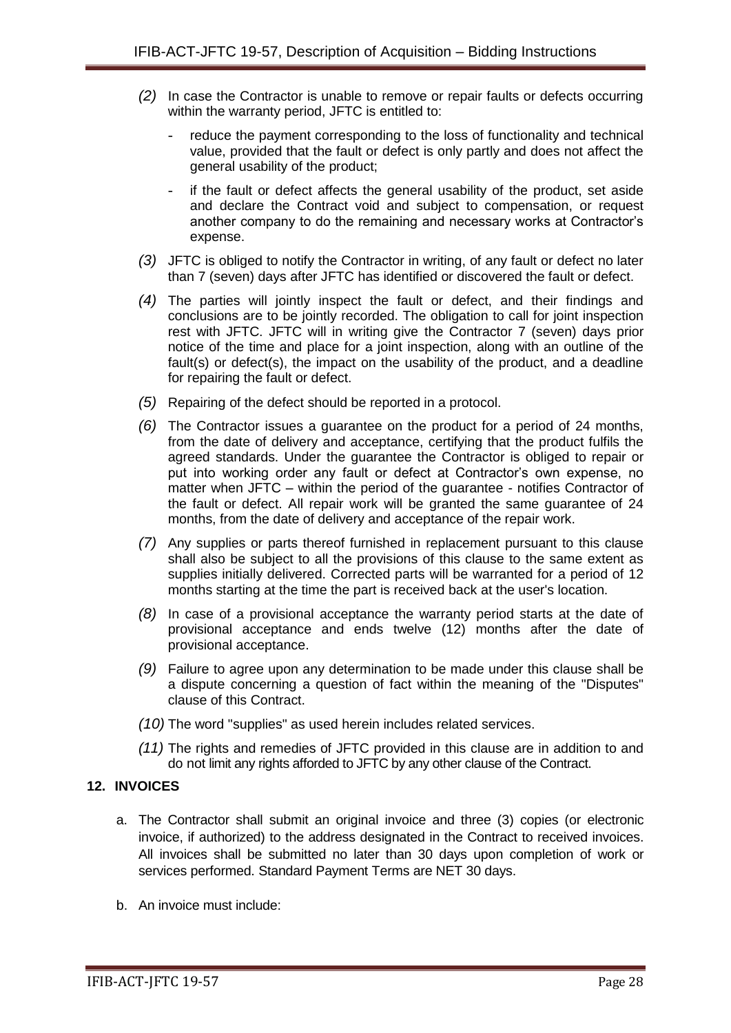*(2)* In case the Contractor is unable to remove or repair faults or defects occurring within the warranty period, JFTC is entitled to:

- reduce the payment corresponding to the loss of functionality and technical value, provided that the fault or defect is only partly and does not affect the general usability of the product;
- if the fault or defect affects the general usability of the product, set aside and declare the Contract void and subject to compensation, or request another company to do the remaining and necessary works at Contractor's expense.

*(3)* JFTC is obliged to notify the Contractor in writing, of any fault or defect no later than 7 (seven) days after JFTC has identified or discovered the fault or defect.

*(4)* The parties will jointly inspect the fault or defect, and their findings and conclusions are to be jointly recorded. The obligation to call for joint inspection rest with JFTC. JFTC will in writing give the Contractor 7 (seven) days prior notice of the time and place for a joint inspection, along with an outline of the fault(s) or defect(s), the impact on the usability of the product, and a deadline for repairing the fault or defect.

*(5)* Repairing of the defect should be reported in a protocol.

*(6)* The Contractor issues a guarantee on the product for a period of 24 months, from the date of delivery and acceptance, certifying that the product fulfils the agreed standards. Under the guarantee the Contractor is obliged to repair or put into working order any fault or defect at Contractor's own expense, no matter when JFTC – within the period of the guarantee - notifies Contractor of the fault or defect. All repair work will be granted the same guarantee of 24 months, from the date of delivery and acceptance of the repair work.

*(7)* Any supplies or parts thereof furnished in replacement pursuant to this clause shall also be subject to all the provisions of this clause to the same extent as supplies initially delivered. Corrected parts will be warranted for a period of 12 months starting at the time the part is received back at the user's location.

*(8)* In case of a provisional acceptance the warranty period starts at the date of provisional acceptance and ends twelve (12) months after the date of provisional acceptance.

*(9)* Failure to agree upon any determination to be made under this clause shall be a dispute concerning a question of fact within the meaning of the "Disputes" clause of this Contract.

*(10)* The word "supplies" as used herein includes related services.

*(11)* The rights and remedies of JFTC provided in this clause are in addition to and do not limit any rights afforded to JFTC by any other clause of the Contract.

## 12. INVOICES

a. The Contractor shall submit an original invoice and three (3) copies (or electronic invoice, if authorized) to the address designated in the Contract to received invoices. All invoices shall be submitted no later than 30 days upon completion of work or services performed. Standard Payment Terms are NET 30 days.

b. An invoice must include: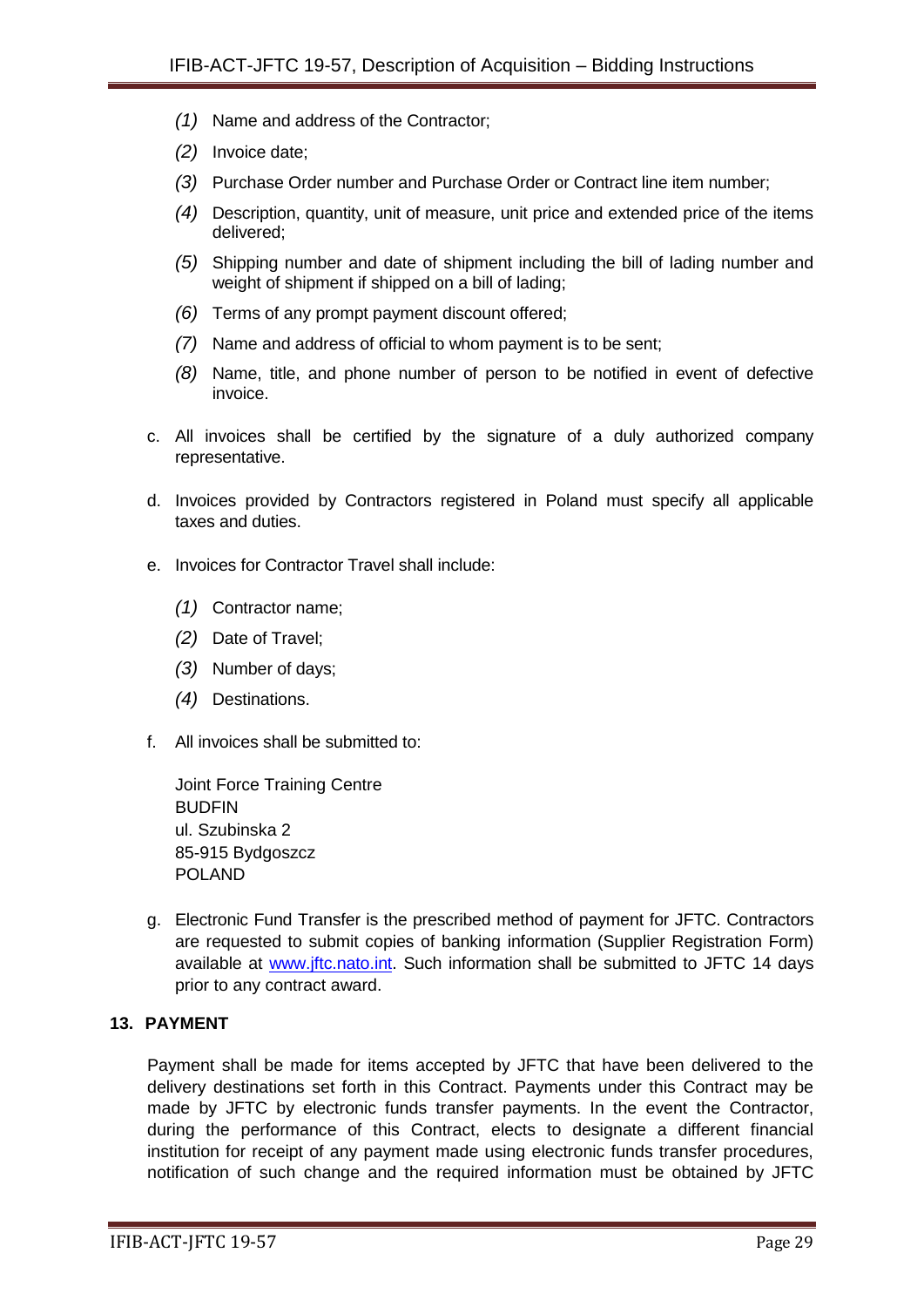(1) Name and address of the Contractor;

(2) Invoice date;

(3) Purchase Order number and Purchase Order or Contract line item number;

(4) Description, quantity, unit of measure, unit price and extended price of the items delivered;

(5) Shipping number and date of shipment including the bill of lading number and weight of shipment if shipped on a bill of lading;

(6) Terms of any prompt payment discount offered;

(7) Name and address of official to whom payment is to be sent;

(8) Name, title, and phone number of person to be notified in event of defective invoice.

c. All invoices shall be certified by the signature of a duly authorized company representative.

d. Invoices provided by Contractors registered in Poland must specify all applicable taxes and duties.

e. Invoices for Contractor Travel shall include:

(1) Contractor name;

(2) Date of Travel;

(3) Number of days;

(4) Destinations.

f. All invoices shall be submitted to:

Joint Force Training Centre
BUDFIN
ul. Szubinska 2
85-915 Bydgoszcz
POLAND

g. Electronic Fund Transfer is the prescribed method of payment for JFTC. Contractors are requested to submit copies of banking information (Supplier Registration Form) available at www.jftc.nato.int. Such information shall be submitted to JFTC 14 days prior to any contract award.

## 13. PAYMENT

Payment shall be made for items accepted by JFTC that have been delivered to the delivery destinations set forth in this Contract. Payments under this Contract may be made by JFTC by electronic funds transfer payments. In the event the Contractor, during the performance of this Contract, elects to designate a different financial institution for receipt of any payment made using electronic funds transfer procedures, notification of such change and the required information must be obtained by JFTC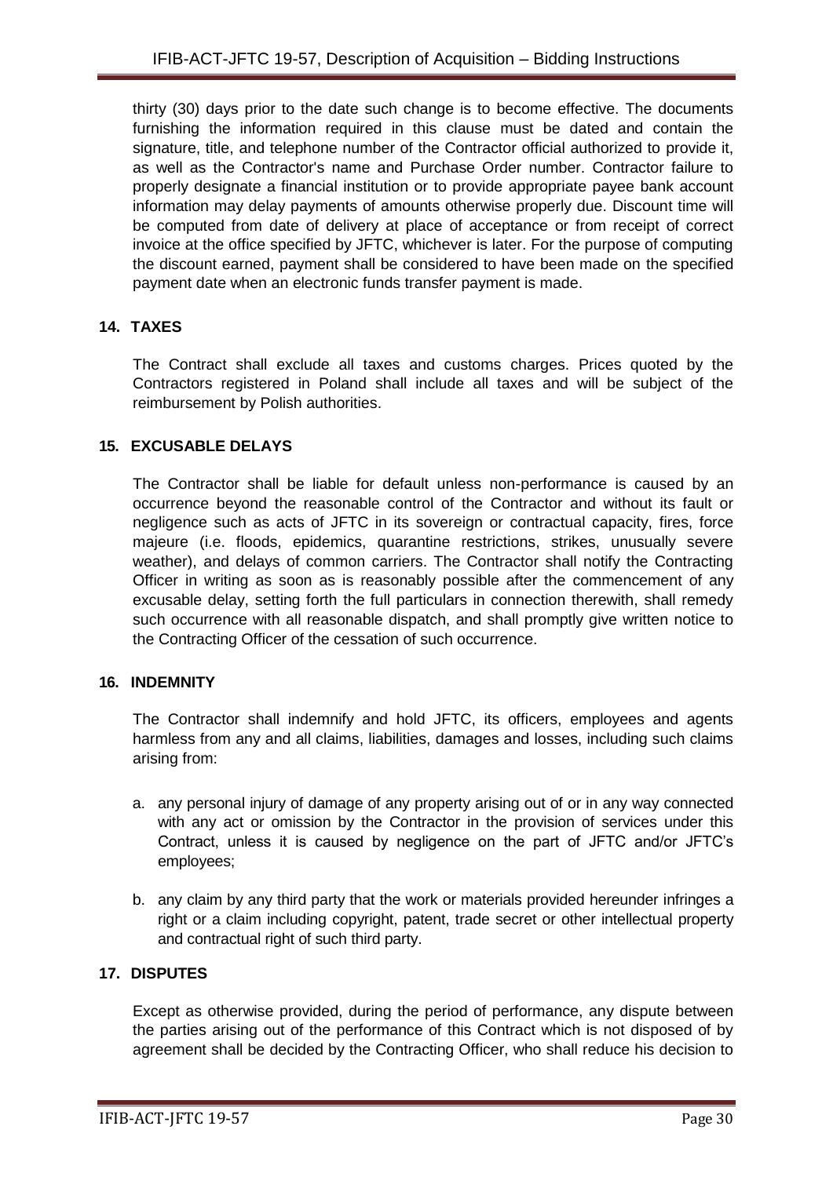thirty (30) days prior to the date such change is to become effective. The documents furnishing the information required in this clause must be dated and contain the signature, title, and telephone number of the Contractor official authorized to provide it, as well as the Contractor's name and Purchase Order number. Contractor failure to properly designate a financial institution or to provide appropriate payee bank account information may delay payments of amounts otherwise properly due. Discount time will be computed from date of delivery at place of acceptance or from receipt of correct invoice at the office specified by JFTC, whichever is later. For the purpose of computing the discount earned, payment shall be considered to have been made on the specified payment date when an electronic funds transfer payment is made.

## 14. TAXES

The Contract shall exclude all taxes and customs charges. Prices quoted by the Contractors registered in Poland shall include all taxes and will be subject of the reimbursement by Polish authorities.

## 15. EXCUSABLE DELAYS

The Contractor shall be liable for default unless non-performance is caused by an occurrence beyond the reasonable control of the Contractor and without its fault or negligence such as acts of JFTC in its sovereign or contractual capacity, fires, force majeure (i.e. floods, epidemics, quarantine restrictions, strikes, unusually severe weather), and delays of common carriers. The Contractor shall notify the Contracting Officer in writing as soon as is reasonably possible after the commencement of any excusable delay, setting forth the full particulars in connection therewith, shall remedy such occurrence with all reasonable dispatch, and shall promptly give written notice to the Contracting Officer of the cessation of such occurrence.

## 16. INDEMNITY

The Contractor shall indemnify and hold JFTC, its officers, employees and agents harmless from any and all claims, liabilities, damages and losses, including such claims arising from:

a. any personal injury of damage of any property arising out of or in any way connected with any act or omission by the Contractor in the provision of services under this Contract, unless it is caused by negligence on the part of JFTC and/or JFTC's employees;

b. any claim by any third party that the work or materials provided hereunder infringes a right or a claim including copyright, patent, trade secret or other intellectual property and contractual right of such third party.

## 17. DISPUTES

Except as otherwise provided, during the period of performance, any dispute between the parties arising out of the performance of this Contract which is not disposed of by agreement shall be decided by the Contracting Officer, who shall reduce his decision to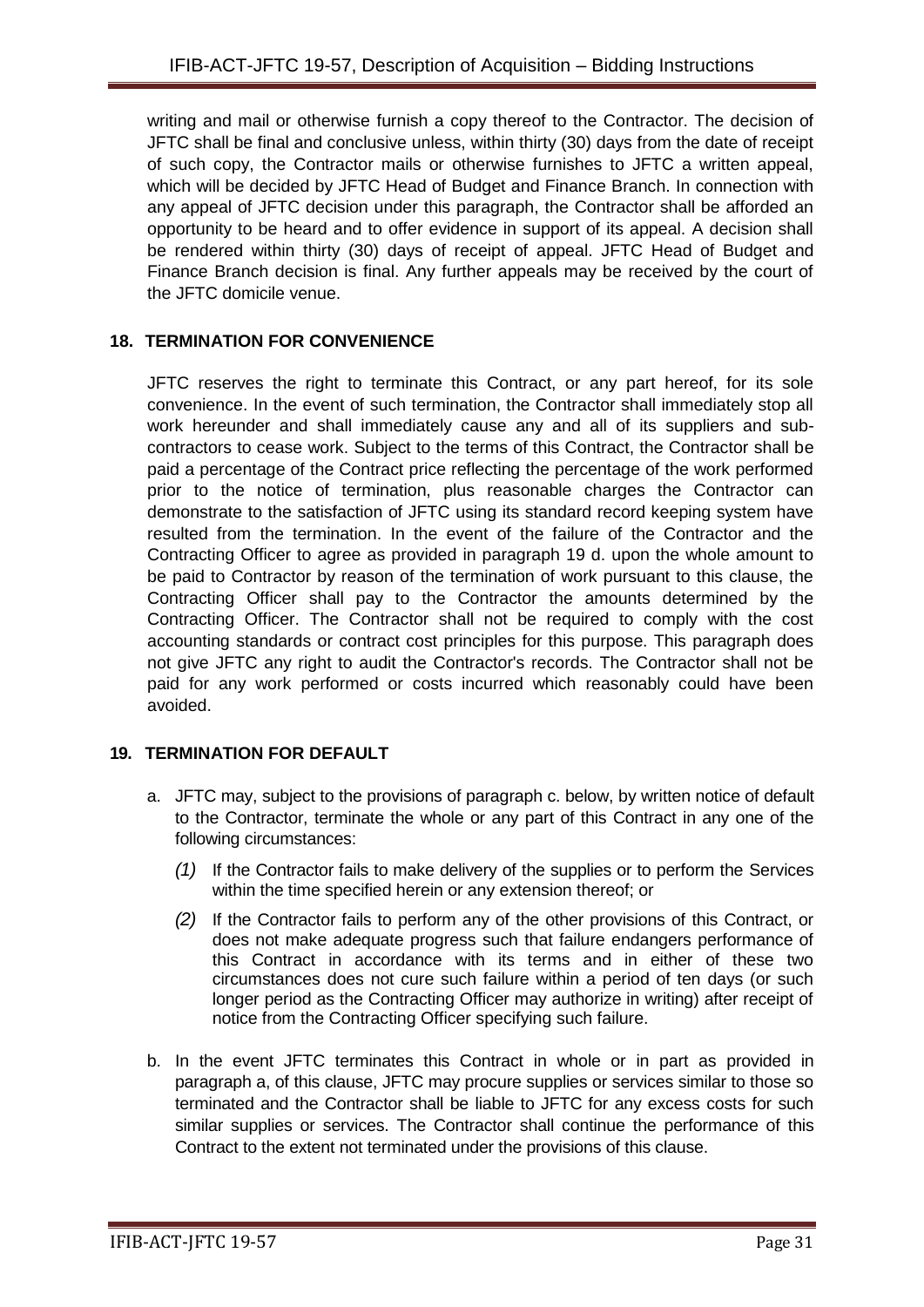writing and mail or otherwise furnish a copy thereof to the Contractor. The decision of JFTC shall be final and conclusive unless, within thirty (30) days from the date of receipt of such copy, the Contractor mails or otherwise furnishes to JFTC a written appeal, which will be decided by JFTC Head of Budget and Finance Branch. In connection with any appeal of JFTC decision under this paragraph, the Contractor shall be afforded an opportunity to be heard and to offer evidence in support of its appeal. A decision shall be rendered within thirty (30) days of receipt of appeal. JFTC Head of Budget and Finance Branch decision is final. Any further appeals may be received by the court of the JFTC domicile venue.

## 18. TERMINATION FOR CONVENIENCE

JFTC reserves the right to terminate this Contract, or any part hereof, for its sole convenience. In the event of such termination, the Contractor shall immediately stop all work hereunder and shall immediately cause any and all of its suppliers and sub-contractors to cease work. Subject to the terms of this Contract, the Contractor shall be paid a percentage of the Contract price reflecting the percentage of the work performed prior to the notice of termination, plus reasonable charges the Contractor can demonstrate to the satisfaction of JFTC using its standard record keeping system have resulted from the termination. In the event of the failure of the Contractor and the Contracting Officer to agree as provided in paragraph 19 d. upon the whole amount to be paid to Contractor by reason of the termination of work pursuant to this clause, the Contracting Officer shall pay to the Contractor the amounts determined by the Contracting Officer. The Contractor shall not be required to comply with the cost accounting standards or contract cost principles for this purpose. This paragraph does not give JFTC any right to audit the Contractor's records. The Contractor shall not be paid for any work performed or costs incurred which reasonably could have been avoided.

## 19. TERMINATION FOR DEFAULT

a. JFTC may, subject to the provisions of paragraph c. below, by written notice of default to the Contractor, terminate the whole or any part of this Contract in any one of the following circumstances:

   *(1)* If the Contractor fails to make delivery of the supplies or to perform the Services within the time specified herein or any extension thereof; or

   *(2)* If the Contractor fails to perform any of the other provisions of this Contract, or does not make adequate progress such that failure endangers performance of this Contract in accordance with its terms and in either of these two circumstances does not cure such failure within a period of ten days (or such longer period as the Contracting Officer may authorize in writing) after receipt of notice from the Contracting Officer specifying such failure.

b. In the event JFTC terminates this Contract in whole or in part as provided in paragraph a, of this clause, JFTC may procure supplies or services similar to those so terminated and the Contractor shall be liable to JFTC for any excess costs for such similar supplies or services. The Contractor shall continue the performance of this Contract to the extent not terminated under the provisions of this clause.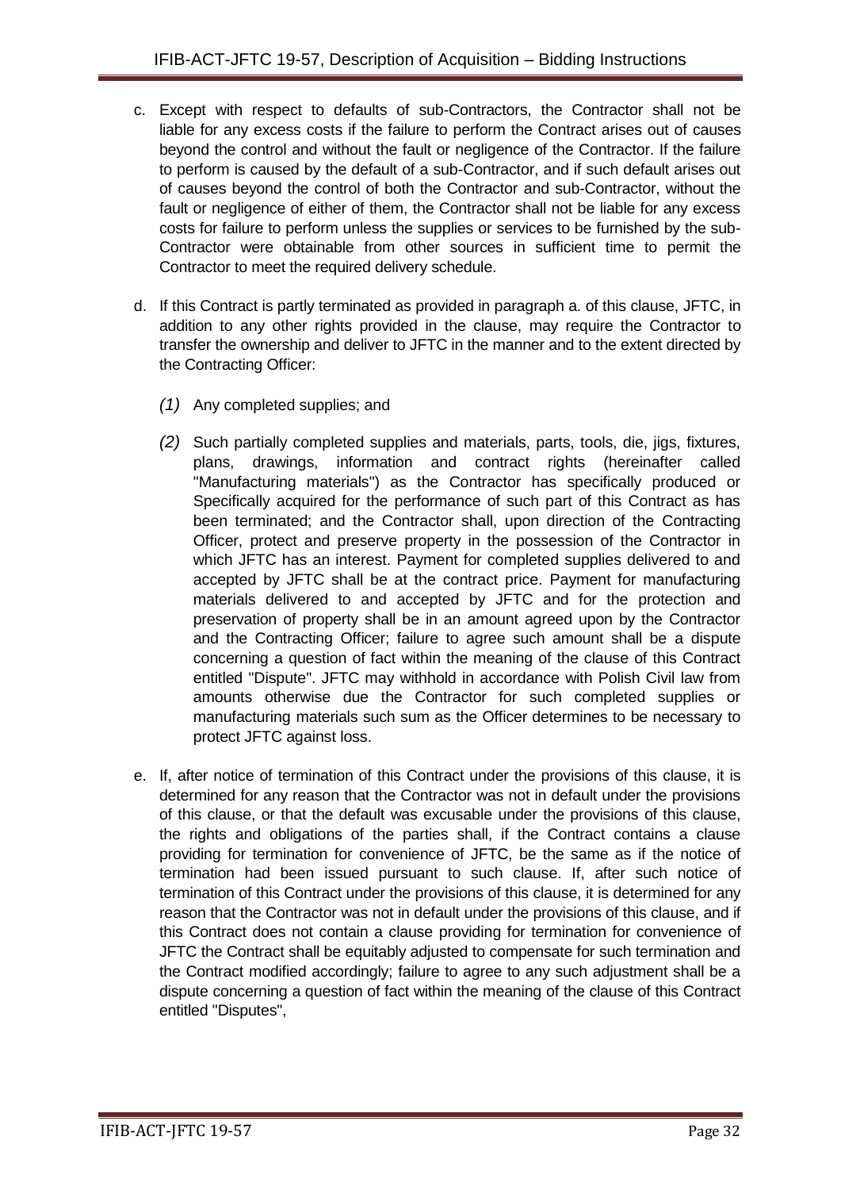c. Except with respect to defaults of sub-Contractors, the Contractor shall not be liable for any excess costs if the failure to perform the Contract arises out of causes beyond the control and without the fault or negligence of the Contractor. If the failure to perform is caused by the default of a sub-Contractor, and if such default arises out of causes beyond the control of both the Contractor and sub-Contractor, without the fault or negligence of either of them, the Contractor shall not be liable for any excess costs for failure to perform unless the supplies or services to be furnished by the sub-Contractor were obtainable from other sources in sufficient time to permit the Contractor to meet the required delivery schedule.

d. If this Contract is partly terminated as provided in paragraph a. of this clause, JFTC, in addition to any other rights provided in the clause, may require the Contractor to transfer the ownership and deliver to JFTC in the manner and to the extent directed by the Contracting Officer:

   *(1)* Any completed supplies; and

   *(2)* Such partially completed supplies and materials, parts, tools, die, jigs, fixtures, plans, drawings, information and contract rights (hereinafter called "Manufacturing materials") as the Contractor has specifically produced or Specifically acquired for the performance of such part of this Contract as has been terminated; and the Contractor shall, upon direction of the Contracting Officer, protect and preserve property in the possession of the Contractor in which JFTC has an interest. Payment for completed supplies delivered to and accepted by JFTC shall be at the contract price. Payment for manufacturing materials delivered to and accepted by JFTC and for the protection and preservation of property shall be in an amount agreed upon by the Contractor and the Contracting Officer; failure to agree such amount shall be a dispute concerning a question of fact within the meaning of the clause of this Contract entitled "Dispute". JFTC may withhold in accordance with Polish Civil law from amounts otherwise due the Contractor for such completed supplies or manufacturing materials such sum as the Officer determines to be necessary to protect JFTC against loss.

e. If, after notice of termination of this Contract under the provisions of this clause, it is determined for any reason that the Contractor was not in default under the provisions of this clause, or that the default was excusable under the provisions of this clause, the rights and obligations of the parties shall, if the Contract contains a clause providing for termination for convenience of JFTC, be the same as if the notice of termination had been issued pursuant to such clause. If, after such notice of termination of this Contract under the provisions of this clause, it is determined for any reason that the Contractor was not in default under the provisions of this clause, and if this Contract does not contain a clause providing for termination for convenience of JFTC the Contract shall be equitably adjusted to compensate for such termination and the Contract modified accordingly; failure to agree to any such adjustment shall be a dispute concerning a question of fact within the meaning of the clause of this Contract entitled "Disputes",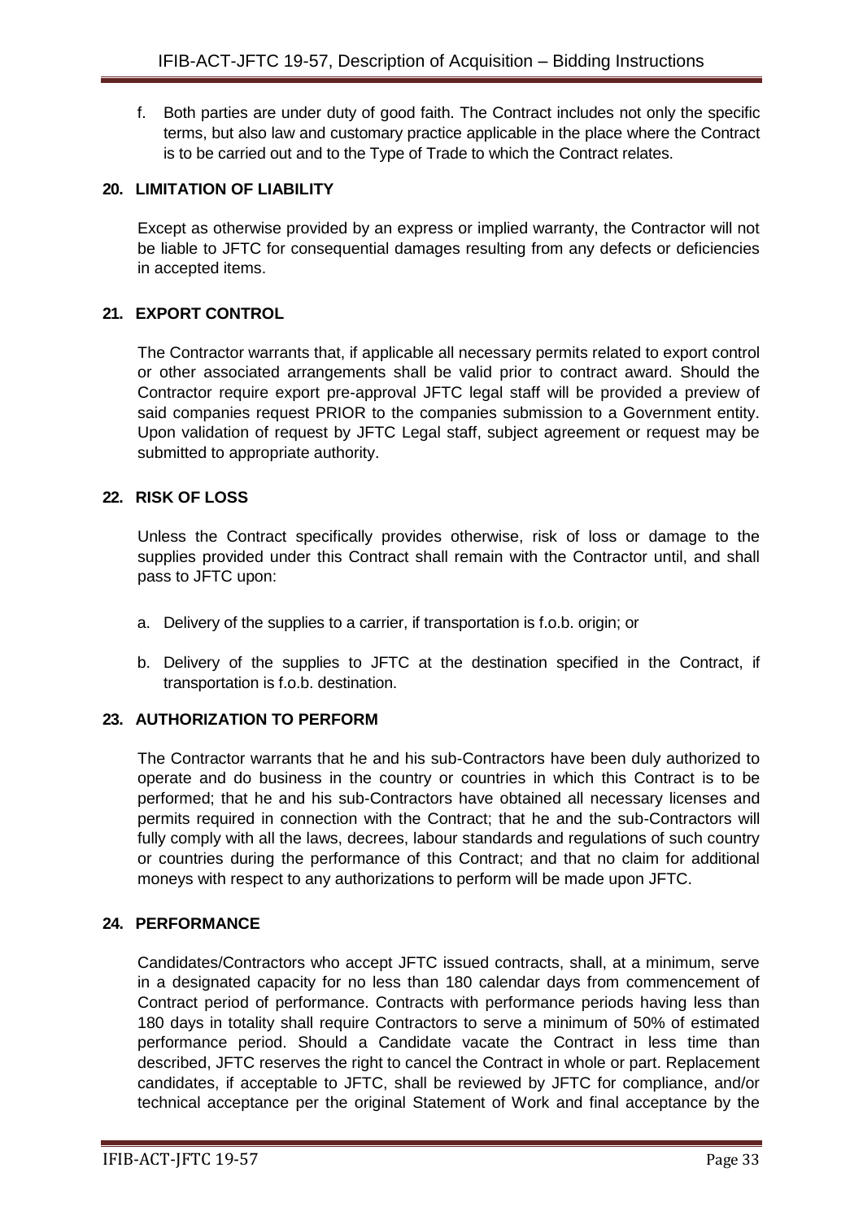f. Both parties are under duty of good faith. The Contract includes not only the specific terms, but also law and customary practice applicable in the place where the Contract is to be carried out and to the Type of Trade to which the Contract relates.

## 20. LIMITATION OF LIABILITY

Except as otherwise provided by an express or implied warranty, the Contractor will not be liable to JFTC for consequential damages resulting from any defects or deficiencies in accepted items.

## 21. EXPORT CONTROL

The Contractor warrants that, if applicable all necessary permits related to export control or other associated arrangements shall be valid prior to contract award. Should the Contractor require export pre-approval JFTC legal staff will be provided a preview of said companies request PRIOR to the companies submission to a Government entity. Upon validation of request by JFTC Legal staff, subject agreement or request may be submitted to appropriate authority.

## 22. RISK OF LOSS

Unless the Contract specifically provides otherwise, risk of loss or damage to the supplies provided under this Contract shall remain with the Contractor until, and shall pass to JFTC upon:

a. Delivery of the supplies to a carrier, if transportation is f.o.b. origin; or

b. Delivery of the supplies to JFTC at the destination specified in the Contract, if transportation is f.o.b. destination.

## 23. AUTHORIZATION TO PERFORM

The Contractor warrants that he and his sub-Contractors have been duly authorized to operate and do business in the country or countries in which this Contract is to be performed; that he and his sub-Contractors have obtained all necessary licenses and permits required in connection with the Contract; that he and the sub-Contractors will fully comply with all the laws, decrees, labour standards and regulations of such country or countries during the performance of this Contract; and that no claim for additional moneys with respect to any authorizations to perform will be made upon JFTC.

## 24. PERFORMANCE

Candidates/Contractors who accept JFTC issued contracts, shall, at a minimum, serve in a designated capacity for no less than 180 calendar days from commencement of Contract period of performance. Contracts with performance periods having less than 180 days in totality shall require Contractors to serve a minimum of 50% of estimated performance period. Should a Candidate vacate the Contract in less time than described, JFTC reserves the right to cancel the Contract in whole or part. Replacement candidates, if acceptable to JFTC, shall be reviewed by JFTC for compliance, and/or technical acceptance per the original Statement of Work and final acceptance by the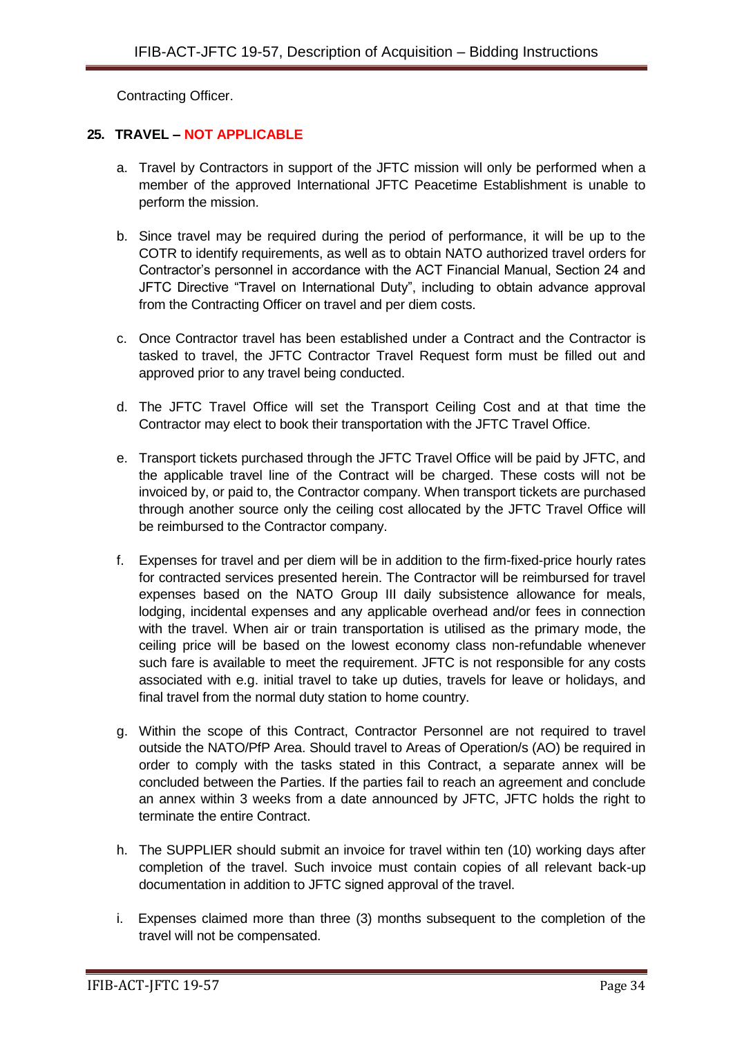Contracting Officer.

## 25. TRAVEL – NOT APPLICABLE

a. Travel by Contractors in support of the JFTC mission will only be performed when a member of the approved International JFTC Peacetime Establishment is unable to perform the mission.

b. Since travel may be required during the period of performance, it will be up to the COTR to identify requirements, as well as to obtain NATO authorized travel orders for Contractor's personnel in accordance with the ACT Financial Manual, Section 24 and JFTC Directive "Travel on International Duty", including to obtain advance approval from the Contracting Officer on travel and per diem costs.

c. Once Contractor travel has been established under a Contract and the Contractor is tasked to travel, the JFTC Contractor Travel Request form must be filled out and approved prior to any travel being conducted.

d. The JFTC Travel Office will set the Transport Ceiling Cost and at that time the Contractor may elect to book their transportation with the JFTC Travel Office.

e. Transport tickets purchased through the JFTC Travel Office will be paid by JFTC, and the applicable travel line of the Contract will be charged. These costs will not be invoiced by, or paid to, the Contractor company. When transport tickets are purchased through another source only the ceiling cost allocated by the JFTC Travel Office will be reimbursed to the Contractor company.

f. Expenses for travel and per diem will be in addition to the firm-fixed-price hourly rates for contracted services presented herein. The Contractor will be reimbursed for travel expenses based on the NATO Group III daily subsistence allowance for meals, lodging, incidental expenses and any applicable overhead and/or fees in connection with the travel. When air or train transportation is utilised as the primary mode, the ceiling price will be based on the lowest economy class non-refundable whenever such fare is available to meet the requirement. JFTC is not responsible for any costs associated with e.g. initial travel to take up duties, travels for leave or holidays, and final travel from the normal duty station to home country.

g. Within the scope of this Contract, Contractor Personnel are not required to travel outside the NATO/PfP Area. Should travel to Areas of Operation/s (AO) be required in order to comply with the tasks stated in this Contract, a separate annex will be concluded between the Parties. If the parties fail to reach an agreement and conclude an annex within 3 weeks from a date announced by JFTC, JFTC holds the right to terminate the entire Contract.

h. The SUPPLIER should submit an invoice for travel within ten (10) working days after completion of the travel. Such invoice must contain copies of all relevant back-up documentation in addition to JFTC signed approval of the travel.

i. Expenses claimed more than three (3) months subsequent to the completion of the travel will not be compensated.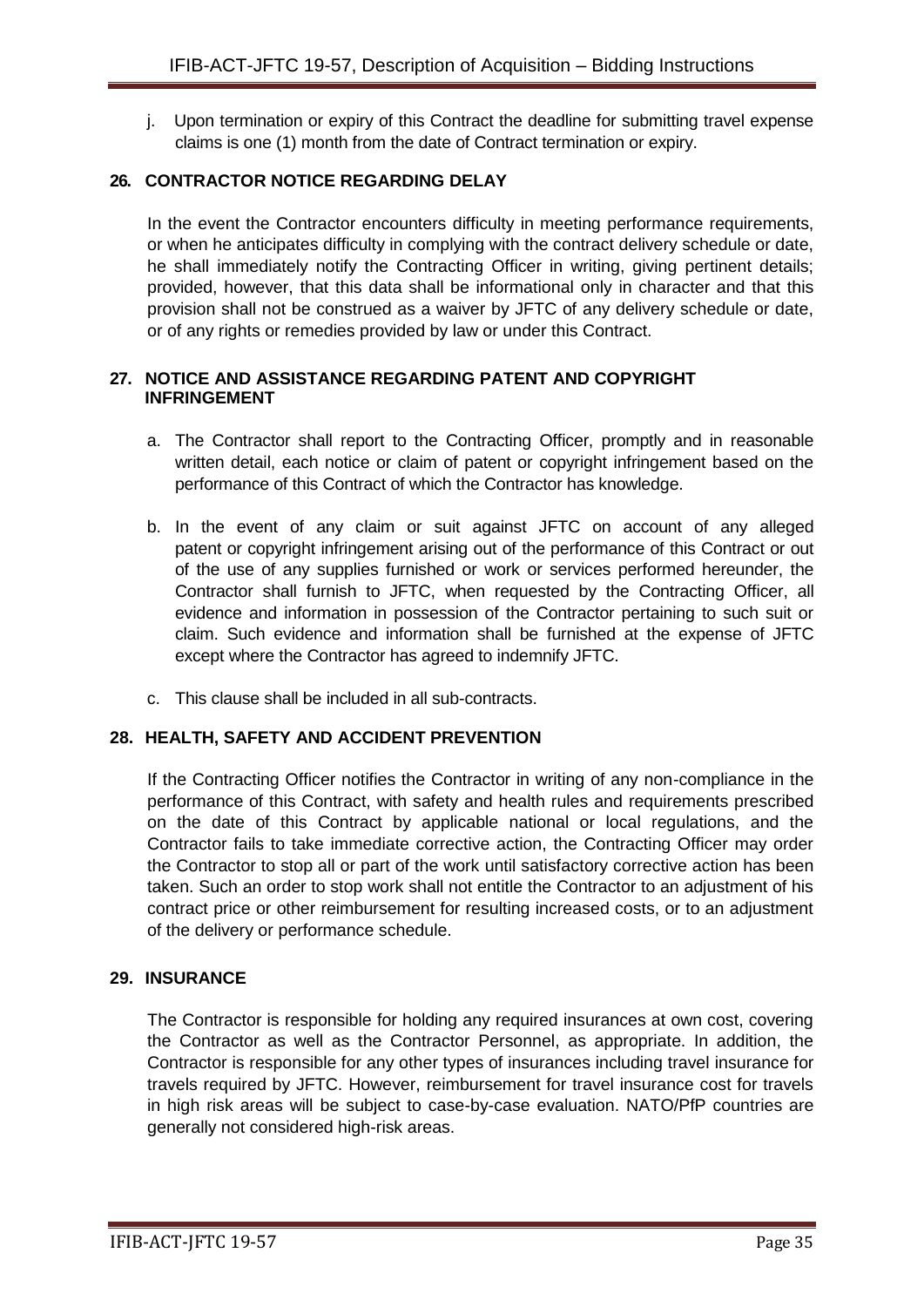j. Upon termination or expiry of this Contract the deadline for submitting travel expense claims is one (1) month from the date of Contract termination or expiry.

## 26. CONTRACTOR NOTICE REGARDING DELAY

In the event the Contractor encounters difficulty in meeting performance requirements, or when he anticipates difficulty in complying with the contract delivery schedule or date, he shall immediately notify the Contracting Officer in writing, giving pertinent details; provided, however, that this data shall be informational only in character and that this provision shall not be construed as a waiver by JFTC of any delivery schedule or date, or of any rights or remedies provided by law or under this Contract.

## 27. NOTICE AND ASSISTANCE REGARDING PATENT AND COPYRIGHT INFRINGEMENT

a. The Contractor shall report to the Contracting Officer, promptly and in reasonable written detail, each notice or claim of patent or copyright infringement based on the performance of this Contract of which the Contractor has knowledge.

b. In the event of any claim or suit against JFTC on account of any alleged patent or copyright infringement arising out of the performance of this Contract or out of the use of any supplies furnished or work or services performed hereunder, the Contractor shall furnish to JFTC, when requested by the Contracting Officer, all evidence and information in possession of the Contractor pertaining to such suit or claim. Such evidence and information shall be furnished at the expense of JFTC except where the Contractor has agreed to indemnify JFTC.

c. This clause shall be included in all sub-contracts.

## 28. HEALTH, SAFETY AND ACCIDENT PREVENTION

If the Contracting Officer notifies the Contractor in writing of any non-compliance in the performance of this Contract, with safety and health rules and requirements prescribed on the date of this Contract by applicable national or local regulations, and the Contractor fails to take immediate corrective action, the Contracting Officer may order the Contractor to stop all or part of the work until satisfactory corrective action has been taken. Such an order to stop work shall not entitle the Contractor to an adjustment of his contract price or other reimbursement for resulting increased costs, or to an adjustment of the delivery or performance schedule.

## 29. INSURANCE

The Contractor is responsible for holding any required insurances at own cost, covering the Contractor as well as the Contractor Personnel, as appropriate. In addition, the Contractor is responsible for any other types of insurances including travel insurance for travels required by JFTC. However, reimbursement for travel insurance cost for travels in high risk areas will be subject to case-by-case evaluation. NATO/PfP countries are generally not considered high-risk areas.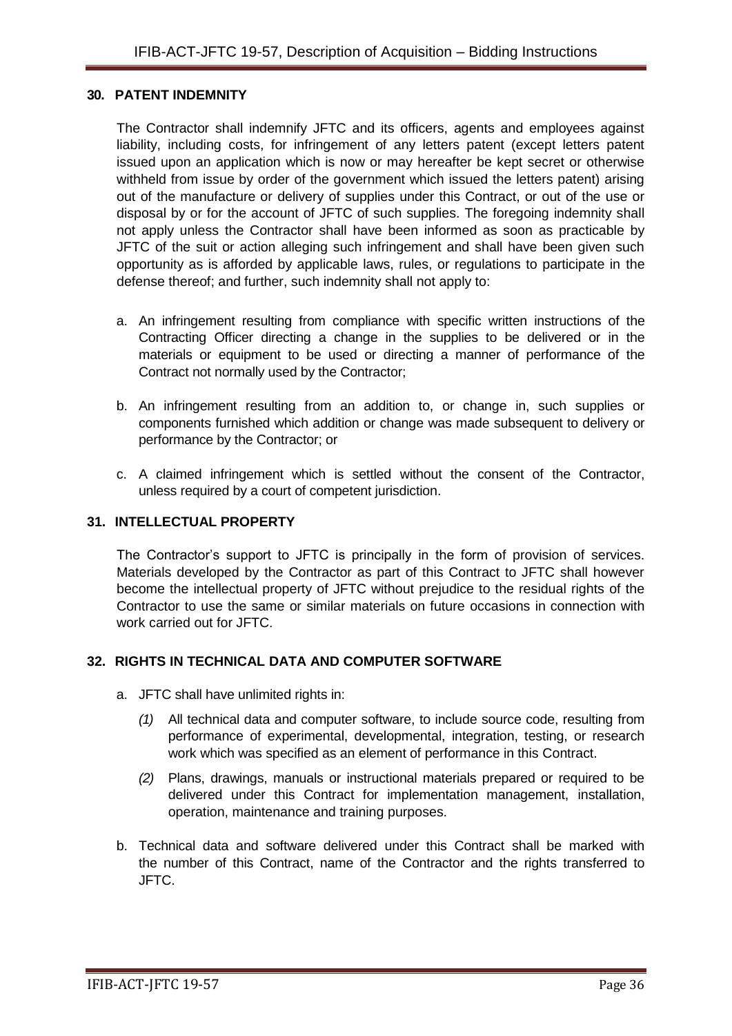## 30. PATENT INDEMNITY

The Contractor shall indemnify JFTC and its officers, agents and employees against liability, including costs, for infringement of any letters patent (except letters patent issued upon an application which is now or may hereafter be kept secret or otherwise withheld from issue by order of the government which issued the letters patent) arising out of the manufacture or delivery of supplies under this Contract, or out of the use or disposal by or for the account of JFTC of such supplies. The foregoing indemnity shall not apply unless the Contractor shall have been informed as soon as practicable by JFTC of the suit or action alleging such infringement and shall have been given such opportunity as is afforded by applicable laws, rules, or regulations to participate in the defense thereof; and further, such indemnity shall not apply to:

a. An infringement resulting from compliance with specific written instructions of the Contracting Officer directing a change in the supplies to be delivered or in the materials or equipment to be used or directing a manner of performance of the Contract not normally used by the Contractor;

b. An infringement resulting from an addition to, or change in, such supplies or components furnished which addition or change was made subsequent to delivery or performance by the Contractor; or

c. A claimed infringement which is settled without the consent of the Contractor, unless required by a court of competent jurisdiction.

## 31. INTELLECTUAL PROPERTY

The Contractor's support to JFTC is principally in the form of provision of services. Materials developed by the Contractor as part of this Contract to JFTC shall however become the intellectual property of JFTC without prejudice to the residual rights of the Contractor to use the same or similar materials on future occasions in connection with work carried out for JFTC.

## 32. RIGHTS IN TECHNICAL DATA AND COMPUTER SOFTWARE

a. JFTC shall have unlimited rights in:

   *(1)* All technical data and computer software, to include source code, resulting from performance of experimental, developmental, integration, testing, or research work which was specified as an element of performance in this Contract.

   *(2)* Plans, drawings, manuals or instructional materials prepared or required to be delivered under this Contract for implementation management, installation, operation, maintenance and training purposes.

b. Technical data and software delivered under this Contract shall be marked with the number of this Contract, name of the Contractor and the rights transferred to JFTC.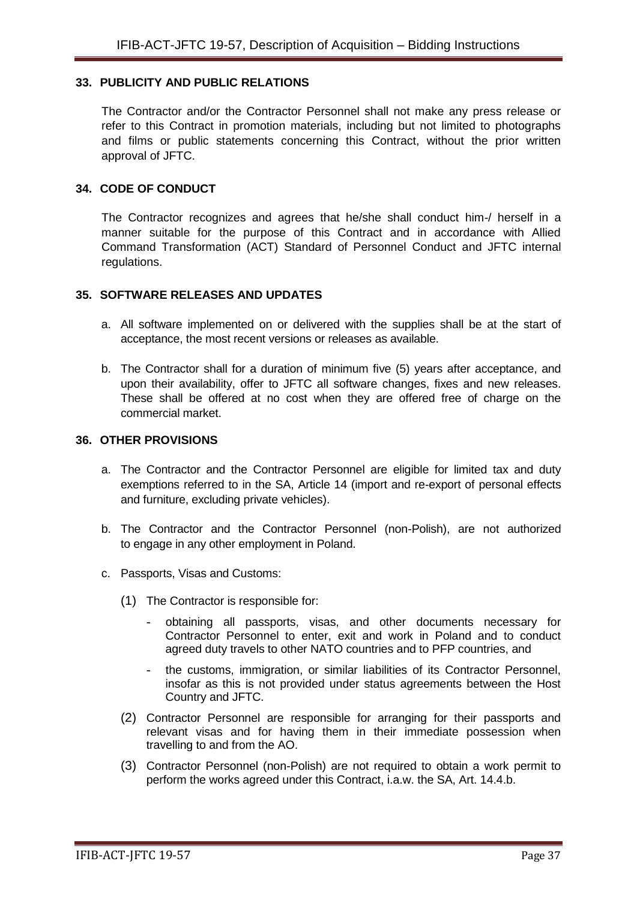## 33. PUBLICITY AND PUBLIC RELATIONS

The Contractor and/or the Contractor Personnel shall not make any press release or refer to this Contract in promotion materials, including but not limited to photographs and films or public statements concerning this Contract, without the prior written approval of JFTC.

## 34. CODE OF CONDUCT

The Contractor recognizes and agrees that he/she shall conduct him-/ herself in a manner suitable for the purpose of this Contract and in accordance with Allied Command Transformation (ACT) Standard of Personnel Conduct and JFTC internal regulations.

## 35. SOFTWARE RELEASES AND UPDATES

a. All software implemented on or delivered with the supplies shall be at the start of acceptance, the most recent versions or releases as available.

b. The Contractor shall for a duration of minimum five (5) years after acceptance, and upon their availability, offer to JFTC all software changes, fixes and new releases. These shall be offered at no cost when they are offered free of charge on the commercial market.

## 36. OTHER PROVISIONS

a. The Contractor and the Contractor Personnel are eligible for limited tax and duty exemptions referred to in the SA, Article 14 (import and re-export of personal effects and furniture, excluding private vehicles).

b. The Contractor and the Contractor Personnel (non-Polish), are not authorized to engage in any other employment in Poland.

c. Passports, Visas and Customs:

   (1) The Contractor is responsible for:

   - obtaining all passports, visas, and other documents necessary for Contractor Personnel to enter, exit and work in Poland and to conduct agreed duty travels to other NATO countries and to PFP countries, and
   - the customs, immigration, or similar liabilities of its Contractor Personnel, insofar as this is not provided under status agreements between the Host Country and JFTC.

   (2) Contractor Personnel are responsible for arranging for their passports and relevant visas and for having them in their immediate possession when travelling to and from the AO.

   (3) Contractor Personnel (non-Polish) are not required to obtain a work permit to perform the works agreed under this Contract, i.a.w. the SA, Art. 14.4.b.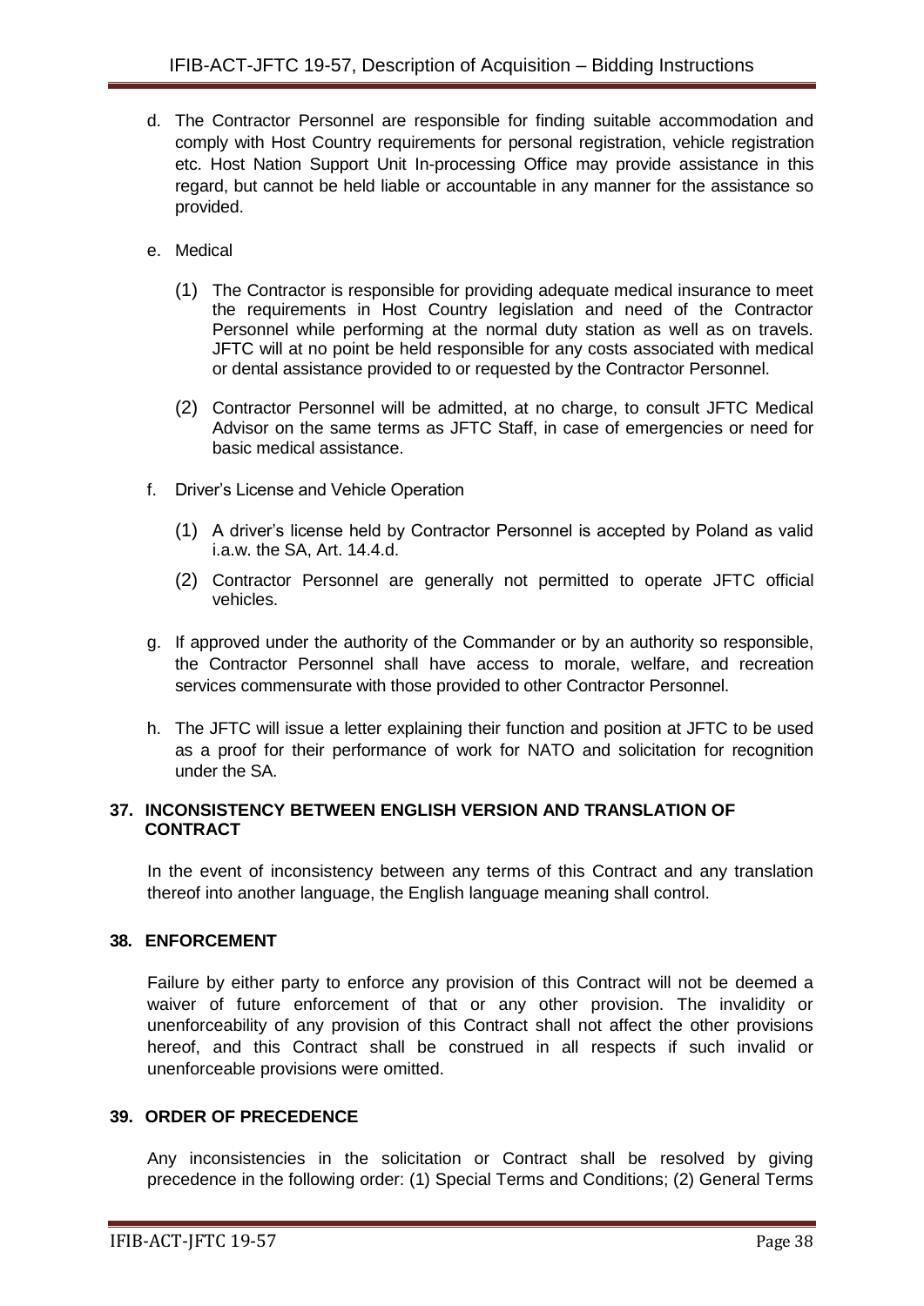d. The Contractor Personnel are responsible for finding suitable accommodation and comply with Host Country requirements for personal registration, vehicle registration etc. Host Nation Support Unit In-processing Office may provide assistance in this regard, but cannot be held liable or accountable in any manner for the assistance so provided.

e. Medical

   (1) The Contractor is responsible for providing adequate medical insurance to meet the requirements in Host Country legislation and need of the Contractor Personnel while performing at the normal duty station as well as on travels. JFTC will at no point be held responsible for any costs associated with medical or dental assistance provided to or requested by the Contractor Personnel.

   (2) Contractor Personnel will be admitted, at no charge, to consult JFTC Medical Advisor on the same terms as JFTC Staff, in case of emergencies or need for basic medical assistance.

f. Driver's License and Vehicle Operation

   (1) A driver's license held by Contractor Personnel is accepted by Poland as valid i.a.w. the SA, Art. 14.4.d.

   (2) Contractor Personnel are generally not permitted to operate JFTC official vehicles.

g. If approved under the authority of the Commander or by an authority so responsible, the Contractor Personnel shall have access to morale, welfare, and recreation services commensurate with those provided to other Contractor Personnel.

h. The JFTC will issue a letter explaining their function and position at JFTC to be used as a proof for their performance of work for NATO and solicitation for recognition under the SA.

## 37. INCONSISTENCY BETWEEN ENGLISH VERSION AND TRANSLATION OF CONTRACT

In the event of inconsistency between any terms of this Contract and any translation thereof into another language, the English language meaning shall control.

## 38. ENFORCEMENT

Failure by either party to enforce any provision of this Contract will not be deemed a waiver of future enforcement of that or any other provision. The invalidity or unenforceability of any provision of this Contract shall not affect the other provisions hereof, and this Contract shall be construed in all respects if such invalid or unenforceable provisions were omitted.

## 39. ORDER OF PRECEDENCE

Any inconsistencies in the solicitation or Contract shall be resolved by giving precedence in the following order: (1) Special Terms and Conditions; (2) General Terms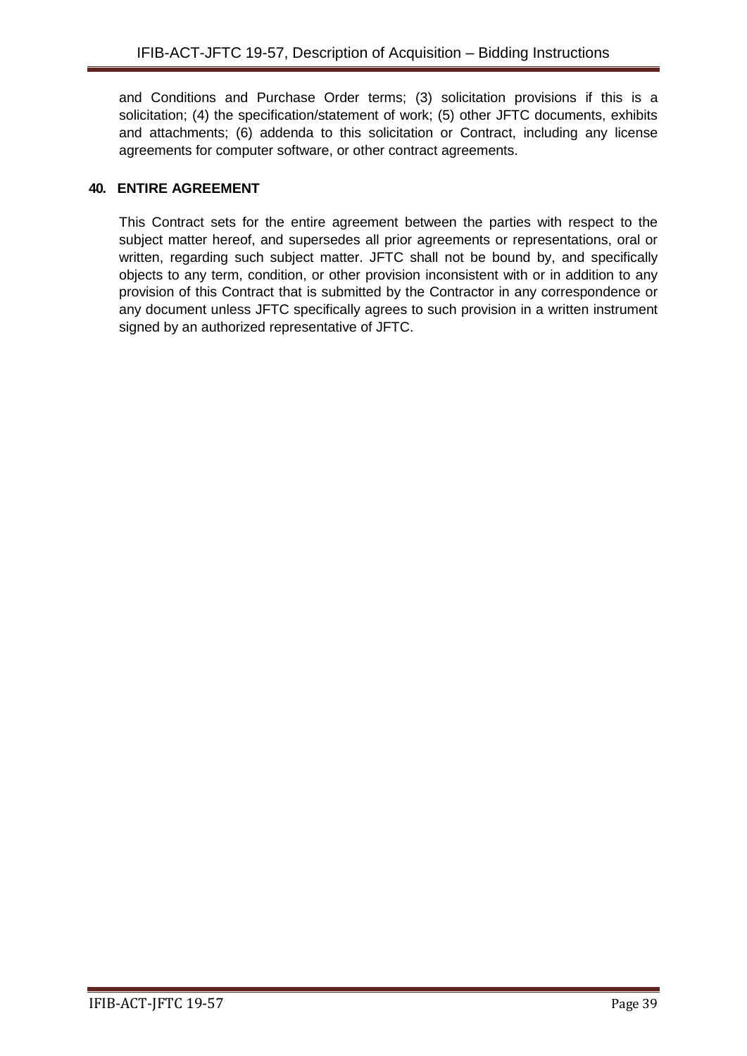and Conditions and Purchase Order terms; (3) solicitation provisions if this is a solicitation; (4) the specification/statement of work; (5) other JFTC documents, exhibits and attachments; (6) addenda to this solicitation or Contract, including any license agreements for computer software, or other contract agreements.

### 40. ENTIRE AGREEMENT

This Contract sets for the entire agreement between the parties with respect to the subject matter hereof, and supersedes all prior agreements or representations, oral or written, regarding such subject matter. JFTC shall not be bound by, and specifically objects to any term, condition, or other provision inconsistent with or in addition to any provision of this Contract that is submitted by the Contractor in any correspondence or any document unless JFTC specifically agrees to such provision in a written instrument signed by an authorized representative of JFTC.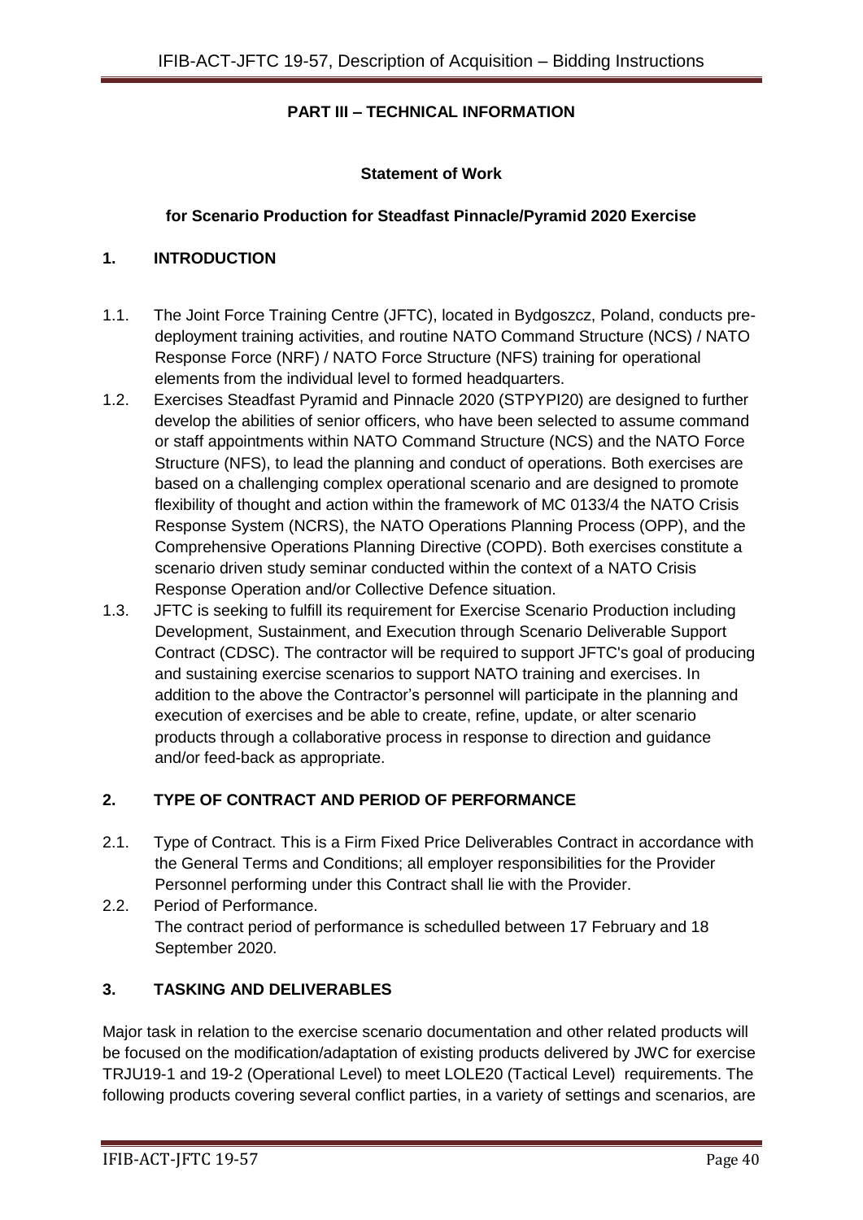**PART III – TECHNICAL INFORMATION**

**Statement of Work**

**for Scenario Production for Steadfast Pinnacle/Pyramid 2020 Exercise**

## 1. INTRODUCTION

1.1. The Joint Force Training Centre (JFTC), located in Bydgoszcz, Poland, conducts pre-deployment training activities, and routine NATO Command Structure (NCS) / NATO Response Force (NRF) / NATO Force Structure (NFS) training for operational elements from the individual level to formed headquarters.

1.2. Exercises Steadfast Pyramid and Pinnacle 2020 (STPYPI20) are designed to further develop the abilities of senior officers, who have been selected to assume command or staff appointments within NATO Command Structure (NCS) and the NATO Force Structure (NFS), to lead the planning and conduct of operations. Both exercises are based on a challenging complex operational scenario and are designed to promote flexibility of thought and action within the framework of MC 0133/4 the NATO Crisis Response System (NCRS), the NATO Operations Planning Process (OPP), and the Comprehensive Operations Planning Directive (COPD). Both exercises constitute a scenario driven study seminar conducted within the context of a NATO Crisis Response Operation and/or Collective Defence situation.

1.3. JFTC is seeking to fulfill its requirement for Exercise Scenario Production including Development, Sustainment, and Execution through Scenario Deliverable Support Contract (CDSC). The contractor will be required to support JFTC's goal of producing and sustaining exercise scenarios to support NATO training and exercises. In addition to the above the Contractor's personnel will participate in the planning and execution of exercises and be able to create, refine, update, or alter scenario products through a collaborative process in response to direction and guidance and/or feed-back as appropriate.

## 2. TYPE OF CONTRACT AND PERIOD OF PERFORMANCE

2.1. Type of Contract. This is a Firm Fixed Price Deliverables Contract in accordance with the General Terms and Conditions; all employer responsibilities for the Provider Personnel performing under this Contract shall lie with the Provider.

2.2. Period of Performance.
The contract period of performance is schedulled between 17 February and 18 September 2020.

## 3. TASKING AND DELIVERABLES

Major task in relation to the exercise scenario documentation and other related products will be focused on the modification/adaptation of existing products delivered by JWC for exercise TRJU19-1 and 19-2 (Operational Level) to meet LOLE20 (Tactical Level) requirements. The following products covering several conflict parties, in a variety of settings and scenarios, are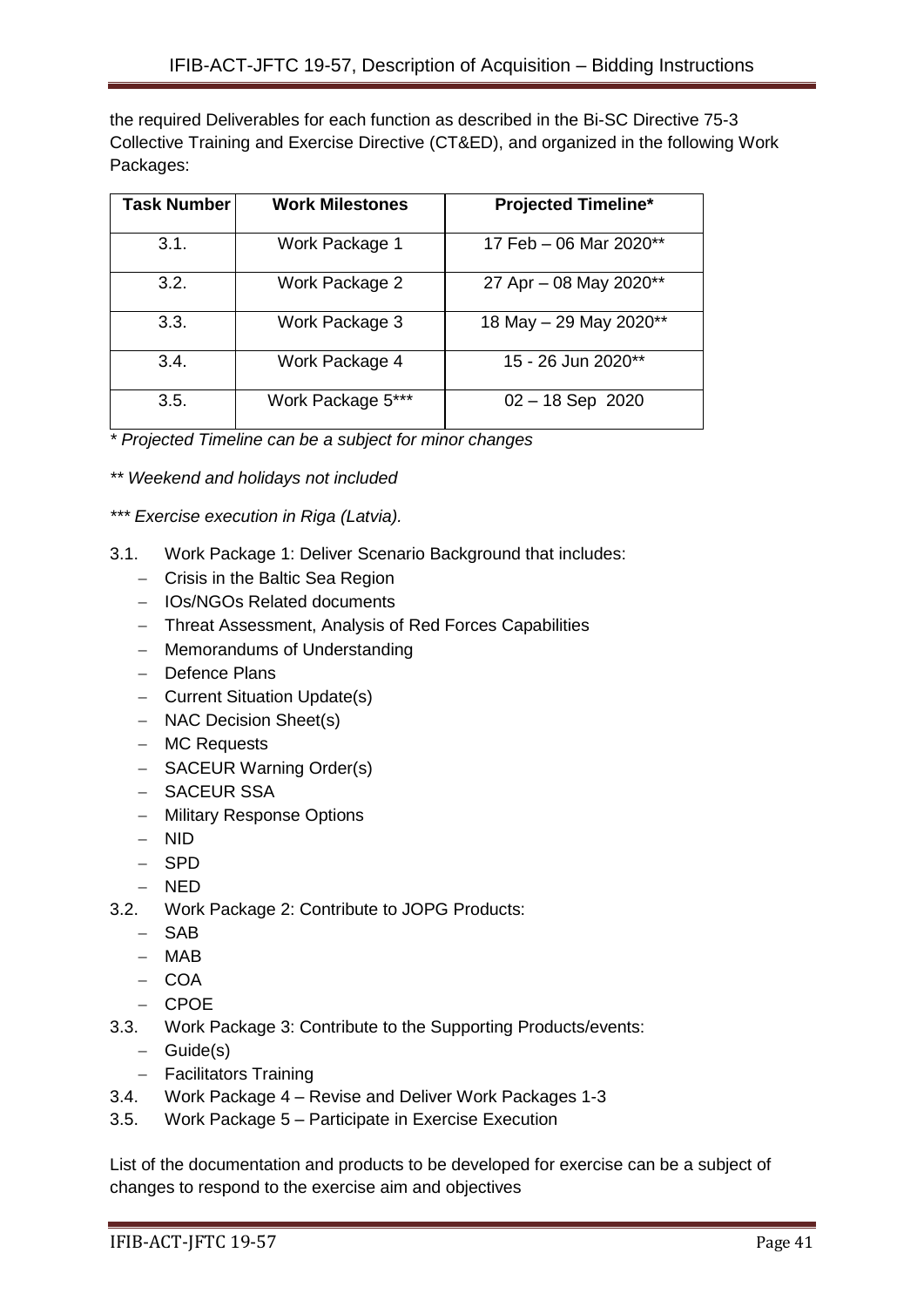the required Deliverables for each function as described in the Bi-SC Directive 75-3 Collective Training and Exercise Directive (CT&ED), and organized in the following Work Packages:

| Task Number | Work Milestones | Projected Timeline* |
|---|---|---|
| 3.1. | Work Package 1 | 17 Feb – 06 Mar 2020** |
| 3.2. | Work Package 2 | 27 Apr – 08 May 2020** |
| 3.3. | Work Package 3 | 18 May – 29 May 2020** |
| 3.4. | Work Package 4 | 15 - 26 Jun 2020** |
| 3.5. | Work Package 5*** | 02 – 18 Sep 2020 |

*\* Projected Timeline can be a subject for minor changes*

*\*\* Weekend and holidays not included*

*\*\*\* Exercise execution in Riga (Latvia).*

3.1. Work Package 1: Deliver Scenario Background that includes:
   - Crisis in the Baltic Sea Region
   - IOs/NGOs Related documents
   - Threat Assessment, Analysis of Red Forces Capabilities
   - Memorandums of Understanding
   - Defence Plans
   - Current Situation Update(s)
   - NAC Decision Sheet(s)
   - MC Requests
   - SACEUR Warning Order(s)
   - SACEUR SSA
   - Military Response Options
   - NID
   - SPD
   - NED

3.2. Work Package 2: Contribute to JOPG Products:
   - SAB
   - MAB
   - COA
   - CPOE

3.3. Work Package 3: Contribute to the Supporting Products/events:
   - Guide(s)
   - Facilitators Training

3.4. Work Package 4 – Revise and Deliver Work Packages 1-3

3.5. Work Package 5 – Participate in Exercise Execution

List of the documentation and products to be developed for exercise can be a subject of changes to respond to the exercise aim and objectives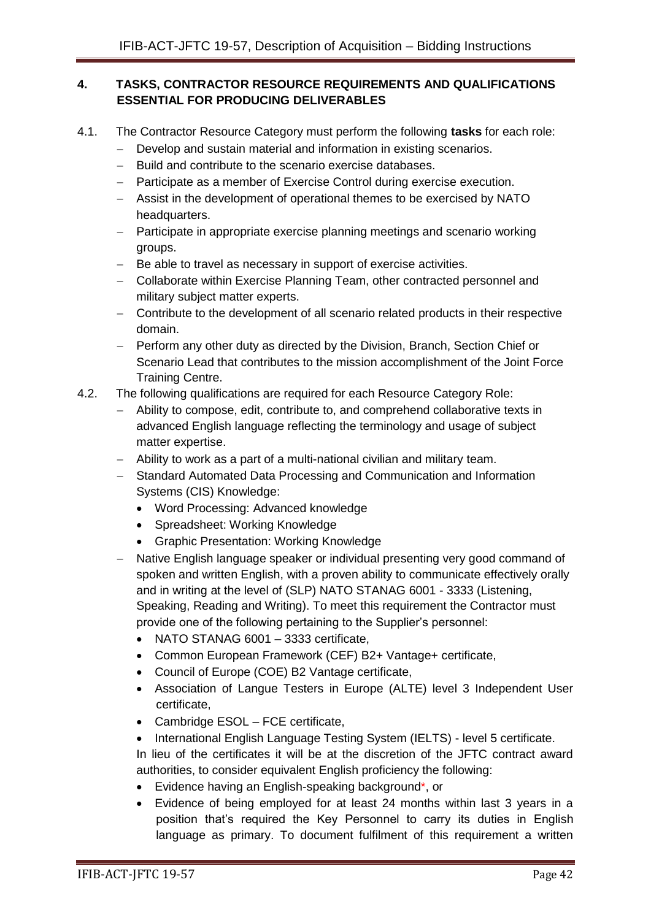## 4. TASKS, CONTRACTOR RESOURCE REQUIREMENTS AND QUALIFICATIONS ESSENTIAL FOR PRODUCING DELIVERABLES

4.1. The Contractor Resource Category must perform the following **tasks** for each role:

- Develop and sustain material and information in existing scenarios.
- Build and contribute to the scenario exercise databases.
- Participate as a member of Exercise Control during exercise execution.
- Assist in the development of operational themes to be exercised by NATO headquarters.
- Participate in appropriate exercise planning meetings and scenario working groups.
- Be able to travel as necessary in support of exercise activities.
- Collaborate within Exercise Planning Team, other contracted personnel and military subject matter experts.
- Contribute to the development of all scenario related products in their respective domain.
- Perform any other duty as directed by the Division, Branch, Section Chief or Scenario Lead that contributes to the mission accomplishment of the Joint Force Training Centre.

4.2. The following qualifications are required for each Resource Category Role:

- Ability to compose, edit, contribute to, and comprehend collaborative texts in advanced English language reflecting the terminology and usage of subject matter expertise.
- Ability to work as a part of a multi-national civilian and military team.
- Standard Automated Data Processing and Communication and Information Systems (CIS) Knowledge:
  - Word Processing: Advanced knowledge
  - Spreadsheet: Working Knowledge
  - Graphic Presentation: Working Knowledge
- Native English language speaker or individual presenting very good command of spoken and written English, with a proven ability to communicate effectively orally and in writing at the level of (SLP) NATO STANAG 6001 - 3333 (Listening, Speaking, Reading and Writing). To meet this requirement the Contractor must provide one of the following pertaining to the Supplier's personnel:
  - NATO STANAG 6001 – 3333 certificate,
  - Common European Framework (CEF) B2+ Vantage+ certificate,
  - Council of Europe (COE) B2 Vantage certificate,
  - Association of Langue Testers in Europe (ALTE) level 3 Independent User certificate,
  - Cambridge ESOL – FCE certificate,
  - International English Language Testing System (IELTS) - level 5 certificate.

  In lieu of the certificates it will be at the discretion of the JFTC contract award authorities, to consider equivalent English proficiency the following:

  - Evidence having an English-speaking background*, or
  - Evidence of being employed for at least 24 months within last 3 years in a position that's required the Key Personnel to carry its duties in English language as primary. To document fulfilment of this requirement a written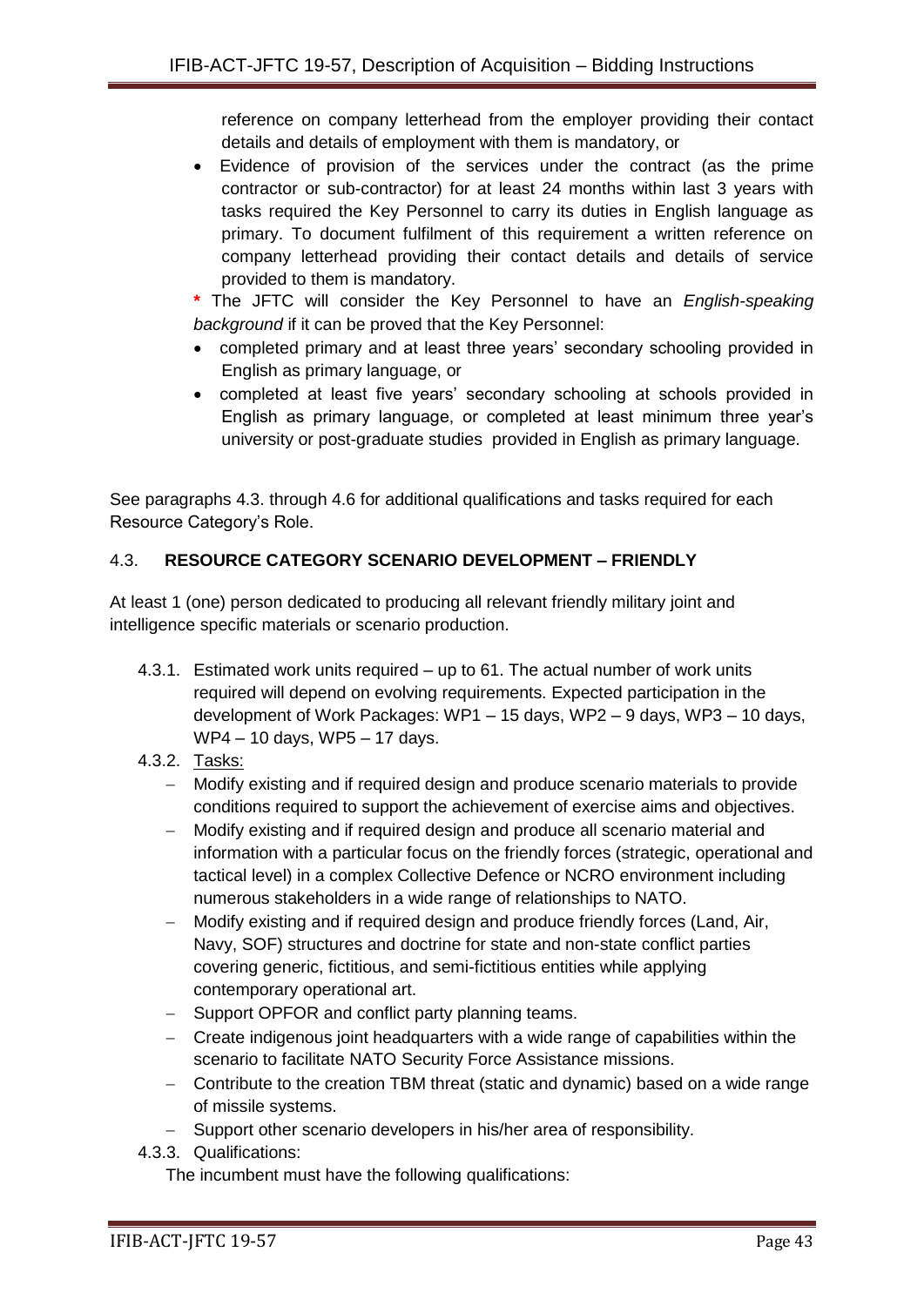reference on company letterhead from the employer providing their contact details and details of employment with them is mandatory, or

- Evidence of provision of the services under the contract (as the prime contractor or sub-contractor) for at least 24 months within last 3 years with tasks required the Key Personnel to carry its duties in English language as primary. To document fulfilment of this requirement a written reference on company letterhead providing their contact details and details of service provided to them is mandatory.

**\*** The JFTC will consider the Key Personnel to have an *English-speaking background* if it can be proved that the Key Personnel:

- completed primary and at least three years' secondary schooling provided in English as primary language, or
- completed at least five years' secondary schooling at schools provided in English as primary language, or completed at least minimum three year's university or post-graduate studies provided in English as primary language.

See paragraphs 4.3. through 4.6 for additional qualifications and tasks required for each Resource Category's Role.

### 4.3. RESOURCE CATEGORY SCENARIO DEVELOPMENT – FRIENDLY

At least 1 (one) person dedicated to producing all relevant friendly military joint and intelligence specific materials or scenario production.

4.3.1. Estimated work units required – up to 61. The actual number of work units required will depend on evolving requirements. Expected participation in the development of Work Packages: WP1 – 15 days, WP2 – 9 days, WP3 – 10 days, WP4 – 10 days, WP5 – 17 days.

4.3.2. <u>Tasks:</u>

- Modify existing and if required design and produce scenario materials to provide conditions required to support the achievement of exercise aims and objectives.
- Modify existing and if required design and produce all scenario material and information with a particular focus on the friendly forces (strategic, operational and tactical level) in a complex Collective Defence or NCRO environment including numerous stakeholders in a wide range of relationships to NATO.
- Modify existing and if required design and produce friendly forces (Land, Air, Navy, SOF) structures and doctrine for state and non-state conflict parties covering generic, fictitious, and semi-fictitious entities while applying contemporary operational art.
- Support OPFOR and conflict party planning teams.
- Create indigenous joint headquarters with a wide range of capabilities within the scenario to facilitate NATO Security Force Assistance missions.
- Contribute to the creation TBM threat (static and dynamic) based on a wide range of missile systems.
- Support other scenario developers in his/her area of responsibility.

4.3.3. Qualifications:

The incumbent must have the following qualifications: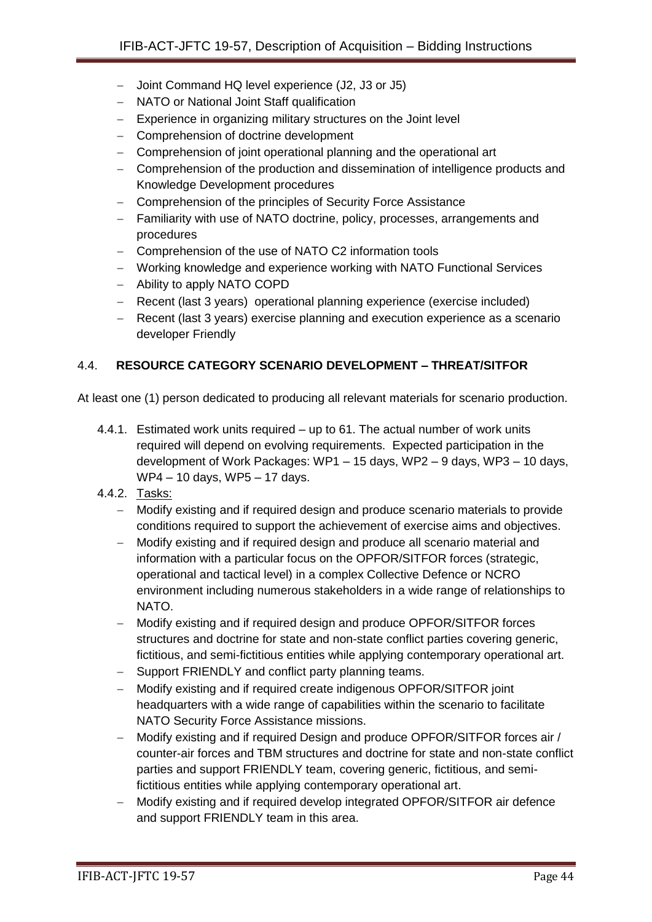- Joint Command HQ level experience (J2, J3 or J5)
- NATO or National Joint Staff qualification
- Experience in organizing military structures on the Joint level
- Comprehension of doctrine development
- Comprehension of joint operational planning and the operational art
- Comprehension of the production and dissemination of intelligence products and Knowledge Development procedures
- Comprehension of the principles of Security Force Assistance
- Familiarity with use of NATO doctrine, policy, processes, arrangements and procedures
- Comprehension of the use of NATO C2 information tools
- Working knowledge and experience working with NATO Functional Services
- Ability to apply NATO COPD
- Recent (last 3 years) operational planning experience (exercise included)
- Recent (last 3 years) exercise planning and execution experience as a scenario developer Friendly

### 4.4. RESOURCE CATEGORY SCENARIO DEVELOPMENT – THREAT/SITFOR

At least one (1) person dedicated to producing all relevant materials for scenario production.

4.4.1. Estimated work units required – up to 61. The actual number of work units required will depend on evolving requirements. Expected participation in the development of Work Packages: WP1 – 15 days, WP2 – 9 days, WP3 – 10 days, WP4 – 10 days, WP5 – 17 days.

4.4.2. Tasks:

- Modify existing and if required design and produce scenario materials to provide conditions required to support the achievement of exercise aims and objectives.
- Modify existing and if required design and produce all scenario material and information with a particular focus on the OPFOR/SITFOR forces (strategic, operational and tactical level) in a complex Collective Defence or NCRO environment including numerous stakeholders in a wide range of relationships to NATO.
- Modify existing and if required design and produce OPFOR/SITFOR forces structures and doctrine for state and non-state conflict parties covering generic, fictitious, and semi-fictitious entities while applying contemporary operational art.
- Support FRIENDLY and conflict party planning teams.
- Modify existing and if required create indigenous OPFOR/SITFOR joint headquarters with a wide range of capabilities within the scenario to facilitate NATO Security Force Assistance missions.
- Modify existing and if required Design and produce OPFOR/SITFOR forces air / counter-air forces and TBM structures and doctrine for state and non-state conflict parties and support FRIENDLY team, covering generic, fictitious, and semi-fictitious entities while applying contemporary operational art.
- Modify existing and if required develop integrated OPFOR/SITFOR air defence and support FRIENDLY team in this area.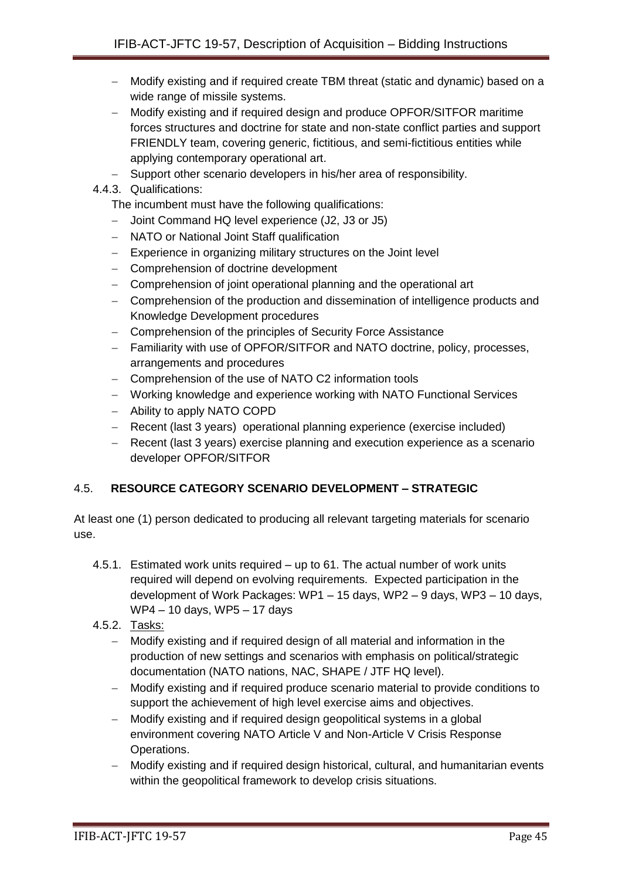- Modify existing and if required create TBM threat (static and dynamic) based on a wide range of missile systems.
- Modify existing and if required design and produce OPFOR/SITFOR maritime forces structures and doctrine for state and non-state conflict parties and support FRIENDLY team, covering generic, fictitious, and semi-fictitious entities while applying contemporary operational art.
- Support other scenario developers in his/her area of responsibility.

4.4.3. Qualifications:

The incumbent must have the following qualifications:

- Joint Command HQ level experience (J2, J3 or J5)
- NATO or National Joint Staff qualification
- Experience in organizing military structures on the Joint level
- Comprehension of doctrine development
- Comprehension of joint operational planning and the operational art
- Comprehension of the production and dissemination of intelligence products and Knowledge Development procedures
- Comprehension of the principles of Security Force Assistance
- Familiarity with use of OPFOR/SITFOR and NATO doctrine, policy, processes, arrangements and procedures
- Comprehension of the use of NATO C2 information tools
- Working knowledge and experience working with NATO Functional Services
- Ability to apply NATO COPD
- Recent (last 3 years) operational planning experience (exercise included)
- Recent (last 3 years) exercise planning and execution experience as a scenario developer OPFOR/SITFOR

## 4.5. RESOURCE CATEGORY SCENARIO DEVELOPMENT – STRATEGIC

At least one (1) person dedicated to producing all relevant targeting materials for scenario use.

4.5.1. Estimated work units required – up to 61. The actual number of work units required will depend on evolving requirements. Expected participation in the development of Work Packages: WP1 – 15 days, WP2 – 9 days, WP3 – 10 days, WP4 – 10 days, WP5 – 17 days

4.5.2. Tasks:

- Modify existing and if required design of all material and information in the production of new settings and scenarios with emphasis on political/strategic documentation (NATO nations, NAC, SHAPE / JTF HQ level).
- Modify existing and if required produce scenario material to provide conditions to support the achievement of high level exercise aims and objectives.
- Modify existing and if required design geopolitical systems in a global environment covering NATO Article V and Non-Article V Crisis Response Operations.
- Modify existing and if required design historical, cultural, and humanitarian events within the geopolitical framework to develop crisis situations.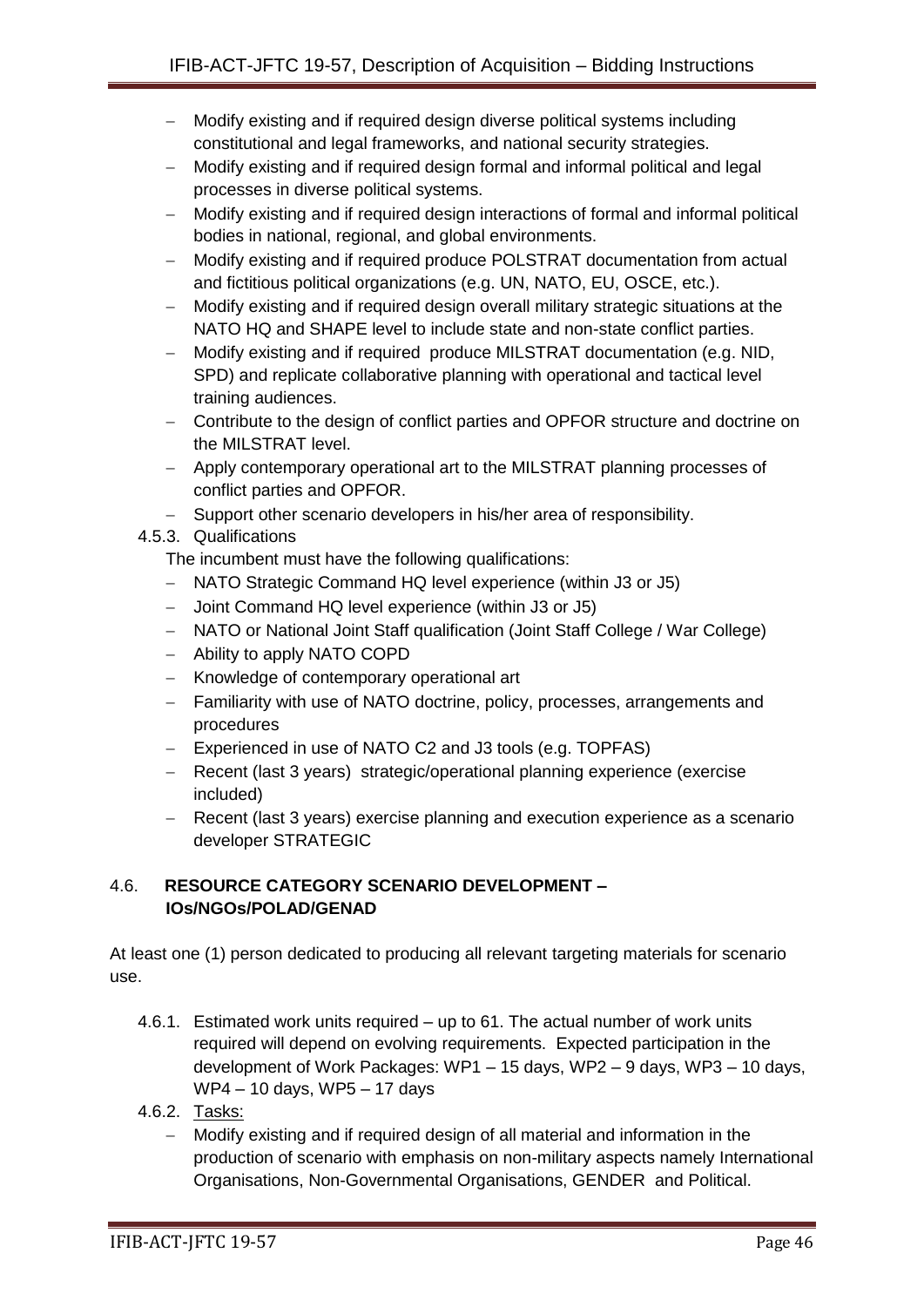- Modify existing and if required design diverse political systems including constitutional and legal frameworks, and national security strategies.
- Modify existing and if required design formal and informal political and legal processes in diverse political systems.
- Modify existing and if required design interactions of formal and informal political bodies in national, regional, and global environments.
- Modify existing and if required produce POLSTRAT documentation from actual and fictitious political organizations (e.g. UN, NATO, EU, OSCE, etc.).
- Modify existing and if required design overall military strategic situations at the NATO HQ and SHAPE level to include state and non-state conflict parties.
- Modify existing and if required produce MILSTRAT documentation (e.g. NID, SPD) and replicate collaborative planning with operational and tactical level training audiences.
- Contribute to the design of conflict parties and OPFOR structure and doctrine on the MILSTRAT level.
- Apply contemporary operational art to the MILSTRAT planning processes of conflict parties and OPFOR.
- Support other scenario developers in his/her area of responsibility.

4.5.3. Qualifications

The incumbent must have the following qualifications:

- NATO Strategic Command HQ level experience (within J3 or J5)
- Joint Command HQ level experience (within J3 or J5)
- NATO or National Joint Staff qualification (Joint Staff College / War College)
- Ability to apply NATO COPD
- Knowledge of contemporary operational art
- Familiarity with use of NATO doctrine, policy, processes, arrangements and procedures
- Experienced in use of NATO C2 and J3 tools (e.g. TOPFAS)
- Recent (last 3 years) strategic/operational planning experience (exercise included)
- Recent (last 3 years) exercise planning and execution experience as a scenario developer STRATEGIC

## 4.6. RESOURCE CATEGORY SCENARIO DEVELOPMENT – IOs/NGOs/POLAD/GENAD

At least one (1) person dedicated to producing all relevant targeting materials for scenario use.

4.6.1. Estimated work units required – up to 61. The actual number of work units required will depend on evolving requirements. Expected participation in the development of Work Packages: WP1 – 15 days, WP2 – 9 days, WP3 – 10 days, WP4 – 10 days, WP5 – 17 days

4.6.2. <u>Tasks:</u>

- Modify existing and if required design of all material and information in the production of scenario with emphasis on non-military aspects namely International Organisations, Non-Governmental Organisations, GENDER and Political.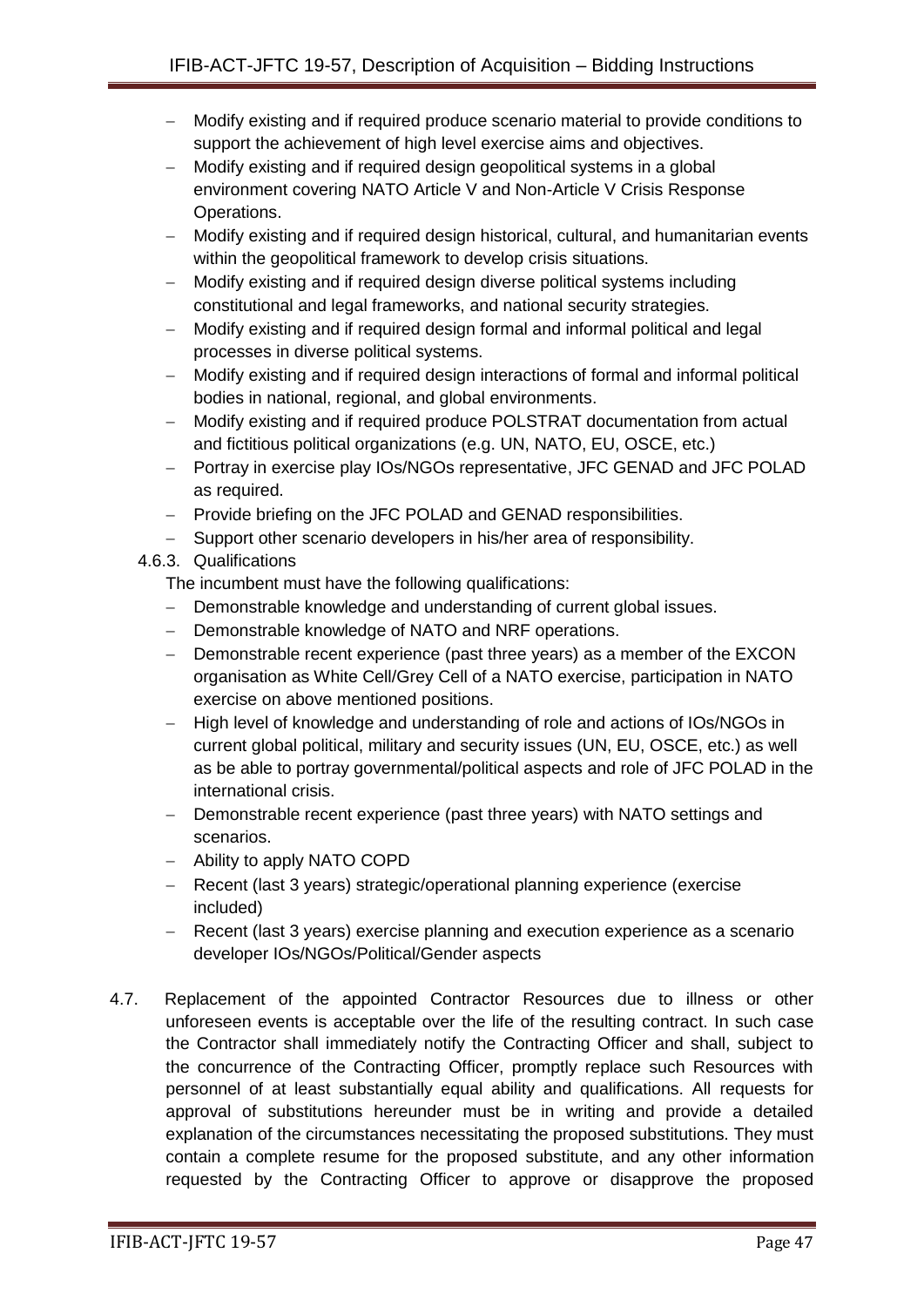- Modify existing and if required produce scenario material to provide conditions to support the achievement of high level exercise aims and objectives.
- Modify existing and if required design geopolitical systems in a global environment covering NATO Article V and Non-Article V Crisis Response Operations.
- Modify existing and if required design historical, cultural, and humanitarian events within the geopolitical framework to develop crisis situations.
- Modify existing and if required design diverse political systems including constitutional and legal frameworks, and national security strategies.
- Modify existing and if required design formal and informal political and legal processes in diverse political systems.
- Modify existing and if required design interactions of formal and informal political bodies in national, regional, and global environments.
- Modify existing and if required produce POLSTRAT documentation from actual and fictitious political organizations (e.g. UN, NATO, EU, OSCE, etc.)
- Portray in exercise play IOs/NGOs representative, JFC GENAD and JFC POLAD as required.
- Provide briefing on the JFC POLAD and GENAD responsibilities.
- Support other scenario developers in his/her area of responsibility.

4.6.3. Qualifications

The incumbent must have the following qualifications:

- Demonstrable knowledge and understanding of current global issues.
- Demonstrable knowledge of NATO and NRF operations.
- Demonstrable recent experience (past three years) as a member of the EXCON organisation as White Cell/Grey Cell of a NATO exercise, participation in NATO exercise on above mentioned positions.
- High level of knowledge and understanding of role and actions of IOs/NGOs in current global political, military and security issues (UN, EU, OSCE, etc.) as well as be able to portray governmental/political aspects and role of JFC POLAD in the international crisis.
- Demonstrable recent experience (past three years) with NATO settings and scenarios.
- Ability to apply NATO COPD
- Recent (last 3 years) strategic/operational planning experience (exercise included)
- Recent (last 3 years) exercise planning and execution experience as a scenario developer IOs/NGOs/Political/Gender aspects

4.7. Replacement of the appointed Contractor Resources due to illness or other unforeseen events is acceptable over the life of the resulting contract. In such case the Contractor shall immediately notify the Contracting Officer and shall, subject to the concurrence of the Contracting Officer, promptly replace such Resources with personnel of at least substantially equal ability and qualifications. All requests for approval of substitutions hereunder must be in writing and provide a detailed explanation of the circumstances necessitating the proposed substitutions. They must contain a complete resume for the proposed substitute, and any other information requested by the Contracting Officer to approve or disapprove the proposed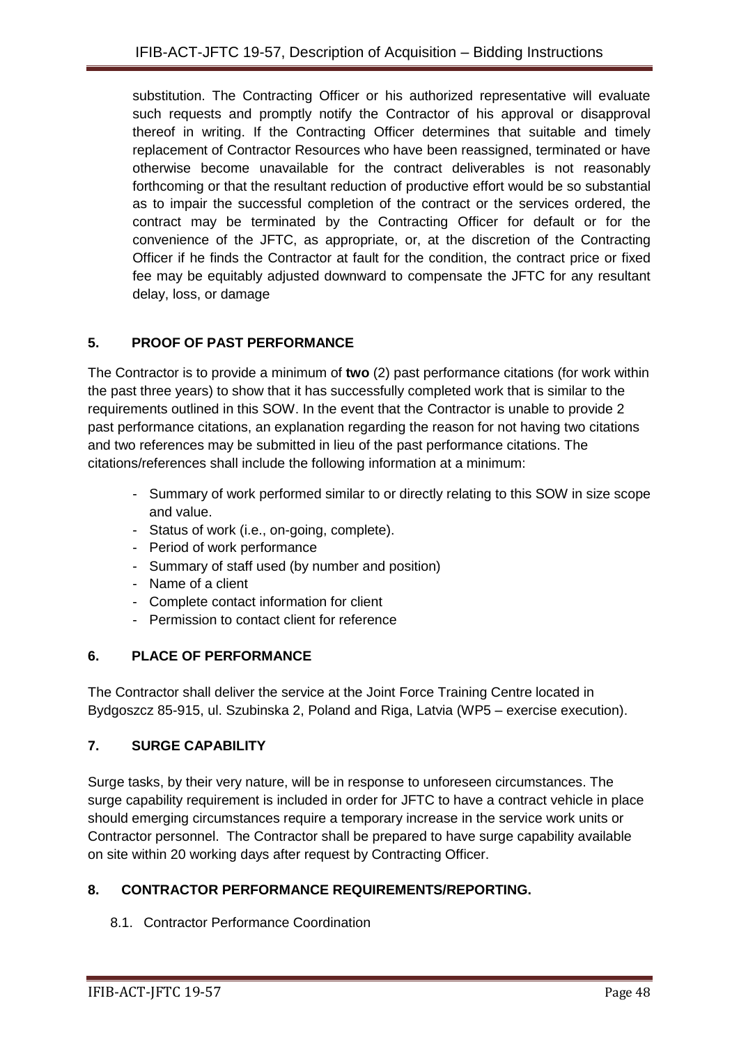substitution. The Contracting Officer or his authorized representative will evaluate such requests and promptly notify the Contractor of his approval or disapproval thereof in writing. If the Contracting Officer determines that suitable and timely replacement of Contractor Resources who have been reassigned, terminated or have otherwise become unavailable for the contract deliverables is not reasonably forthcoming or that the resultant reduction of productive effort would be so substantial as to impair the successful completion of the contract or the services ordered, the contract may be terminated by the Contracting Officer for default or for the convenience of the JFTC, as appropriate, or, at the discretion of the Contracting Officer if he finds the Contractor at fault for the condition, the contract price or fixed fee may be equitably adjusted downward to compensate the JFTC for any resultant delay, loss, or damage

## 5. PROOF OF PAST PERFORMANCE

The Contractor is to provide a minimum of **two** (2) past performance citations (for work within the past three years) to show that it has successfully completed work that is similar to the requirements outlined in this SOW. In the event that the Contractor is unable to provide 2 past performance citations, an explanation regarding the reason for not having two citations and two references may be submitted in lieu of the past performance citations. The citations/references shall include the following information at a minimum:

- Summary of work performed similar to or directly relating to this SOW in size scope and value.
- Status of work (i.e., on-going, complete).
- Period of work performance
- Summary of staff used (by number and position)
- Name of a client
- Complete contact information for client
- Permission to contact client for reference

## 6. PLACE OF PERFORMANCE

The Contractor shall deliver the service at the Joint Force Training Centre located in Bydgoszcz 85-915, ul. Szubinska 2, Poland and Riga, Latvia (WP5 – exercise execution).

## 7. SURGE CAPABILITY

Surge tasks, by their very nature, will be in response to unforeseen circumstances. The surge capability requirement is included in order for JFTC to have a contract vehicle in place should emerging circumstances require a temporary increase in the service work units or Contractor personnel. The Contractor shall be prepared to have surge capability available on site within 20 working days after request by Contracting Officer.

## 8. CONTRACTOR PERFORMANCE REQUIREMENTS/REPORTING.

### 8.1. Contractor Performance Coordination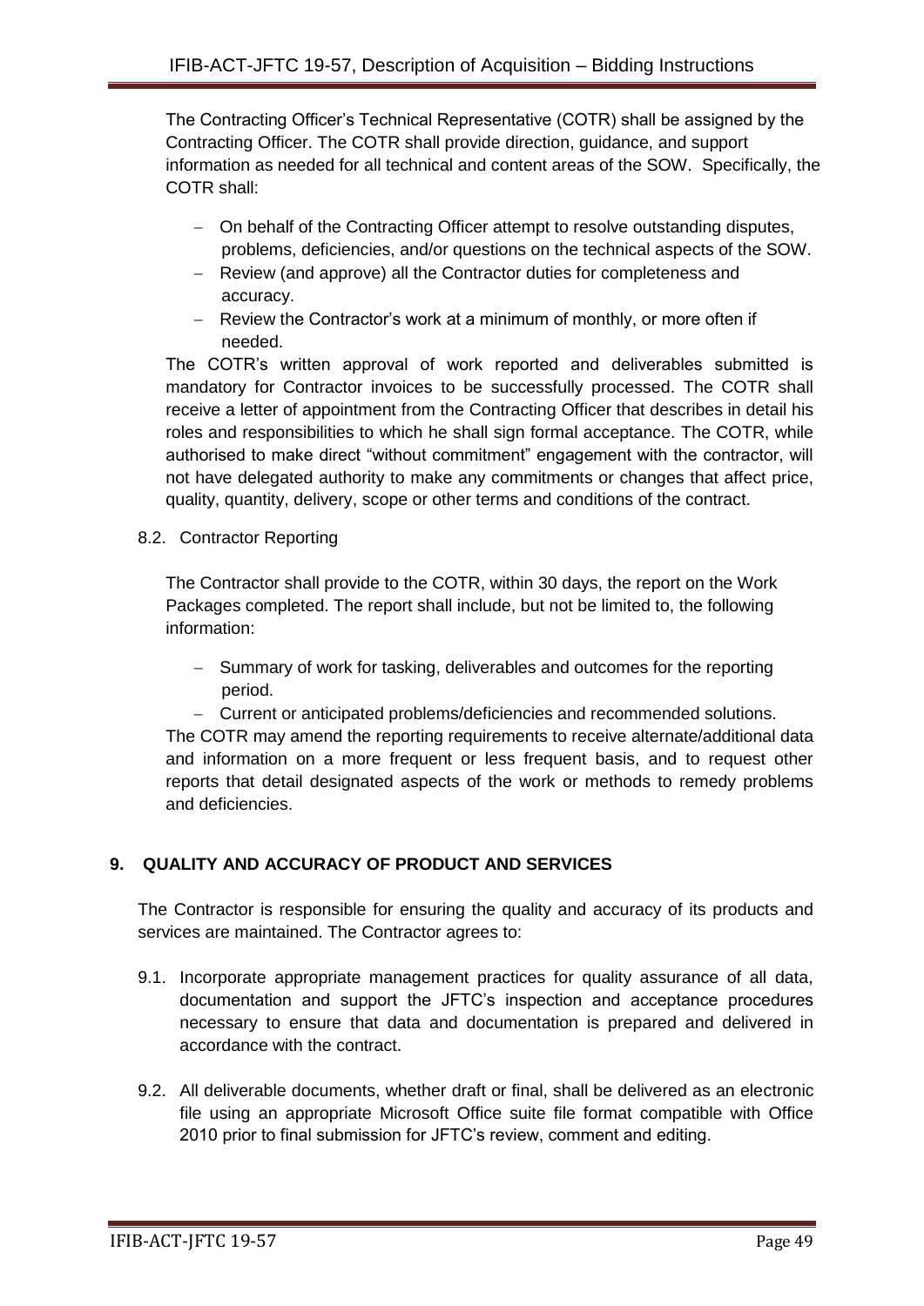The Contracting Officer's Technical Representative (COTR) shall be assigned by the Contracting Officer. The COTR shall provide direction, guidance, and support information as needed for all technical and content areas of the SOW. Specifically, the COTR shall:

- On behalf of the Contracting Officer attempt to resolve outstanding disputes, problems, deficiencies, and/or questions on the technical aspects of the SOW.
- Review (and approve) all the Contractor duties for completeness and accuracy.
- Review the Contractor's work at a minimum of monthly, or more often if needed.

The COTR's written approval of work reported and deliverables submitted is mandatory for Contractor invoices to be successfully processed. The COTR shall receive a letter of appointment from the Contracting Officer that describes in detail his roles and responsibilities to which he shall sign formal acceptance. The COTR, while authorised to make direct "without commitment" engagement with the contractor, will not have delegated authority to make any commitments or changes that affect price, quality, quantity, delivery, scope or other terms and conditions of the contract.

8.2. Contractor Reporting

The Contractor shall provide to the COTR, within 30 days, the report on the Work Packages completed. The report shall include, but not be limited to, the following information:

- Summary of work for tasking, deliverables and outcomes for the reporting period.
- Current or anticipated problems/deficiencies and recommended solutions.

The COTR may amend the reporting requirements to receive alternate/additional data and information on a more frequent or less frequent basis, and to request other reports that detail designated aspects of the work or methods to remedy problems and deficiencies.

## 9. QUALITY AND ACCURACY OF PRODUCT AND SERVICES

The Contractor is responsible for ensuring the quality and accuracy of its products and services are maintained. The Contractor agrees to:

9.1. Incorporate appropriate management practices for quality assurance of all data, documentation and support the JFTC's inspection and acceptance procedures necessary to ensure that data and documentation is prepared and delivered in accordance with the contract.

9.2. All deliverable documents, whether draft or final, shall be delivered as an electronic file using an appropriate Microsoft Office suite file format compatible with Office 2010 prior to final submission for JFTC's review, comment and editing.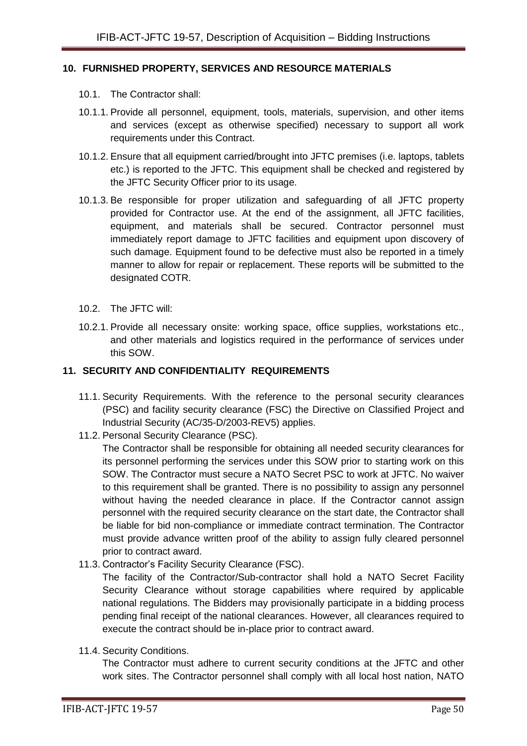## 10. FURNISHED PROPERTY, SERVICES AND RESOURCE MATERIALS

10.1. The Contractor shall:

10.1.1. Provide all personnel, equipment, tools, materials, supervision, and other items and services (except as otherwise specified) necessary to support all work requirements under this Contract.

10.1.2. Ensure that all equipment carried/brought into JFTC premises (i.e. laptops, tablets etc.) is reported to the JFTC. This equipment shall be checked and registered by the JFTC Security Officer prior to its usage.

10.1.3. Be responsible for proper utilization and safeguarding of all JFTC property provided for Contractor use. At the end of the assignment, all JFTC facilities, equipment, and materials shall be secured. Contractor personnel must immediately report damage to JFTC facilities and equipment upon discovery of such damage. Equipment found to be defective must also be reported in a timely manner to allow for repair or replacement. These reports will be submitted to the designated COTR.

10.2. The JFTC will:

10.2.1. Provide all necessary onsite: working space, office supplies, workstations etc., and other materials and logistics required in the performance of services under this SOW.

## 11. SECURITY AND CONFIDENTIALITY REQUIREMENTS

11.1. Security Requirements. With the reference to the personal security clearances (PSC) and facility security clearance (FSC) the Directive on Classified Project and Industrial Security (AC/35-D/2003-REV5) applies.

11.2. Personal Security Clearance (PSC).
The Contractor shall be responsible for obtaining all needed security clearances for its personnel performing the services under this SOW prior to starting work on this SOW. The Contractor must secure a NATO Secret PSC to work at JFTC. No waiver to this requirement shall be granted. There is no possibility to assign any personnel without having the needed clearance in place. If the Contractor cannot assign personnel with the required security clearance on the start date, the Contractor shall be liable for bid non-compliance or immediate contract termination. The Contractor must provide advance written proof of the ability to assign fully cleared personnel prior to contract award.

11.3. Contractor's Facility Security Clearance (FSC).
The facility of the Contractor/Sub-contractor shall hold a NATO Secret Facility Security Clearance without storage capabilities where required by applicable national regulations. The Bidders may provisionally participate in a bidding process pending final receipt of the national clearances. However, all clearances required to execute the contract should be in-place prior to contract award.

11.4. Security Conditions.
The Contractor must adhere to current security conditions at the JFTC and other work sites. The Contractor personnel shall comply with all local host nation, NATO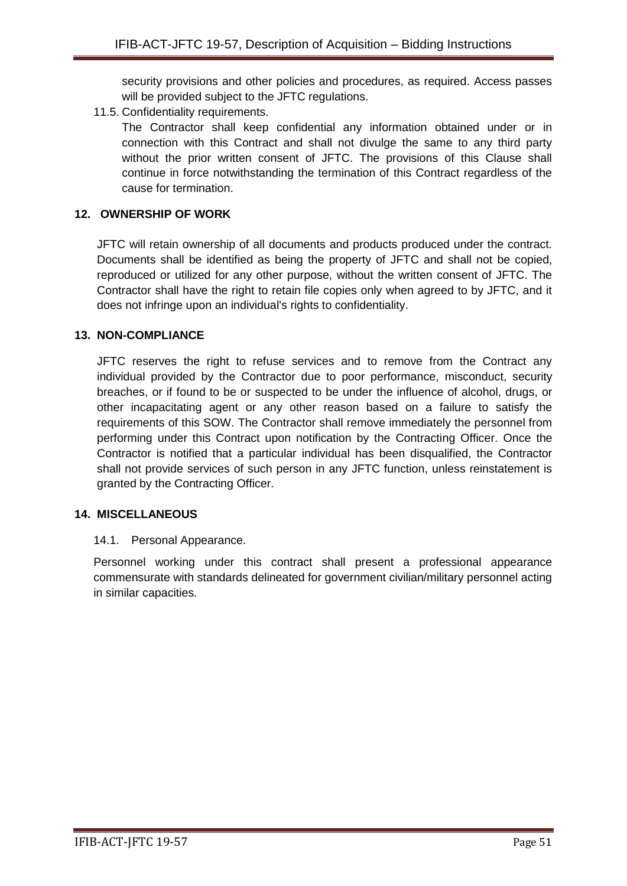security provisions and other policies and procedures, as required. Access passes will be provided subject to the JFTC regulations.

11.5. Confidentiality requirements.

The Contractor shall keep confidential any information obtained under or in connection with this Contract and shall not divulge the same to any third party without the prior written consent of JFTC. The provisions of this Clause shall continue in force notwithstanding the termination of this Contract regardless of the cause for termination.

## 12. OWNERSHIP OF WORK

JFTC will retain ownership of all documents and products produced under the contract. Documents shall be identified as being the property of JFTC and shall not be copied, reproduced or utilized for any other purpose, without the written consent of JFTC. The Contractor shall have the right to retain file copies only when agreed to by JFTC, and it does not infringe upon an individual's rights to confidentiality.

## 13. NON-COMPLIANCE

JFTC reserves the right to refuse services and to remove from the Contract any individual provided by the Contractor due to poor performance, misconduct, security breaches, or if found to be or suspected to be under the influence of alcohol, drugs, or other incapacitating agent or any other reason based on a failure to satisfy the requirements of this SOW. The Contractor shall remove immediately the personnel from performing under this Contract upon notification by the Contracting Officer. Once the Contractor is notified that a particular individual has been disqualified, the Contractor shall not provide services of such person in any JFTC function, unless reinstatement is granted by the Contracting Officer.

## 14. MISCELLANEOUS

14.1. Personal Appearance.

Personnel working under this contract shall present a professional appearance commensurate with standards delineated for government civilian/military personnel acting in similar capacities.